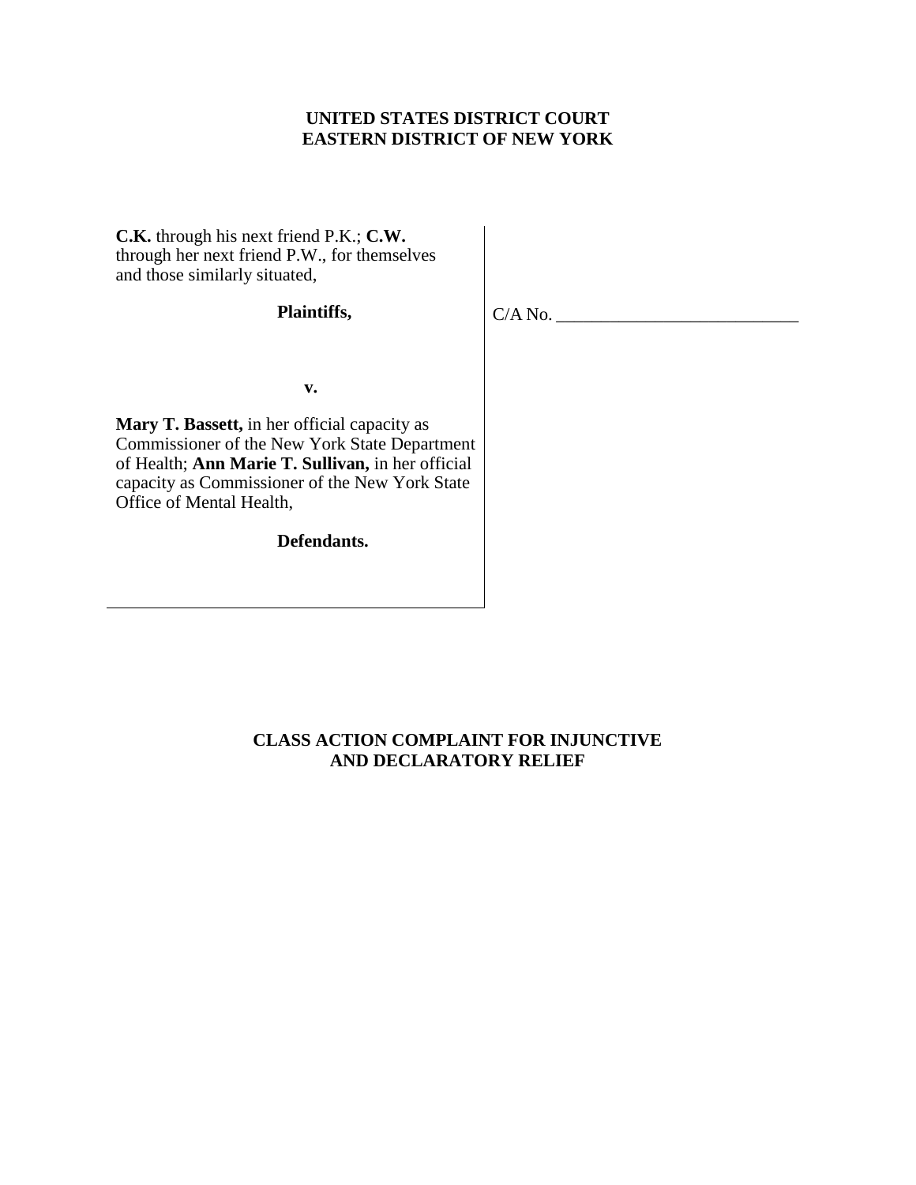**UNITED STATES DISTRICT COURT**
**EASTERN DISTRICT OF NEW YORK**

**C.K.** through his next friend P.K.; **C.W.** through her next friend P.W., for themselves and those similarly situated,

**Plaintiffs,**

**v.**

**Mary T. Bassett,** in her official capacity as Commissioner of the New York State Department of Health; **Ann Marie T. Sullivan,** in her official capacity as Commissioner of the New York State Office of Mental Health,

**Defendants.**

C/A No. ___________________________

**CLASS ACTION COMPLAINT FOR INJUNCTIVE AND DECLARATORY RELIEF**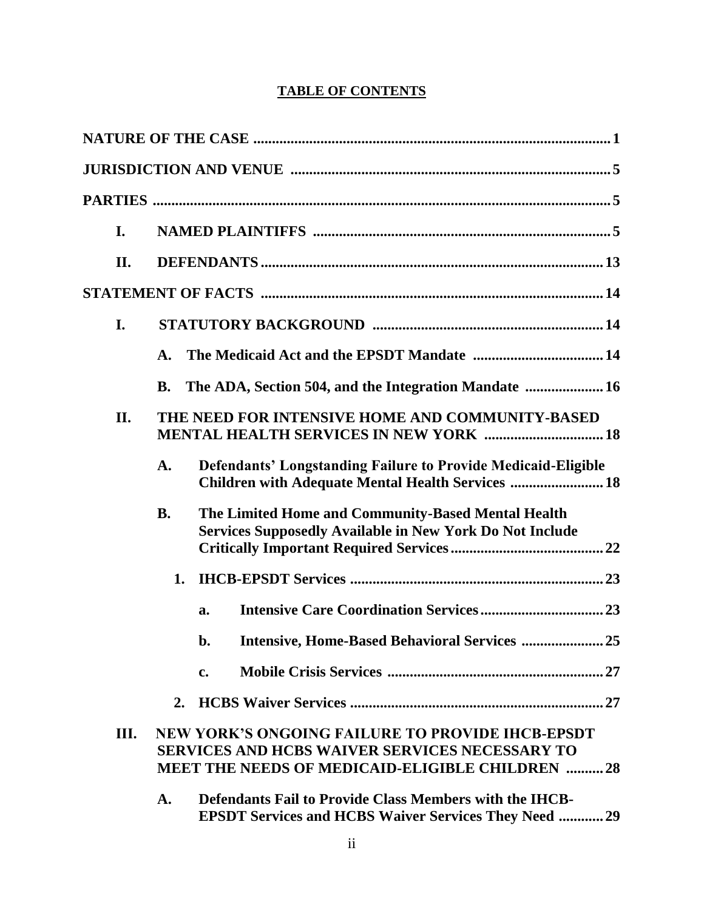**TABLE OF CONTENTS**

**NATURE OF THE CASE** ........................................................................................ 1

**JURISDICTION AND VENUE** ............................................................................. 5

**PARTIES** .................................................................................................................. 5

- **I. NAMED PLAINTIFFS** ..................................................................................... 5
- **II. DEFENDANTS** ................................................................................................ 13

**STATEMENT OF FACTS** .................................................................................... 14

- **I. STATUTORY BACKGROUND** ..................................................................... 14
  - **A. The Medicaid Act and the EPSDT Mandate** ............................................ 14
  - **B. The ADA, Section 504, and the Integration Mandate** ............................. 16
- **II. THE NEED FOR INTENSIVE HOME AND COMMUNITY-BASED MENTAL HEALTH SERVICES IN NEW YORK** ........................................... 18
  - **A. Defendants' Longstanding Failure to Provide Medicaid-Eligible Children with Adequate Mental Health Services** ........................................ 18
  - **B. The Limited Home and Community-Based Mental Health Services Supposedly Available in New York Do Not Include Critically Important Required Services** ................................................ 22
    - **1. IHCB-EPSDT Services** ......................................................................... 23
      - **a. Intensive Care Coordination Services** ............................................. 23
      - **b. Intensive, Home-Based Behavioral Services** ................................... 25
      - **c. Mobile Crisis Services** ..................................................................... 27
    - **2. HCBS Waiver Services** .......................................................................... 27
- **III. NEW YORK'S ONGOING FAILURE TO PROVIDE IHCB-EPSDT SERVICES AND HCBS WAIVER SERVICES NECESSARY TO MEET THE NEEDS OF MEDICAID-ELIGIBLE CHILDREN** .......... 28
  - **A. Defendants Fail to Provide Class Members with the IHCB-EPSDT Services and HCBS Waiver Services They Need** ............ 29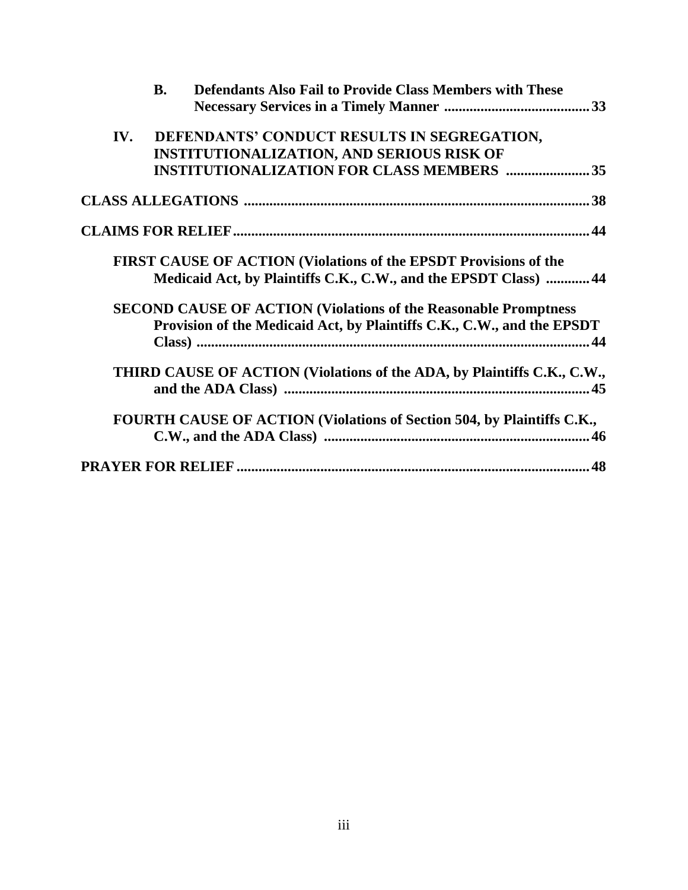**B. Defendants Also Fail to Provide Class Members with These Necessary Services in a Timely Manner ........................................ 33**

**IV. DEFENDANTS' CONDUCT RESULTS IN SEGREGATION, INSTITUTIONALIZATION, AND SERIOUS RISK OF INSTITUTIONALIZATION FOR CLASS MEMBERS ....................... 35**

**CLASS ALLEGATIONS ............................................................................................... 38**

**CLAIMS FOR RELIEF.................................................................................................. 44**

**FIRST CAUSE OF ACTION (Violations of the EPSDT Provisions of the Medicaid Act, by Plaintiffs C.K., C.W., and the EPSDT Class) ............ 44**

**SECOND CAUSE OF ACTION (Violations of the Reasonable Promptness Provision of the Medicaid Act, by Plaintiffs C.K., C.W., and the EPSDT Class) ........................................................................................................... 44**

**THIRD CAUSE OF ACTION (Violations of the ADA, by Plaintiffs C.K., C.W., and the ADA Class) ................................................................................... 45**

**FOURTH CAUSE OF ACTION (Violations of Section 504, by Plaintiffs C.K., C.W., and the ADA Class) ......................................................................... 46**

**PRAYER FOR RELIEF ................................................................................................. 48**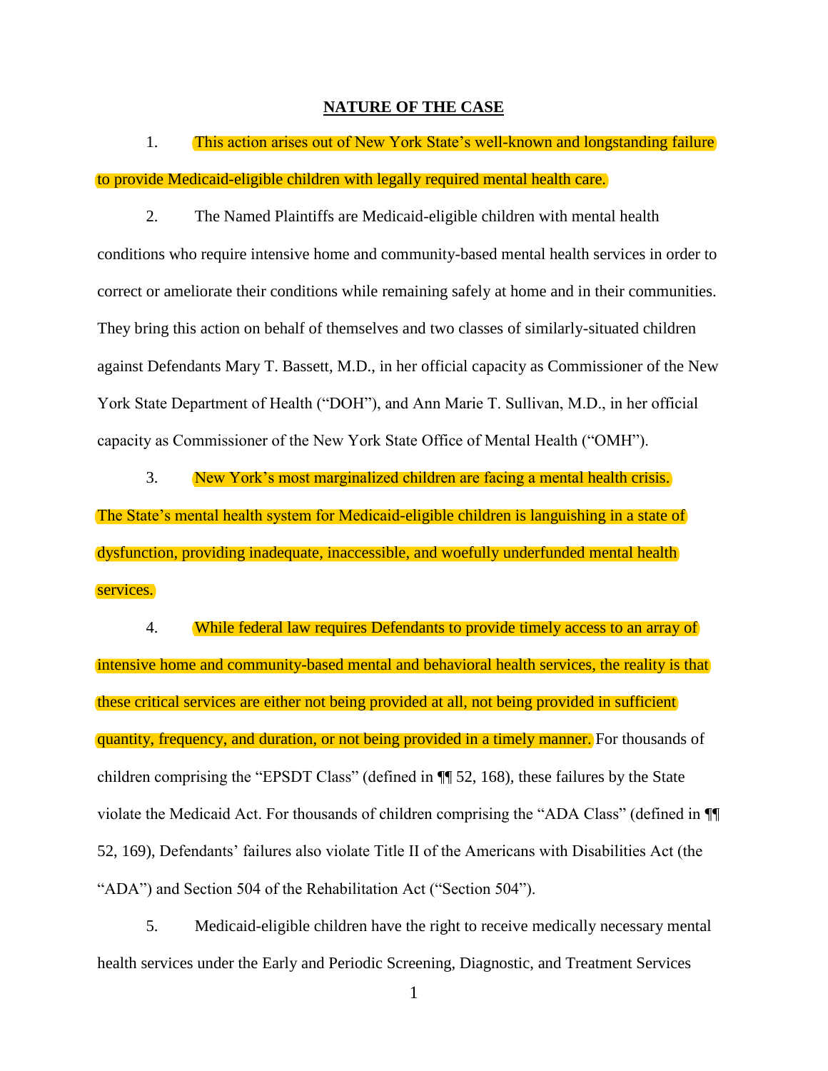## NATURE OF THE CASE

1. This action arises out of New York State's well-known and longstanding failure to provide Medicaid-eligible children with legally required mental health care.

2. The Named Plaintiffs are Medicaid-eligible children with mental health conditions who require intensive home and community-based mental health services in order to correct or ameliorate their conditions while remaining safely at home and in their communities. They bring this action on behalf of themselves and two classes of similarly-situated children against Defendants Mary T. Bassett, M.D., in her official capacity as Commissioner of the New York State Department of Health ("DOH"), and Ann Marie T. Sullivan, M.D., in her official capacity as Commissioner of the New York State Office of Mental Health ("OMH").

3. New York's most marginalized children are facing a mental health crisis. The State's mental health system for Medicaid-eligible children is languishing in a state of dysfunction, providing inadequate, inaccessible, and woefully underfunded mental health services.

4. While federal law requires Defendants to provide timely access to an array of intensive home and community-based mental and behavioral health services, the reality is that these critical services are either not being provided at all, not being provided in sufficient quantity, frequency, and duration, or not being provided in a timely manner. For thousands of children comprising the "EPSDT Class" (defined in ¶¶ 52, 168), these failures by the State violate the Medicaid Act. For thousands of children comprising the "ADA Class" (defined in ¶¶ 52, 169), Defendants' failures also violate Title II of the Americans with Disabilities Act (the "ADA") and Section 504 of the Rehabilitation Act ("Section 504").

5. Medicaid-eligible children have the right to receive medically necessary mental health services under the Early and Periodic Screening, Diagnostic, and Treatment Services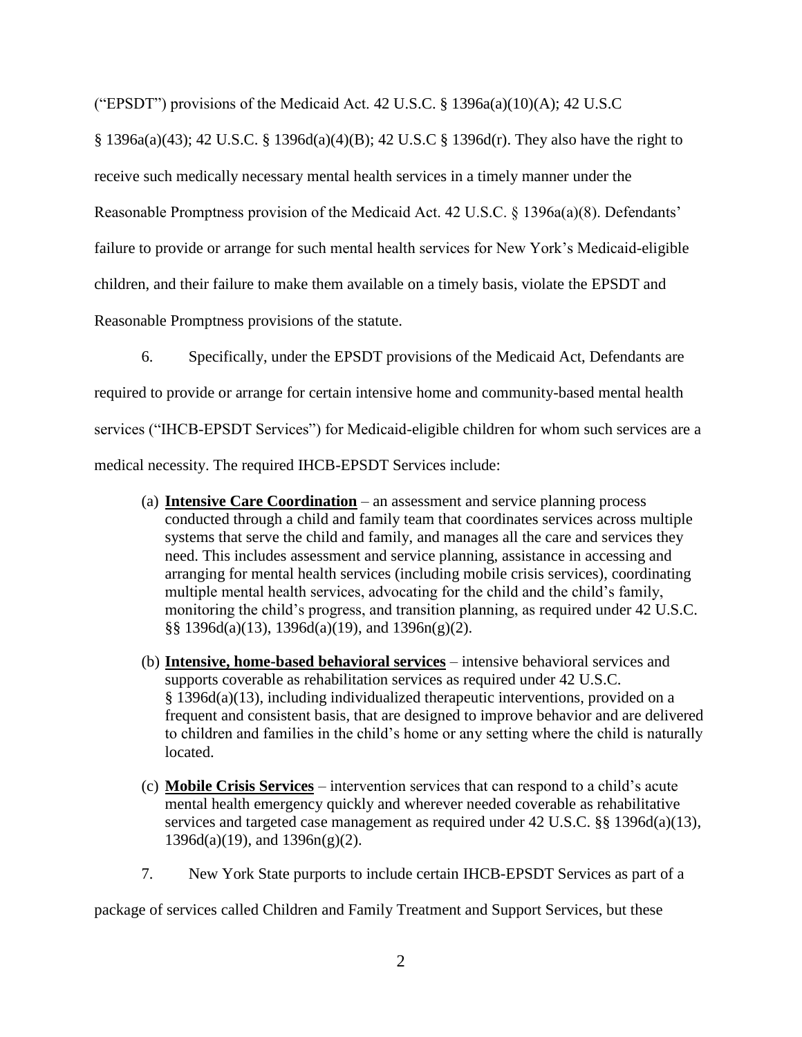("EPSDT") provisions of the Medicaid Act. 42 U.S.C. § 1396a(a)(10)(A); 42 U.S.C § 1396a(a)(43); 42 U.S.C. § 1396d(a)(4)(B); 42 U.S.C § 1396d(r). They also have the right to receive such medically necessary mental health services in a timely manner under the Reasonable Promptness provision of the Medicaid Act. 42 U.S.C. § 1396a(a)(8). Defendants' failure to provide or arrange for such mental health services for New York's Medicaid-eligible children, and their failure to make them available on a timely basis, violate the EPSDT and Reasonable Promptness provisions of the statute.

6. Specifically, under the EPSDT provisions of the Medicaid Act, Defendants are required to provide or arrange for certain intensive home and community-based mental health services ("IHCB-EPSDT Services") for Medicaid-eligible children for whom such services are a medical necessity. The required IHCB-EPSDT Services include:

(a) **Intensive Care Coordination** – an assessment and service planning process conducted through a child and family team that coordinates services across multiple systems that serve the child and family, and manages all the care and services they need. This includes assessment and service planning, assistance in accessing and arranging for mental health services (including mobile crisis services), coordinating multiple mental health services, advocating for the child and the child's family, monitoring the child's progress, and transition planning, as required under 42 U.S.C. §§ 1396d(a)(13), 1396d(a)(19), and 1396n(g)(2).

(b) **Intensive, home-based behavioral services** – intensive behavioral services and supports coverable as rehabilitation services as required under 42 U.S.C. § 1396d(a)(13), including individualized therapeutic interventions, provided on a frequent and consistent basis, that are designed to improve behavior and are delivered to children and families in the child's home or any setting where the child is naturally located.

(c) **Mobile Crisis Services** – intervention services that can respond to a child's acute mental health emergency quickly and wherever needed coverable as rehabilitative services and targeted case management as required under 42 U.S.C. §§ 1396d(a)(13), 1396d(a)(19), and 1396n(g)(2).

7. New York State purports to include certain IHCB-EPSDT Services as part of a package of services called Children and Family Treatment and Support Services, but these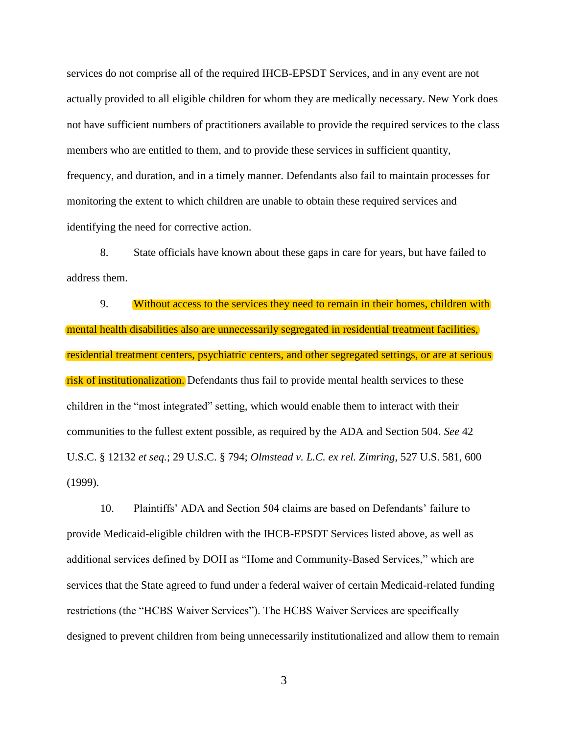services do not comprise all of the required IHCB-EPSDT Services, and in any event are not actually provided to all eligible children for whom they are medically necessary. New York does not have sufficient numbers of practitioners available to provide the required services to the class members who are entitled to them, and to provide these services in sufficient quantity, frequency, and duration, and in a timely manner. Defendants also fail to maintain processes for monitoring the extent to which children are unable to obtain these required services and identifying the need for corrective action.

8. State officials have known about these gaps in care for years, but have failed to address them.

9. Without access to the services they need to remain in their homes, children with mental health disabilities also are unnecessarily segregated in residential treatment facilities, residential treatment centers, psychiatric centers, and other segregated settings, or are at serious risk of institutionalization. Defendants thus fail to provide mental health services to these children in the "most integrated" setting, which would enable them to interact with their communities to the fullest extent possible, as required by the ADA and Section 504. *See* 42 U.S.C. § 12132 *et seq.*; 29 U.S.C. § 794; *Olmstead v. L.C. ex rel. Zimring*, 527 U.S. 581, 600 (1999).

10. Plaintiffs' ADA and Section 504 claims are based on Defendants' failure to provide Medicaid-eligible children with the IHCB-EPSDT Services listed above, as well as additional services defined by DOH as "Home and Community-Based Services," which are services that the State agreed to fund under a federal waiver of certain Medicaid-related funding restrictions (the "HCBS Waiver Services"). The HCBS Waiver Services are specifically designed to prevent children from being unnecessarily institutionalized and allow them to remain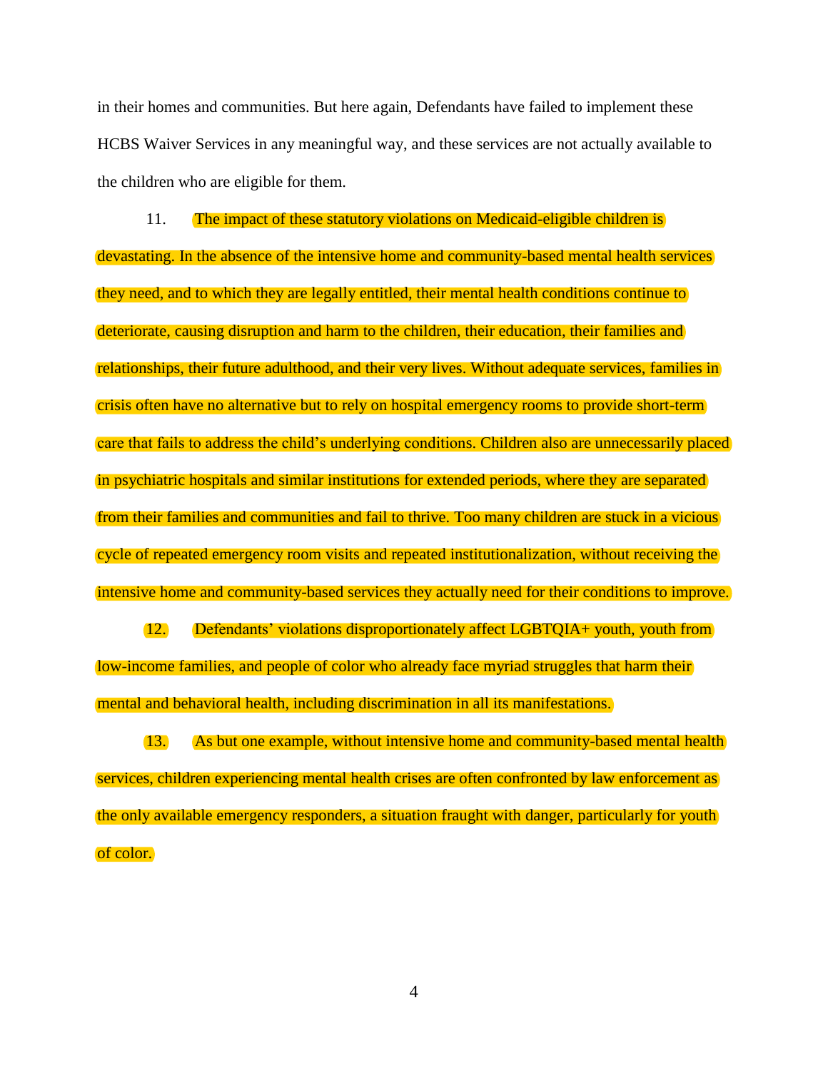in their homes and communities. But here again, Defendants have failed to implement these HCBS Waiver Services in any meaningful way, and these services are not actually available to the children who are eligible for them.

11. The impact of these statutory violations on Medicaid-eligible children is devastating. In the absence of the intensive home and community-based mental health services they need, and to which they are legally entitled, their mental health conditions continue to deteriorate, causing disruption and harm to the children, their education, their families and relationships, their future adulthood, and their very lives. Without adequate services, families in crisis often have no alternative but to rely on hospital emergency rooms to provide short-term care that fails to address the child's underlying conditions. Children also are unnecessarily placed in psychiatric hospitals and similar institutions for extended periods, where they are separated from their families and communities and fail to thrive. Too many children are stuck in a vicious cycle of repeated emergency room visits and repeated institutionalization, without receiving the intensive home and community-based services they actually need for their conditions to improve.

12. Defendants' violations disproportionately affect LGBTQIA+ youth, youth from low-income families, and people of color who already face myriad struggles that harm their mental and behavioral health, including discrimination in all its manifestations.

13. As but one example, without intensive home and community-based mental health services, children experiencing mental health crises are often confronted by law enforcement as the only available emergency responders, a situation fraught with danger, particularly for youth of color.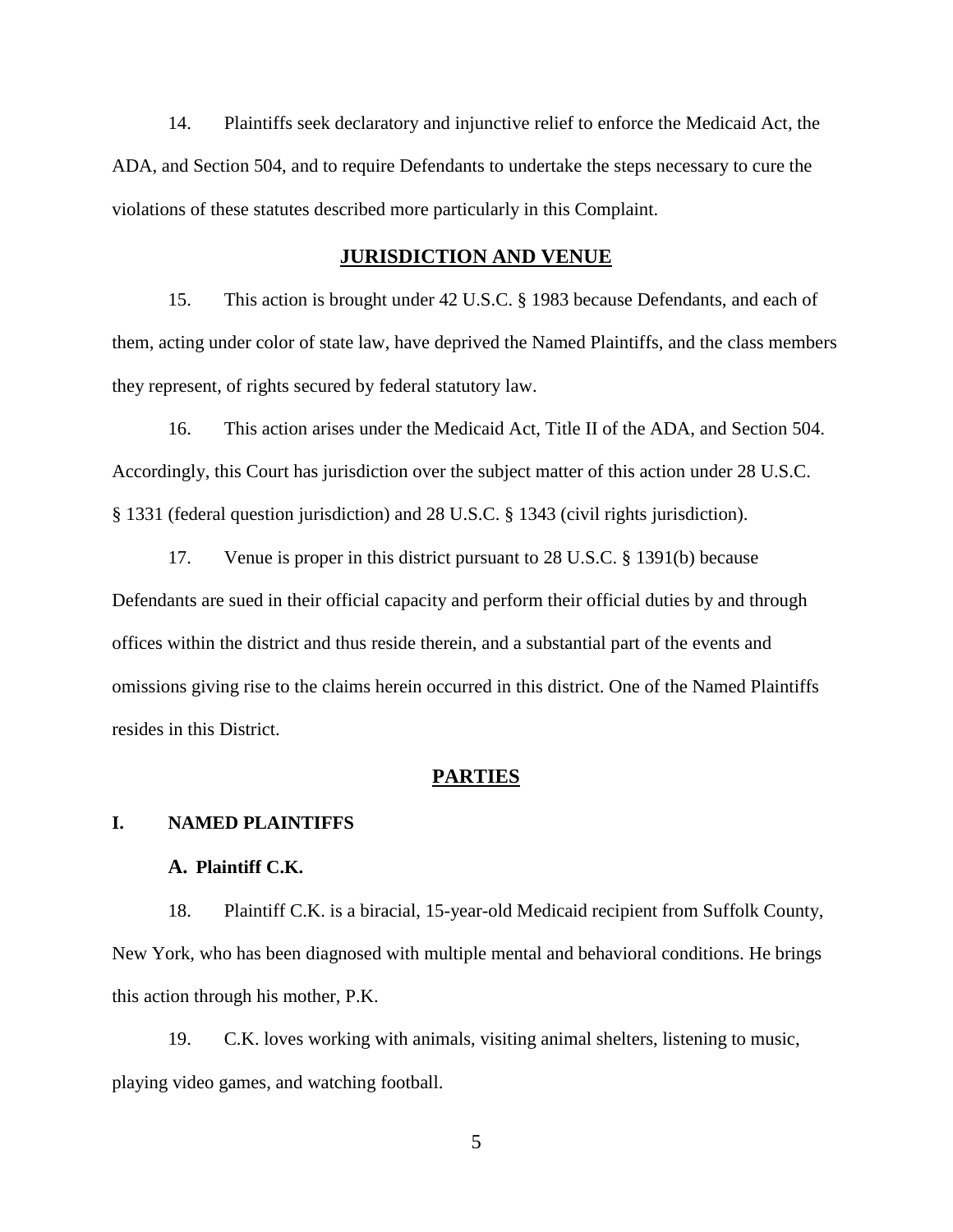14. Plaintiffs seek declaratory and injunctive relief to enforce the Medicaid Act, the ADA, and Section 504, and to require Defendants to undertake the steps necessary to cure the violations of these statutes described more particularly in this Complaint.

## **JURISDICTION AND VENUE**

15. This action is brought under 42 U.S.C. § 1983 because Defendants, and each of them, acting under color of state law, have deprived the Named Plaintiffs, and the class members they represent, of rights secured by federal statutory law.

16. This action arises under the Medicaid Act, Title II of the ADA, and Section 504. Accordingly, this Court has jurisdiction over the subject matter of this action under 28 U.S.C. § 1331 (federal question jurisdiction) and 28 U.S.C. § 1343 (civil rights jurisdiction).

17. Venue is proper in this district pursuant to 28 U.S.C. § 1391(b) because Defendants are sued in their official capacity and perform their official duties by and through offices within the district and thus reside therein, and a substantial part of the events and omissions giving rise to the claims herein occurred in this district. One of the Named Plaintiffs resides in this District.

## **PARTIES**

### I. NAMED PLAINTIFFS

#### A. Plaintiff C.K.

18. Plaintiff C.K. is a biracial, 15-year-old Medicaid recipient from Suffolk County, New York, who has been diagnosed with multiple mental and behavioral conditions. He brings this action through his mother, P.K.

19. C.K. loves working with animals, visiting animal shelters, listening to music, playing video games, and watching football.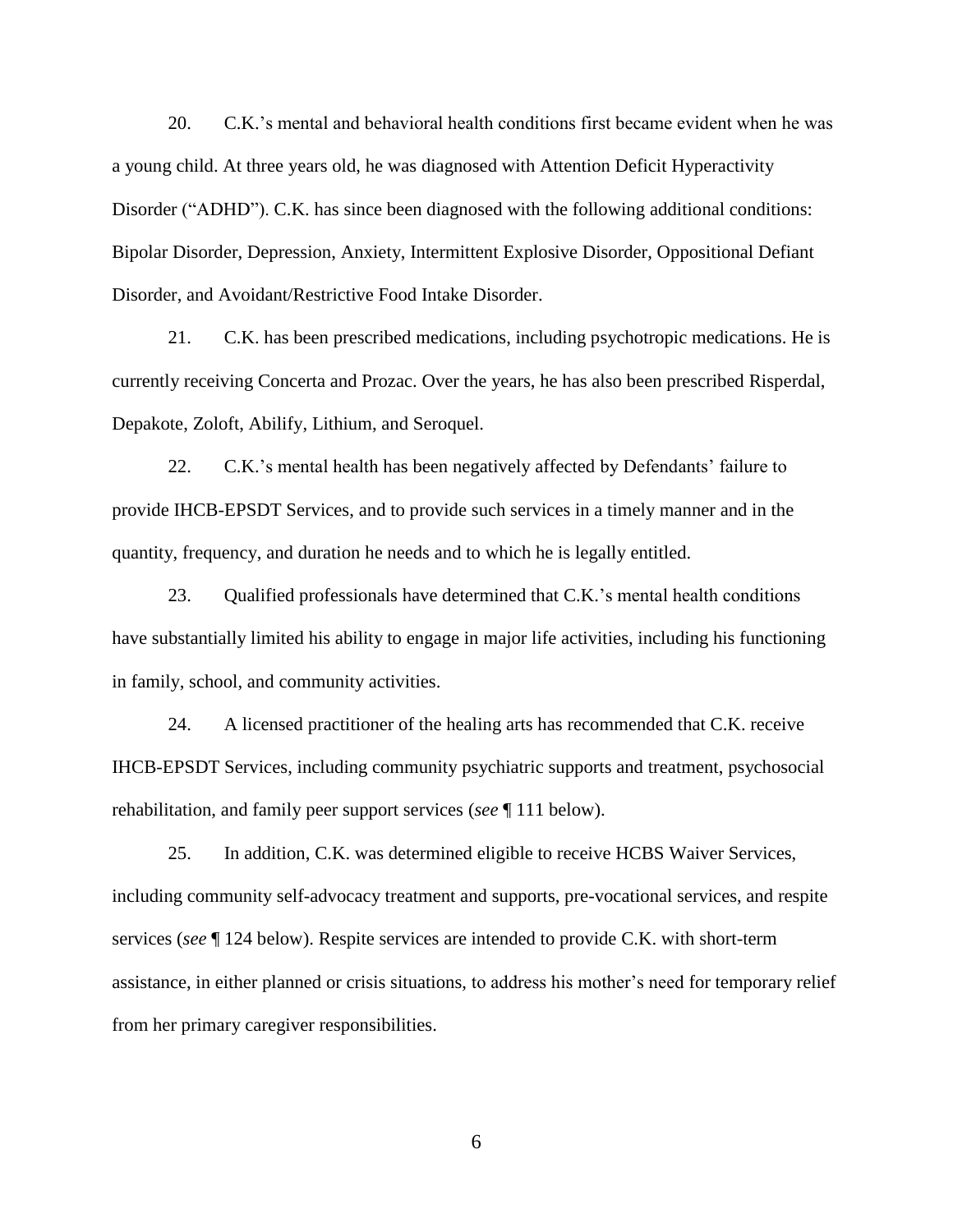20. C.K.'s mental and behavioral health conditions first became evident when he was a young child. At three years old, he was diagnosed with Attention Deficit Hyperactivity Disorder ("ADHD"). C.K. has since been diagnosed with the following additional conditions: Bipolar Disorder, Depression, Anxiety, Intermittent Explosive Disorder, Oppositional Defiant Disorder, and Avoidant/Restrictive Food Intake Disorder.

21. C.K. has been prescribed medications, including psychotropic medications. He is currently receiving Concerta and Prozac. Over the years, he has also been prescribed Risperdal, Depakote, Zoloft, Abilify, Lithium, and Seroquel.

22. C.K.'s mental health has been negatively affected by Defendants' failure to provide IHCB-EPSDT Services, and to provide such services in a timely manner and in the quantity, frequency, and duration he needs and to which he is legally entitled.

23. Qualified professionals have determined that C.K.'s mental health conditions have substantially limited his ability to engage in major life activities, including his functioning in family, school, and community activities.

24. A licensed practitioner of the healing arts has recommended that C.K. receive IHCB-EPSDT Services, including community psychiatric supports and treatment, psychosocial rehabilitation, and family peer support services (*see* ¶ 111 below).

25. In addition, C.K. was determined eligible to receive HCBS Waiver Services, including community self-advocacy treatment and supports, pre-vocational services, and respite services (*see* ¶ 124 below). Respite services are intended to provide C.K. with short-term assistance, in either planned or crisis situations, to address his mother's need for temporary relief from her primary caregiver responsibilities.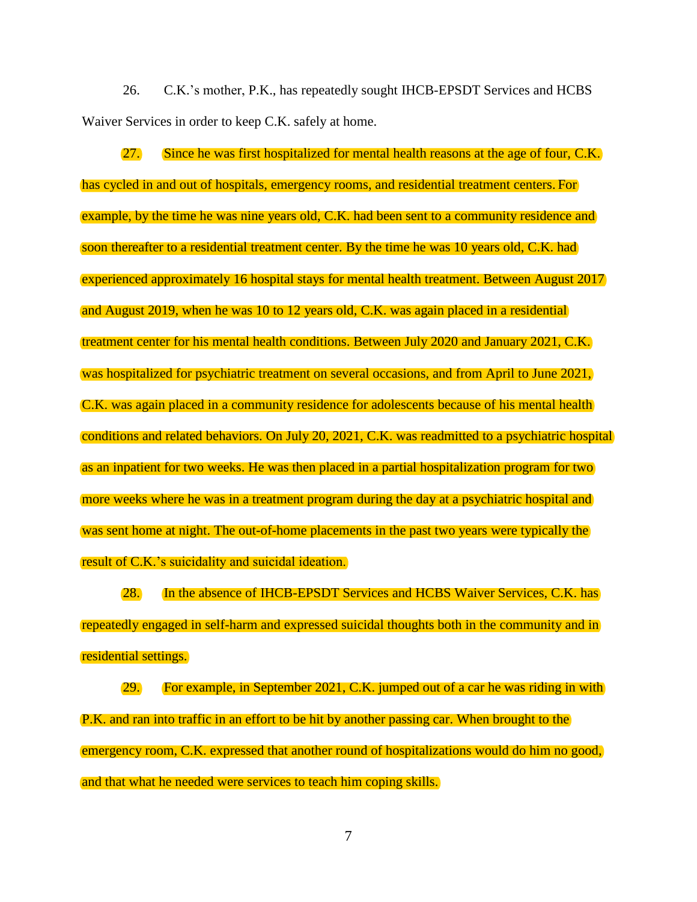26. C.K.'s mother, P.K., has repeatedly sought IHCB-EPSDT Services and HCBS Waiver Services in order to keep C.K. safely at home.

27. Since he was first hospitalized for mental health reasons at the age of four, C.K. has cycled in and out of hospitals, emergency rooms, and residential treatment centers. For example, by the time he was nine years old, C.K. had been sent to a community residence and soon thereafter to a residential treatment center. By the time he was 10 years old, C.K. had experienced approximately 16 hospital stays for mental health treatment. Between August 2017 and August 2019, when he was 10 to 12 years old, C.K. was again placed in a residential treatment center for his mental health conditions. Between July 2020 and January 2021, C.K. was hospitalized for psychiatric treatment on several occasions, and from April to June 2021, C.K. was again placed in a community residence for adolescents because of his mental health conditions and related behaviors. On July 20, 2021, C.K. was readmitted to a psychiatric hospital as an inpatient for two weeks. He was then placed in a partial hospitalization program for two more weeks where he was in a treatment program during the day at a psychiatric hospital and was sent home at night. The out-of-home placements in the past two years were typically the result of C.K.'s suicidality and suicidal ideation.

28. In the absence of IHCB-EPSDT Services and HCBS Waiver Services, C.K. has repeatedly engaged in self-harm and expressed suicidal thoughts both in the community and in residential settings.

29. For example, in September 2021, C.K. jumped out of a car he was riding in with P.K. and ran into traffic in an effort to be hit by another passing car. When brought to the emergency room, C.K. expressed that another round of hospitalizations would do him no good, and that what he needed were services to teach him coping skills.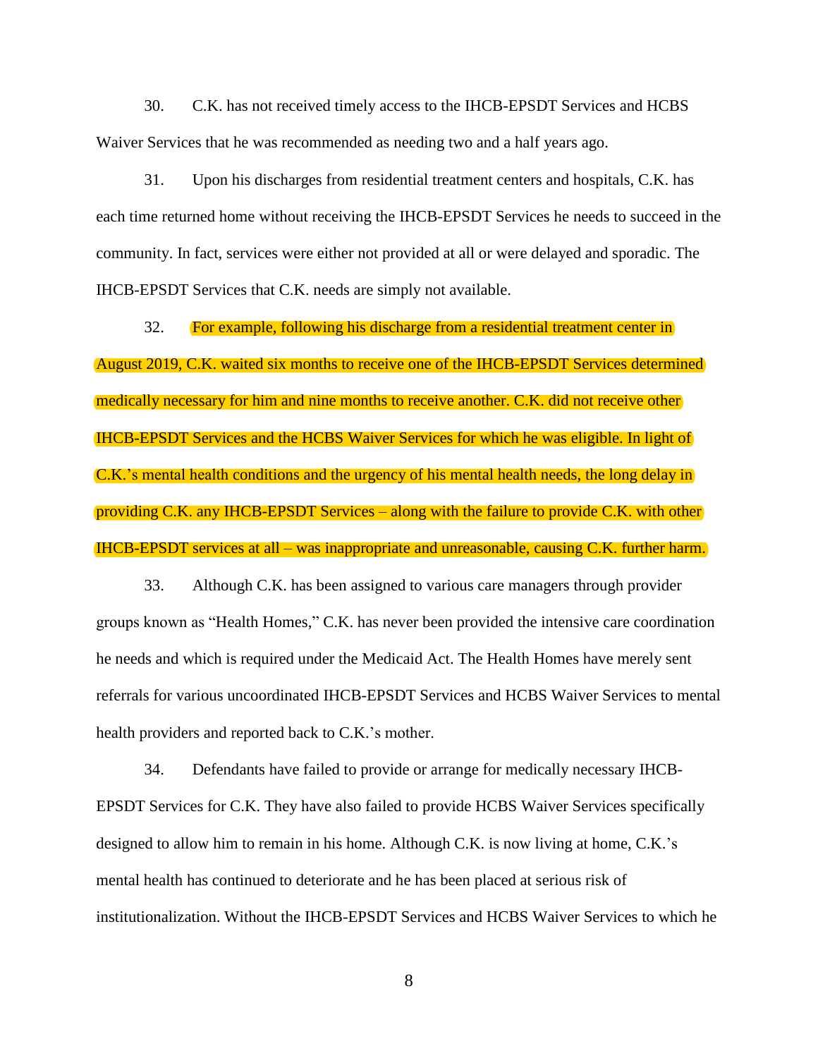30. C.K. has not received timely access to the IHCB-EPSDT Services and HCBS Waiver Services that he was recommended as needing two and a half years ago.

31. Upon his discharges from residential treatment centers and hospitals, C.K. has each time returned home without receiving the IHCB-EPSDT Services he needs to succeed in the community. In fact, services were either not provided at all or were delayed and sporadic. The IHCB-EPSDT Services that C.K. needs are simply not available.

32. For example, following his discharge from a residential treatment center in August 2019, C.K. waited six months to receive one of the IHCB-EPSDT Services determined medically necessary for him and nine months to receive another. C.K. did not receive other IHCB-EPSDT Services and the HCBS Waiver Services for which he was eligible. In light of C.K.'s mental health conditions and the urgency of his mental health needs, the long delay in providing C.K. any IHCB-EPSDT Services – along with the failure to provide C.K. with other IHCB-EPSDT services at all – was inappropriate and unreasonable, causing C.K. further harm.

33. Although C.K. has been assigned to various care managers through provider groups known as "Health Homes," C.K. has never been provided the intensive care coordination he needs and which is required under the Medicaid Act. The Health Homes have merely sent referrals for various uncoordinated IHCB-EPSDT Services and HCBS Waiver Services to mental health providers and reported back to C.K.'s mother.

34. Defendants have failed to provide or arrange for medically necessary IHCB-EPSDT Services for C.K. They have also failed to provide HCBS Waiver Services specifically designed to allow him to remain in his home. Although C.K. is now living at home, C.K.'s mental health has continued to deteriorate and he has been placed at serious risk of institutionalization. Without the IHCB-EPSDT Services and HCBS Waiver Services to which he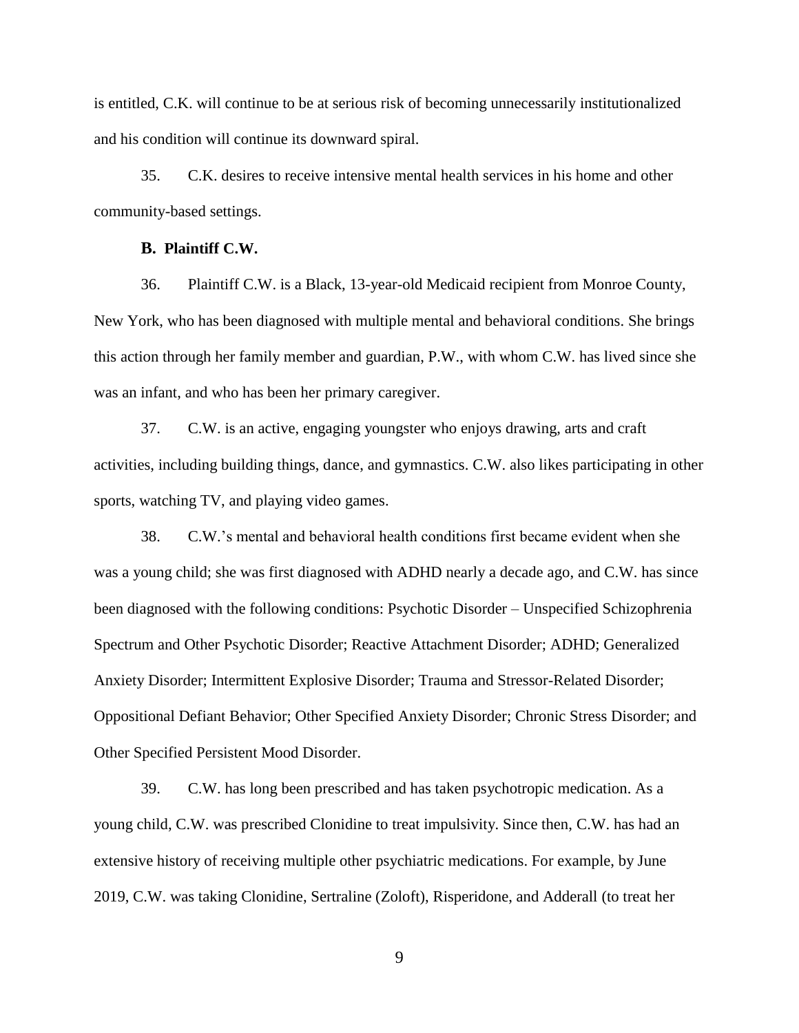is entitled, C.K. will continue to be at serious risk of becoming unnecessarily institutionalized and his condition will continue its downward spiral.

35. C.K. desires to receive intensive mental health services in his home and other community-based settings.

### B. Plaintiff C.W.

36. Plaintiff C.W. is a Black, 13-year-old Medicaid recipient from Monroe County, New York, who has been diagnosed with multiple mental and behavioral conditions. She brings this action through her family member and guardian, P.W., with whom C.W. has lived since she was an infant, and who has been her primary caregiver.

37. C.W. is an active, engaging youngster who enjoys drawing, arts and craft activities, including building things, dance, and gymnastics. C.W. also likes participating in other sports, watching TV, and playing video games.

38. C.W.'s mental and behavioral health conditions first became evident when she was a young child; she was first diagnosed with ADHD nearly a decade ago, and C.W. has since been diagnosed with the following conditions: Psychotic Disorder – Unspecified Schizophrenia Spectrum and Other Psychotic Disorder; Reactive Attachment Disorder; ADHD; Generalized Anxiety Disorder; Intermittent Explosive Disorder; Trauma and Stressor-Related Disorder; Oppositional Defiant Behavior; Other Specified Anxiety Disorder; Chronic Stress Disorder; and Other Specified Persistent Mood Disorder.

39. C.W. has long been prescribed and has taken psychotropic medication. As a young child, C.W. was prescribed Clonidine to treat impulsivity. Since then, C.W. has had an extensive history of receiving multiple other psychiatric medications. For example, by June 2019, C.W. was taking Clonidine, Sertraline (Zoloft), Risperidone, and Adderall (to treat her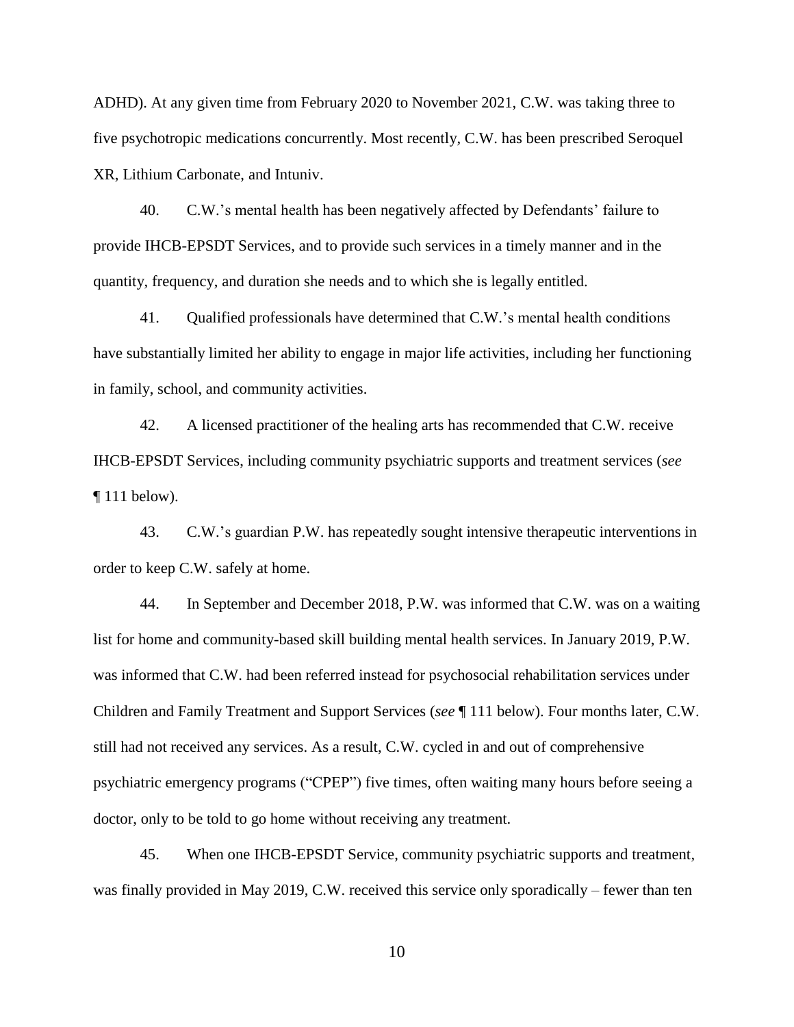ADHD). At any given time from February 2020 to November 2021, C.W. was taking three to five psychotropic medications concurrently. Most recently, C.W. has been prescribed Seroquel XR, Lithium Carbonate, and Intuniv.

40. C.W.'s mental health has been negatively affected by Defendants' failure to provide IHCB-EPSDT Services, and to provide such services in a timely manner and in the quantity, frequency, and duration she needs and to which she is legally entitled.

41. Qualified professionals have determined that C.W.'s mental health conditions have substantially limited her ability to engage in major life activities, including her functioning in family, school, and community activities.

42. A licensed practitioner of the healing arts has recommended that C.W. receive IHCB-EPSDT Services, including community psychiatric supports and treatment services (*see* ¶ 111 below).

43. C.W.'s guardian P.W. has repeatedly sought intensive therapeutic interventions in order to keep C.W. safely at home.

44. In September and December 2018, P.W. was informed that C.W. was on a waiting list for home and community-based skill building mental health services. In January 2019, P.W. was informed that C.W. had been referred instead for psychosocial rehabilitation services under Children and Family Treatment and Support Services (*see* ¶ 111 below). Four months later, C.W. still had not received any services. As a result, C.W. cycled in and out of comprehensive psychiatric emergency programs ("CPEP") five times, often waiting many hours before seeing a doctor, only to be told to go home without receiving any treatment.

45. When one IHCB-EPSDT Service, community psychiatric supports and treatment, was finally provided in May 2019, C.W. received this service only sporadically – fewer than ten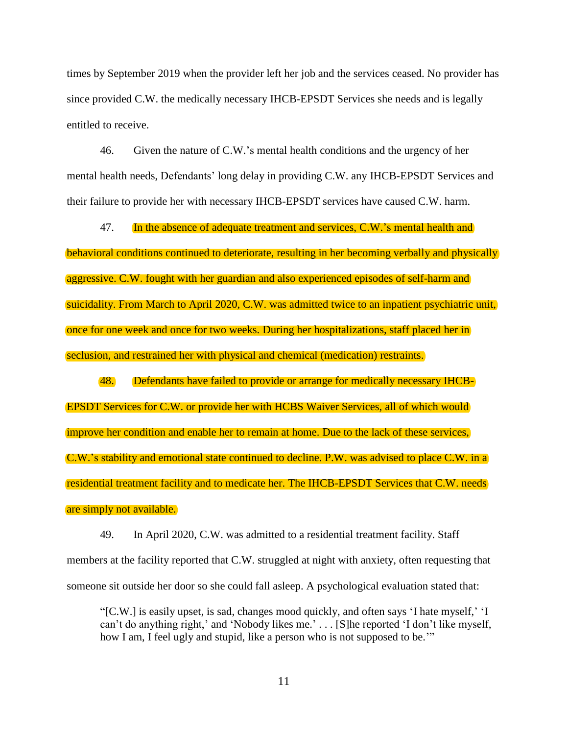times by September 2019 when the provider left her job and the services ceased. No provider has since provided C.W. the medically necessary IHCB-EPSDT Services she needs and is legally entitled to receive.

46. Given the nature of C.W.'s mental health conditions and the urgency of her mental health needs, Defendants' long delay in providing C.W. any IHCB-EPSDT Services and their failure to provide her with necessary IHCB-EPSDT services have caused C.W. harm.

47. In the absence of adequate treatment and services, C.W.'s mental health and behavioral conditions continued to deteriorate, resulting in her becoming verbally and physically aggressive. C.W. fought with her guardian and also experienced episodes of self-harm and suicidality. From March to April 2020, C.W. was admitted twice to an inpatient psychiatric unit, once for one week and once for two weeks. During her hospitalizations, staff placed her in seclusion, and restrained her with physical and chemical (medication) restraints.

48. Defendants have failed to provide or arrange for medically necessary IHCB-EPSDT Services for C.W. or provide her with HCBS Waiver Services, all of which would improve her condition and enable her to remain at home. Due to the lack of these services, C.W.'s stability and emotional state continued to decline. P.W. was advised to place C.W. in a residential treatment facility and to medicate her. The IHCB-EPSDT Services that C.W. needs are simply not available.

49. In April 2020, C.W. was admitted to a residential treatment facility. Staff members at the facility reported that C.W. struggled at night with anxiety, often requesting that someone sit outside her door so she could fall asleep. A psychological evaluation stated that:

> "[C.W.] is easily upset, is sad, changes mood quickly, and often says 'I hate myself,' 'I can't do anything right,' and 'Nobody likes me.' . . . [S]he reported 'I don't like myself, how I am, I feel ugly and stupid, like a person who is not supposed to be.'"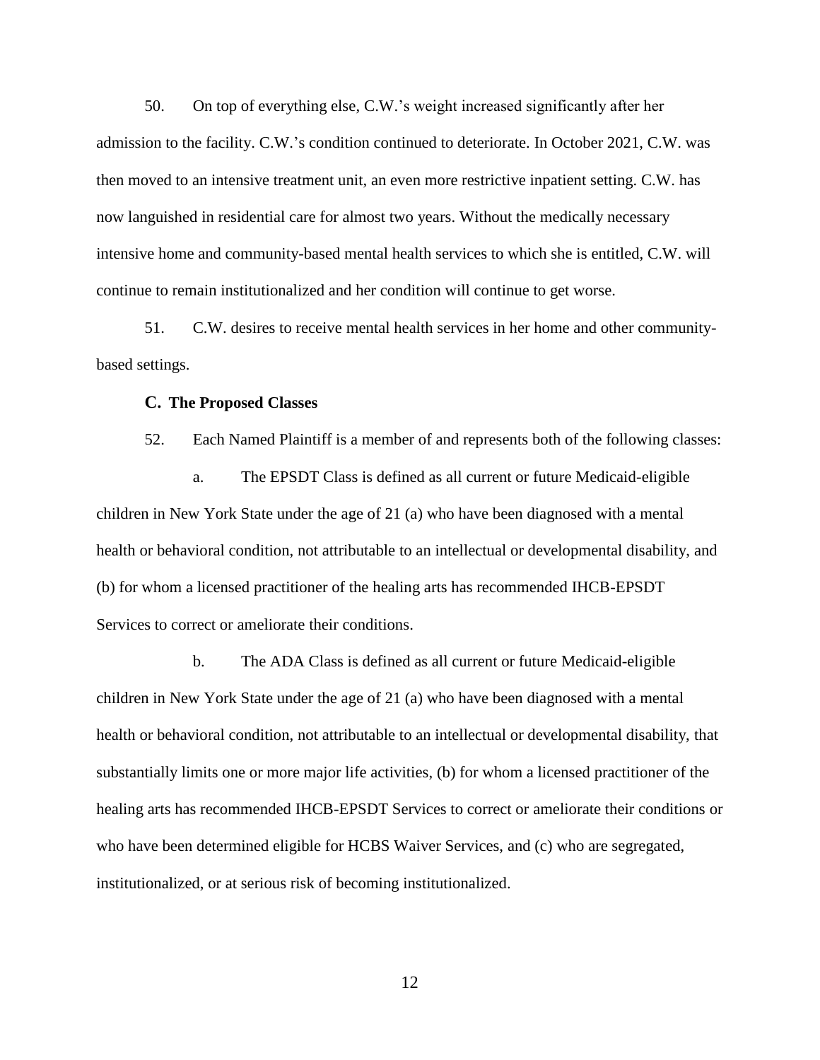50. On top of everything else, C.W.'s weight increased significantly after her admission to the facility. C.W.'s condition continued to deteriorate. In October 2021, C.W. was then moved to an intensive treatment unit, an even more restrictive inpatient setting. C.W. has now languished in residential care for almost two years. Without the medically necessary intensive home and community-based mental health services to which she is entitled, C.W. will continue to remain institutionalized and her condition will continue to get worse.

51. C.W. desires to receive mental health services in her home and other community-based settings.

### C. The Proposed Classes

52. Each Named Plaintiff is a member of and represents both of the following classes:

a. The EPSDT Class is defined as all current or future Medicaid-eligible children in New York State under the age of 21 (a) who have been diagnosed with a mental health or behavioral condition, not attributable to an intellectual or developmental disability, and (b) for whom a licensed practitioner of the healing arts has recommended IHCB-EPSDT Services to correct or ameliorate their conditions.

b. The ADA Class is defined as all current or future Medicaid-eligible children in New York State under the age of 21 (a) who have been diagnosed with a mental health or behavioral condition, not attributable to an intellectual or developmental disability, that substantially limits one or more major life activities, (b) for whom a licensed practitioner of the healing arts has recommended IHCB-EPSDT Services to correct or ameliorate their conditions or who have been determined eligible for HCBS Waiver Services, and (c) who are segregated, institutionalized, or at serious risk of becoming institutionalized.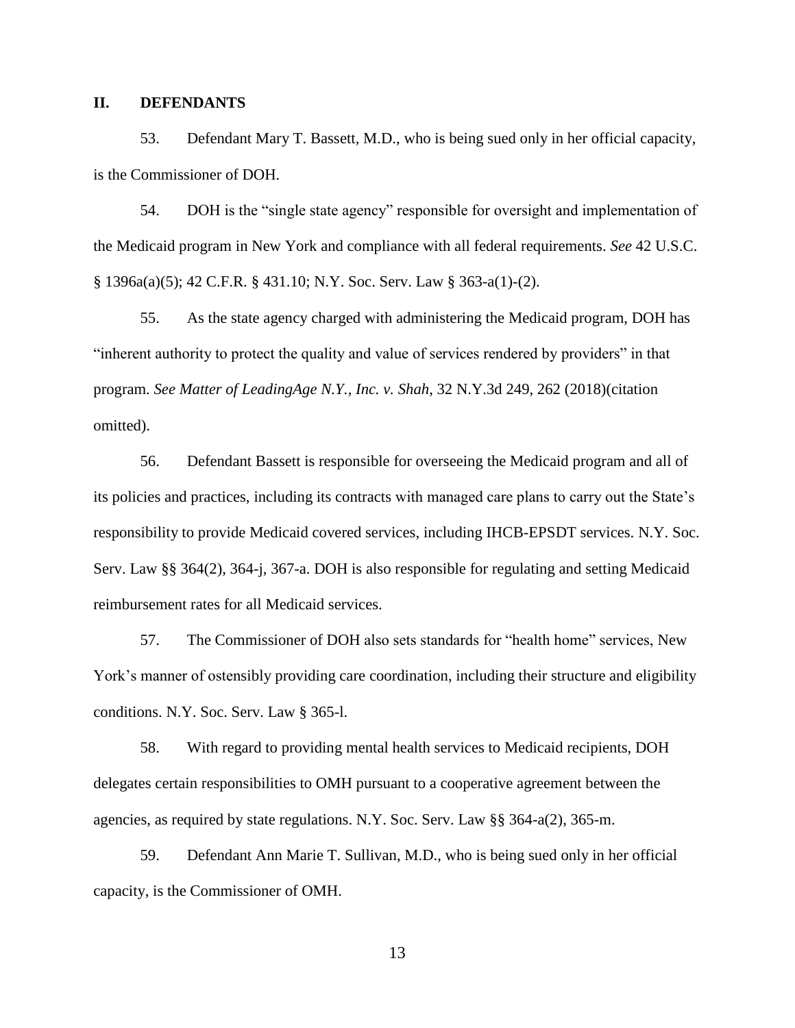## II. DEFENDANTS

53. Defendant Mary T. Bassett, M.D., who is being sued only in her official capacity, is the Commissioner of DOH.

54. DOH is the "single state agency" responsible for oversight and implementation of the Medicaid program in New York and compliance with all federal requirements. *See* 42 U.S.C. § 1396a(a)(5); 42 C.F.R. § 431.10; N.Y. Soc. Serv. Law § 363-a(1)-(2).

55. As the state agency charged with administering the Medicaid program, DOH has "inherent authority to protect the quality and value of services rendered by providers" in that program. *See Matter of LeadingAge N.Y., Inc. v. Shah*, 32 N.Y.3d 249, 262 (2018)(citation omitted).

56. Defendant Bassett is responsible for overseeing the Medicaid program and all of its policies and practices, including its contracts with managed care plans to carry out the State's responsibility to provide Medicaid covered services, including IHCB-EPSDT services. N.Y. Soc. Serv. Law §§ 364(2), 364-j, 367-a. DOH is also responsible for regulating and setting Medicaid reimbursement rates for all Medicaid services.

57. The Commissioner of DOH also sets standards for "health home" services, New York's manner of ostensibly providing care coordination, including their structure and eligibility conditions. N.Y. Soc. Serv. Law § 365-l.

58. With regard to providing mental health services to Medicaid recipients, DOH delegates certain responsibilities to OMH pursuant to a cooperative agreement between the agencies, as required by state regulations. N.Y. Soc. Serv. Law §§ 364-a(2), 365-m.

59. Defendant Ann Marie T. Sullivan, M.D., who is being sued only in her official capacity, is the Commissioner of OMH.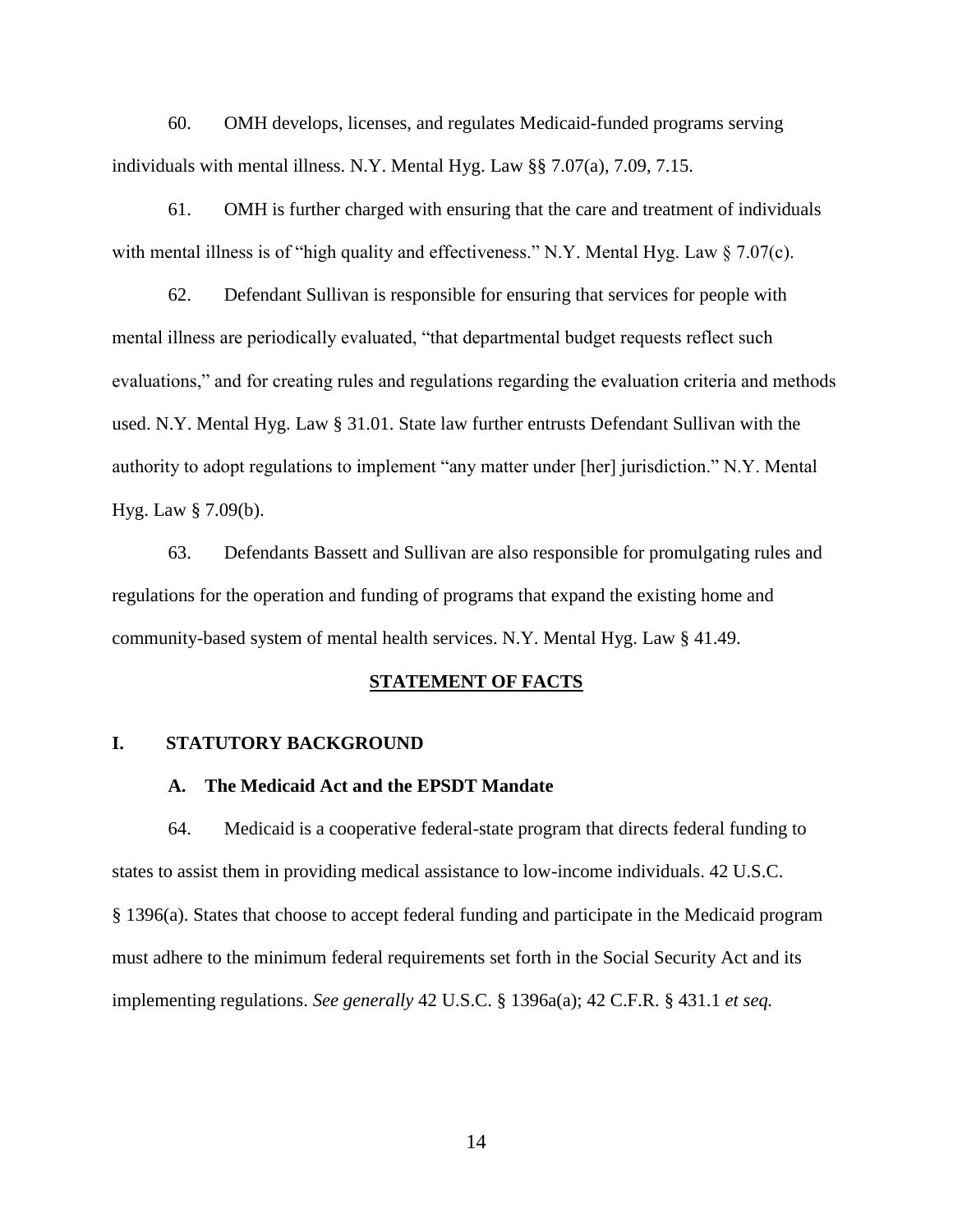60. OMH develops, licenses, and regulates Medicaid-funded programs serving individuals with mental illness. N.Y. Mental Hyg. Law §§ 7.07(a), 7.09, 7.15.

61. OMH is further charged with ensuring that the care and treatment of individuals with mental illness is of "high quality and effectiveness." N.Y. Mental Hyg. Law § 7.07(c).

62. Defendant Sullivan is responsible for ensuring that services for people with mental illness are periodically evaluated, "that departmental budget requests reflect such evaluations," and for creating rules and regulations regarding the evaluation criteria and methods used. N.Y. Mental Hyg. Law § 31.01. State law further entrusts Defendant Sullivan with the authority to adopt regulations to implement "any matter under [her] jurisdiction." N.Y. Mental Hyg. Law § 7.09(b).

63. Defendants Bassett and Sullivan are also responsible for promulgating rules and regulations for the operation and funding of programs that expand the existing home and community-based system of mental health services. N.Y. Mental Hyg. Law § 41.49.

## STATEMENT OF FACTS

### I. STATUTORY BACKGROUND

#### A. The Medicaid Act and the EPSDT Mandate

64. Medicaid is a cooperative federal-state program that directs federal funding to states to assist them in providing medical assistance to low-income individuals. 42 U.S.C. § 1396(a). States that choose to accept federal funding and participate in the Medicaid program must adhere to the minimum federal requirements set forth in the Social Security Act and its implementing regulations. *See generally* 42 U.S.C. § 1396a(a); 42 C.F.R. § 431.1 *et seq.*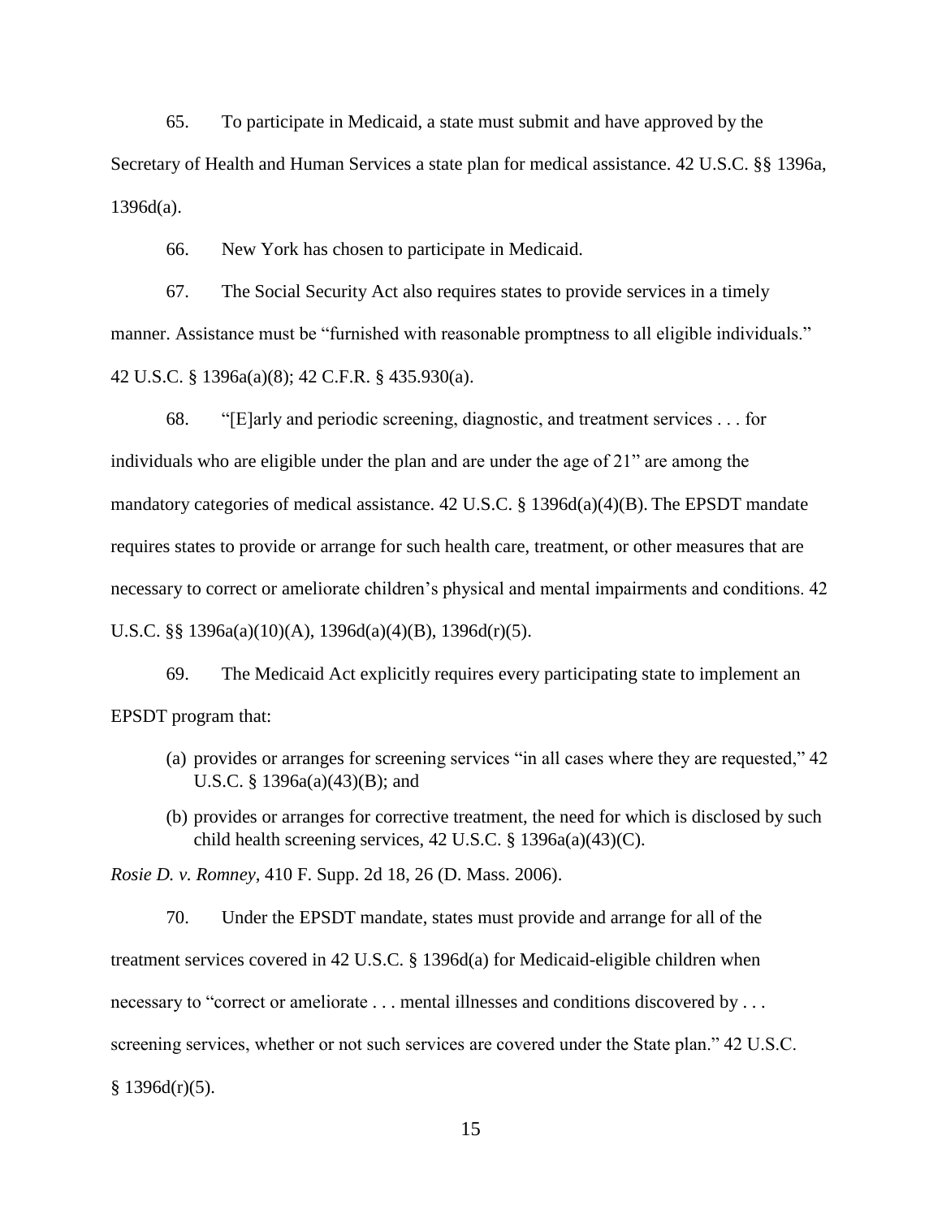65. To participate in Medicaid, a state must submit and have approved by the Secretary of Health and Human Services a state plan for medical assistance. 42 U.S.C. §§ 1396a, 1396d(a).

66. New York has chosen to participate in Medicaid.

67. The Social Security Act also requires states to provide services in a timely manner. Assistance must be "furnished with reasonable promptness to all eligible individuals." 42 U.S.C. § 1396a(a)(8); 42 C.F.R. § 435.930(a).

68. "[E]arly and periodic screening, diagnostic, and treatment services . . . for individuals who are eligible under the plan and are under the age of 21" are among the mandatory categories of medical assistance. 42 U.S.C. § 1396d(a)(4)(B). The EPSDT mandate requires states to provide or arrange for such health care, treatment, or other measures that are necessary to correct or ameliorate children's physical and mental impairments and conditions. 42 U.S.C. §§ 1396a(a)(10)(A), 1396d(a)(4)(B), 1396d(r)(5).

69. The Medicaid Act explicitly requires every participating state to implement an EPSDT program that:

(a) provides or arranges for screening services "in all cases where they are requested," 42 U.S.C. § 1396a(a)(43)(B); and

(b) provides or arranges for corrective treatment, the need for which is disclosed by such child health screening services, 42 U.S.C. § 1396a(a)(43)(C).

*Rosie D. v. Romney*, 410 F. Supp. 2d 18, 26 (D. Mass. 2006).

70. Under the EPSDT mandate, states must provide and arrange for all of the treatment services covered in 42 U.S.C. § 1396d(a) for Medicaid-eligible children when necessary to "correct or ameliorate . . . mental illnesses and conditions discovered by . . . screening services, whether or not such services are covered under the State plan." 42 U.S.C. § 1396d(r)(5).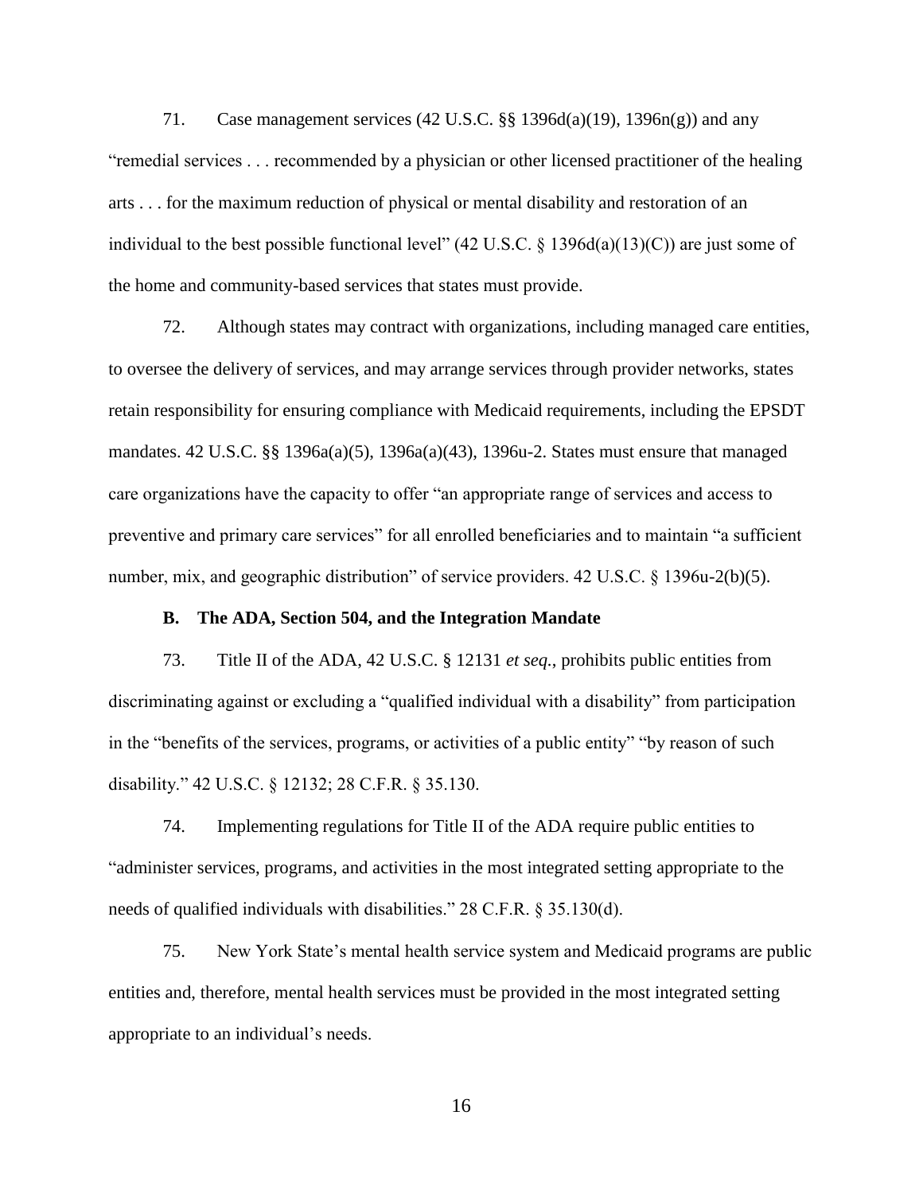71. Case management services (42 U.S.C. §§ 1396d(a)(19), 1396n(g)) and any "remedial services . . . recommended by a physician or other licensed practitioner of the healing arts . . . for the maximum reduction of physical or mental disability and restoration of an individual to the best possible functional level" (42 U.S.C. § 1396d(a)(13)(C)) are just some of the home and community-based services that states must provide.

72. Although states may contract with organizations, including managed care entities, to oversee the delivery of services, and may arrange services through provider networks, states retain responsibility for ensuring compliance with Medicaid requirements, including the EPSDT mandates. 42 U.S.C. §§ 1396a(a)(5), 1396a(a)(43), 1396u-2. States must ensure that managed care organizations have the capacity to offer "an appropriate range of services and access to preventive and primary care services" for all enrolled beneficiaries and to maintain "a sufficient number, mix, and geographic distribution" of service providers. 42 U.S.C. § 1396u-2(b)(5).

### B. The ADA, Section 504, and the Integration Mandate

73. Title II of the ADA, 42 U.S.C. § 12131 *et seq.*, prohibits public entities from discriminating against or excluding a "qualified individual with a disability" from participation in the "benefits of the services, programs, or activities of a public entity" "by reason of such disability." 42 U.S.C. § 12132; 28 C.F.R. § 35.130.

74. Implementing regulations for Title II of the ADA require public entities to "administer services, programs, and activities in the most integrated setting appropriate to the needs of qualified individuals with disabilities." 28 C.F.R. § 35.130(d).

75. New York State's mental health service system and Medicaid programs are public entities and, therefore, mental health services must be provided in the most integrated setting appropriate to an individual's needs.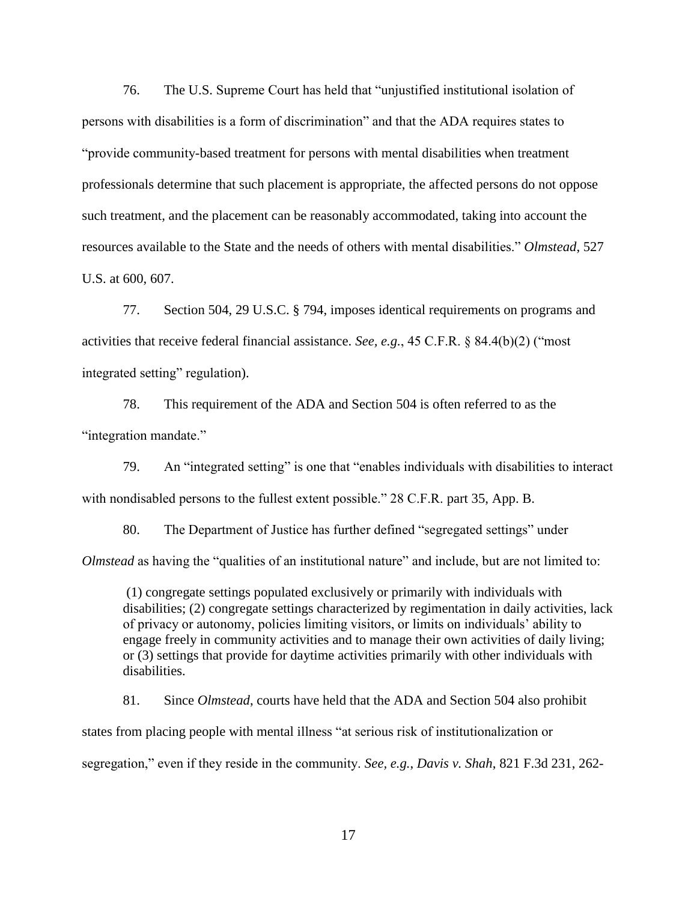76. The U.S. Supreme Court has held that "unjustified institutional isolation of persons with disabilities is a form of discrimination" and that the ADA requires states to "provide community-based treatment for persons with mental disabilities when treatment professionals determine that such placement is appropriate, the affected persons do not oppose such treatment, and the placement can be reasonably accommodated, taking into account the resources available to the State and the needs of others with mental disabilities." *Olmstead*, 527 U.S. at 600, 607.

77. Section 504, 29 U.S.C. § 794, imposes identical requirements on programs and activities that receive federal financial assistance. *See, e.g.*, 45 C.F.R. § 84.4(b)(2) ("most integrated setting" regulation).

78. This requirement of the ADA and Section 504 is often referred to as the "integration mandate."

79. An "integrated setting" is one that "enables individuals with disabilities to interact with nondisabled persons to the fullest extent possible." 28 C.F.R. part 35, App. B.

80. The Department of Justice has further defined "segregated settings" under *Olmstead* as having the "qualities of an institutional nature" and include, but are not limited to:

> (1) congregate settings populated exclusively or primarily with individuals with disabilities; (2) congregate settings characterized by regimentation in daily activities, lack of privacy or autonomy, policies limiting visitors, or limits on individuals' ability to engage freely in community activities and to manage their own activities of daily living; or (3) settings that provide for daytime activities primarily with other individuals with disabilities.

81. Since *Olmstead*, courts have held that the ADA and Section 504 also prohibit states from placing people with mental illness "at serious risk of institutionalization or segregation," even if they reside in the community. *See, e.g.*, *Davis v. Shah*, 821 F.3d 231, 262-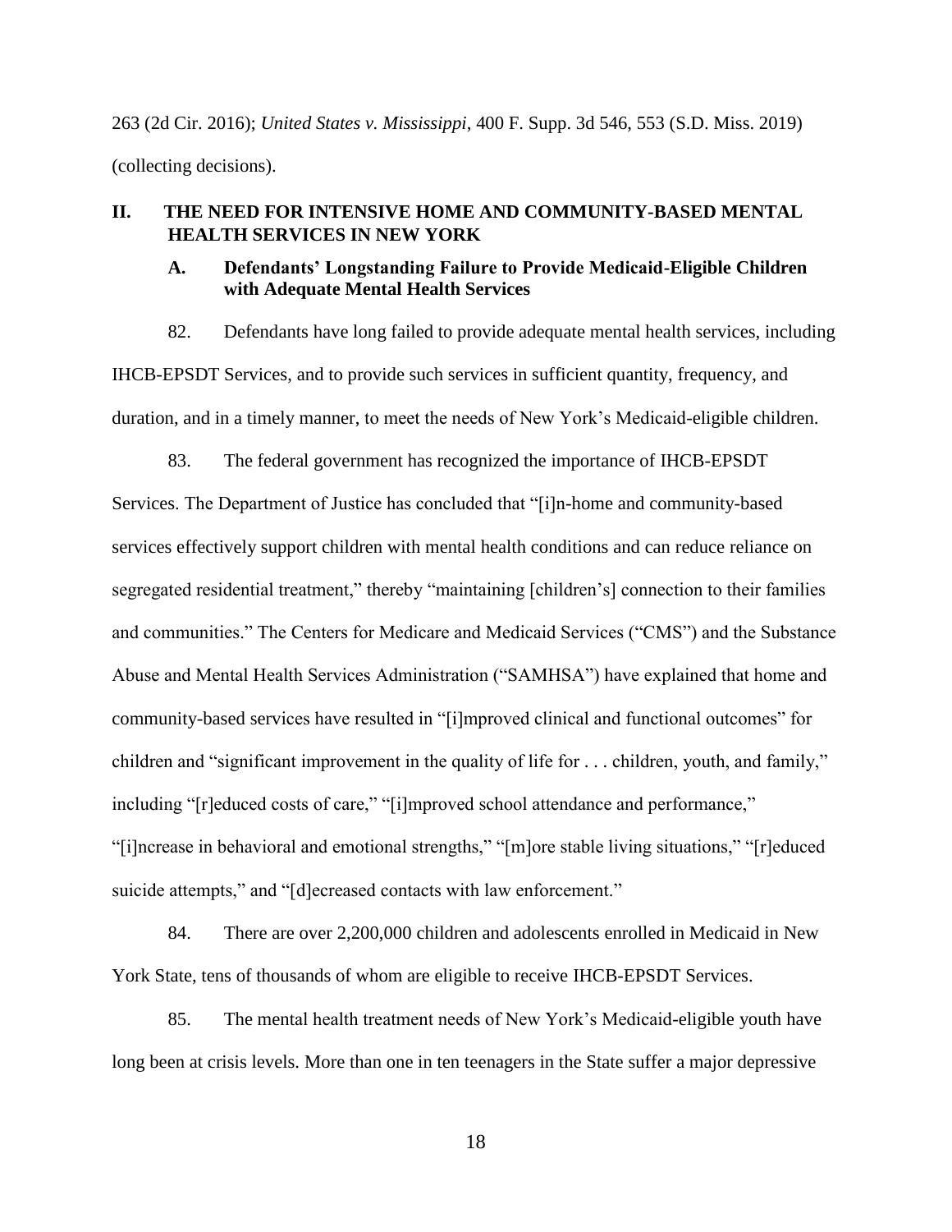263 (2d Cir. 2016); *United States v. Mississippi*, 400 F. Supp. 3d 546, 553 (S.D. Miss. 2019) (collecting decisions).

## II. THE NEED FOR INTENSIVE HOME AND COMMUNITY-BASED MENTAL HEALTH SERVICES IN NEW YORK

### A. Defendants' Longstanding Failure to Provide Medicaid-Eligible Children with Adequate Mental Health Services

82. Defendants have long failed to provide adequate mental health services, including IHCB-EPSDT Services, and to provide such services in sufficient quantity, frequency, and duration, and in a timely manner, to meet the needs of New York's Medicaid-eligible children.

83. The federal government has recognized the importance of IHCB-EPSDT Services. The Department of Justice has concluded that "[i]n-home and community-based services effectively support children with mental health conditions and can reduce reliance on segregated residential treatment," thereby "maintaining [children's] connection to their families and communities." The Centers for Medicare and Medicaid Services ("CMS") and the Substance Abuse and Mental Health Services Administration ("SAMHSA") have explained that home and community-based services have resulted in "[i]mproved clinical and functional outcomes" for children and "significant improvement in the quality of life for . . . children, youth, and family," including "[r]educed costs of care," "[i]mproved school attendance and performance," "[i]ncrease in behavioral and emotional strengths," "[m]ore stable living situations," "[r]educed suicide attempts," and "[d]ecreased contacts with law enforcement."

84. There are over 2,200,000 children and adolescents enrolled in Medicaid in New York State, tens of thousands of whom are eligible to receive IHCB-EPSDT Services.

85. The mental health treatment needs of New York's Medicaid-eligible youth have long been at crisis levels. More than one in ten teenagers in the State suffer a major depressive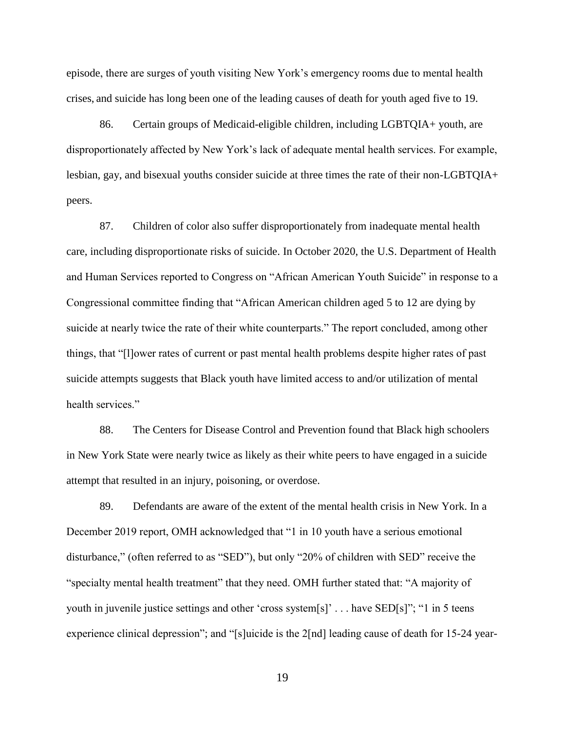episode, there are surges of youth visiting New York's emergency rooms due to mental health crises, and suicide has long been one of the leading causes of death for youth aged five to 19.

86. Certain groups of Medicaid-eligible children, including LGBTQIA+ youth, are disproportionately affected by New York's lack of adequate mental health services. For example, lesbian, gay, and bisexual youths consider suicide at three times the rate of their non-LGBTQIA+ peers.

87. Children of color also suffer disproportionately from inadequate mental health care, including disproportionate risks of suicide. In October 2020, the U.S. Department of Health and Human Services reported to Congress on "African American Youth Suicide" in response to a Congressional committee finding that "African American children aged 5 to 12 are dying by suicide at nearly twice the rate of their white counterparts." The report concluded, among other things, that "[l]ower rates of current or past mental health problems despite higher rates of past suicide attempts suggests that Black youth have limited access to and/or utilization of mental health services."

88. The Centers for Disease Control and Prevention found that Black high schoolers in New York State were nearly twice as likely as their white peers to have engaged in a suicide attempt that resulted in an injury, poisoning, or overdose.

89. Defendants are aware of the extent of the mental health crisis in New York. In a December 2019 report, OMH acknowledged that "1 in 10 youth have a serious emotional disturbance," (often referred to as "SED"), but only "20% of children with SED" receive the "specialty mental health treatment" that they need. OMH further stated that: "A majority of youth in juvenile justice settings and other 'cross system[s]' . . . have SED[s]"; "1 in 5 teens experience clinical depression"; and "[s]uicide is the 2[nd] leading cause of death for 15-24 year-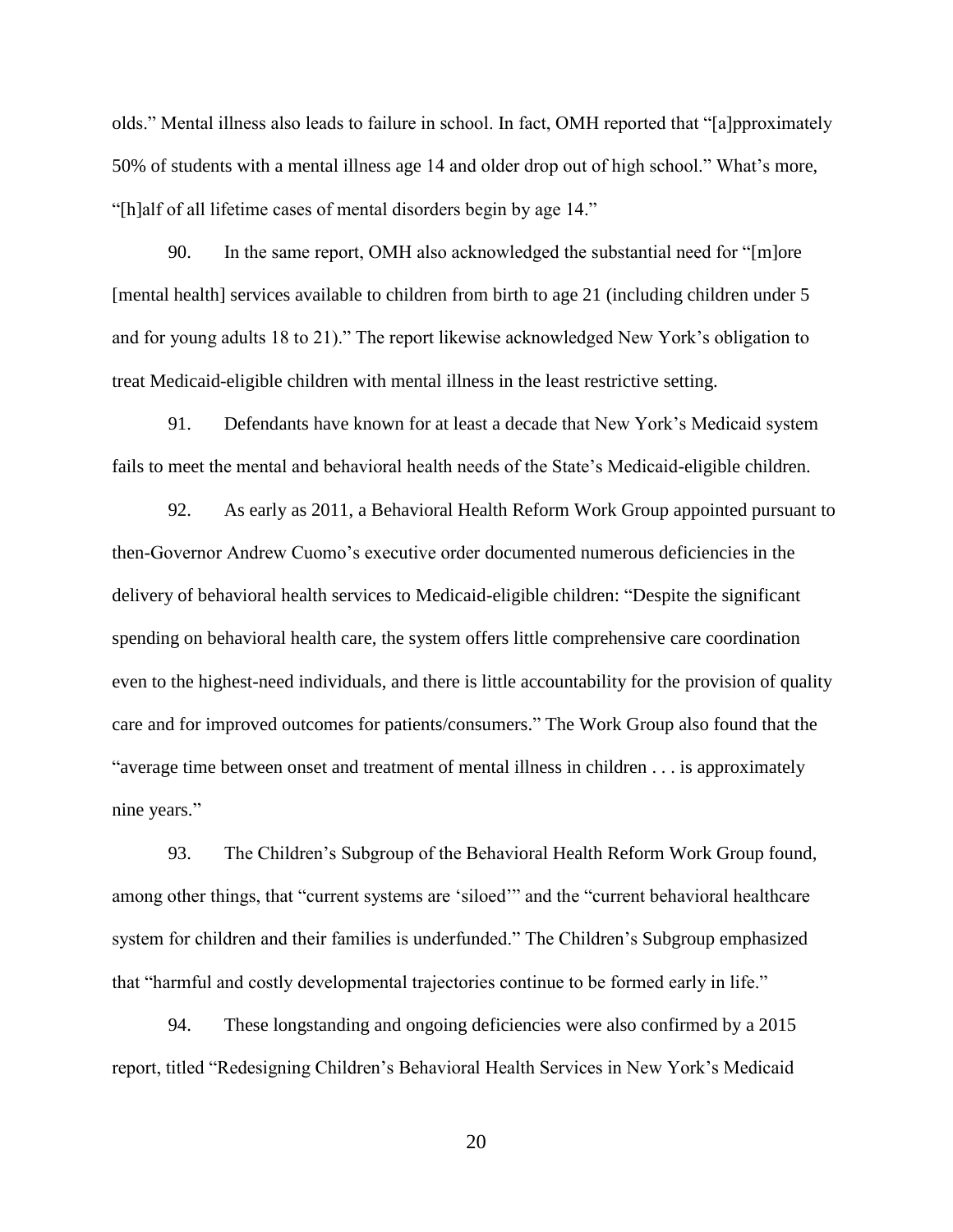olds." Mental illness also leads to failure in school. In fact, OMH reported that "[a]pproximately 50% of students with a mental illness age 14 and older drop out of high school." What's more, "[h]alf of all lifetime cases of mental disorders begin by age 14."

90. In the same report, OMH also acknowledged the substantial need for "[m]ore [mental health] services available to children from birth to age 21 (including children under 5 and for young adults 18 to 21)." The report likewise acknowledged New York's obligation to treat Medicaid-eligible children with mental illness in the least restrictive setting.

91. Defendants have known for at least a decade that New York's Medicaid system fails to meet the mental and behavioral health needs of the State's Medicaid-eligible children.

92. As early as 2011, a Behavioral Health Reform Work Group appointed pursuant to then-Governor Andrew Cuomo's executive order documented numerous deficiencies in the delivery of behavioral health services to Medicaid-eligible children: "Despite the significant spending on behavioral health care, the system offers little comprehensive care coordination even to the highest-need individuals, and there is little accountability for the provision of quality care and for improved outcomes for patients/consumers." The Work Group also found that the "average time between onset and treatment of mental illness in children . . . is approximately nine years."

93. The Children's Subgroup of the Behavioral Health Reform Work Group found, among other things, that "current systems are 'siloed'" and the "current behavioral healthcare system for children and their families is underfunded." The Children's Subgroup emphasized that "harmful and costly developmental trajectories continue to be formed early in life."

94. These longstanding and ongoing deficiencies were also confirmed by a 2015 report, titled "Redesigning Children's Behavioral Health Services in New York's Medicaid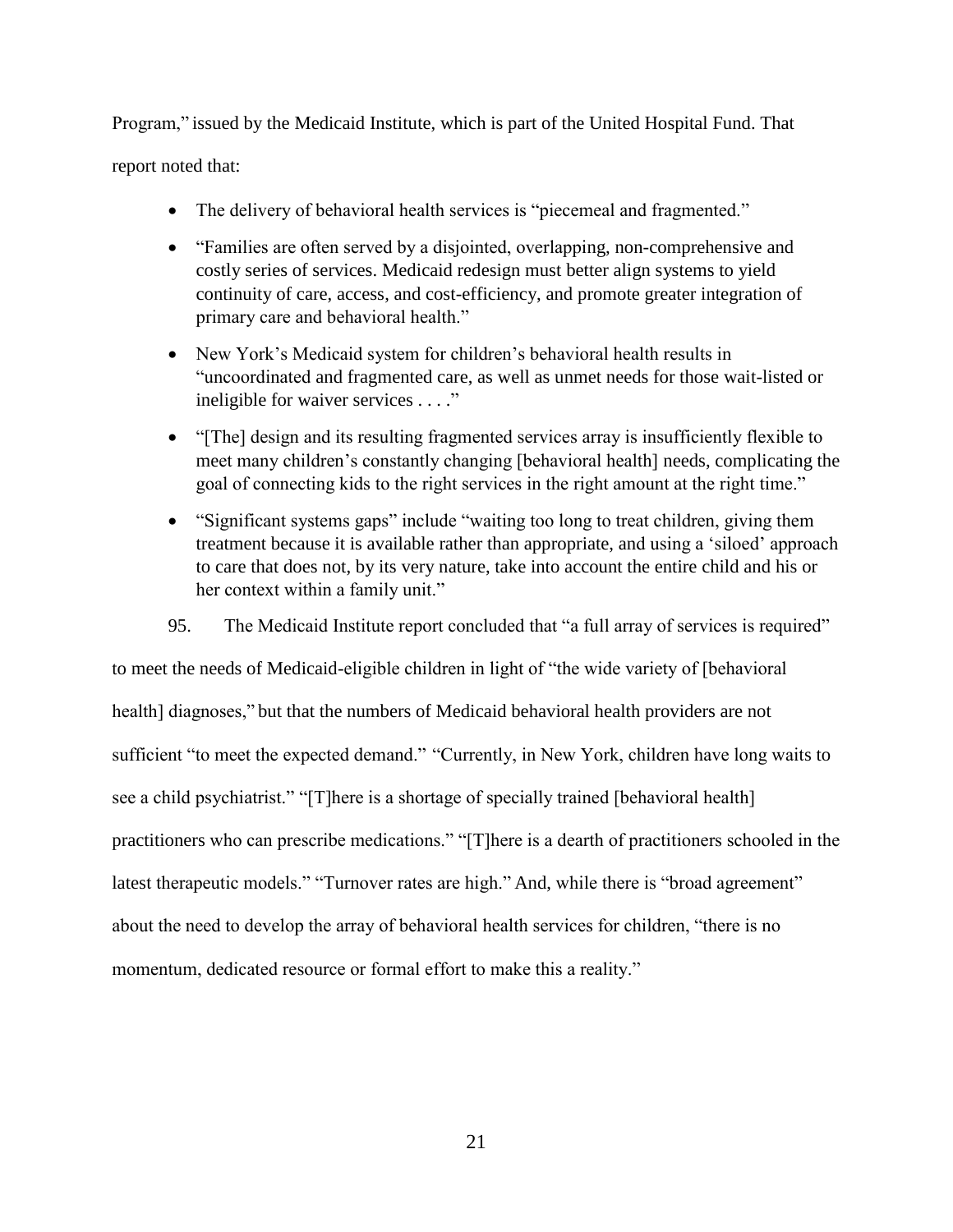Program," issued by the Medicaid Institute, which is part of the United Hospital Fund. That report noted that:

- The delivery of behavioral health services is "piecemeal and fragmented."
- "Families are often served by a disjointed, overlapping, non-comprehensive and costly series of services. Medicaid redesign must better align systems to yield continuity of care, access, and cost-efficiency, and promote greater integration of primary care and behavioral health."
- New York's Medicaid system for children's behavioral health results in "uncoordinated and fragmented care, as well as unmet needs for those wait-listed or ineligible for waiver services . . . ."
- "[The] design and its resulting fragmented services array is insufficiently flexible to meet many children's constantly changing [behavioral health] needs, complicating the goal of connecting kids to the right services in the right amount at the right time."
- "Significant systems gaps" include "waiting too long to treat children, giving them treatment because it is available rather than appropriate, and using a 'siloed' approach to care that does not, by its very nature, take into account the entire child and his or her context within a family unit."

95. The Medicaid Institute report concluded that "a full array of services is required" to meet the needs of Medicaid-eligible children in light of "the wide variety of [behavioral health] diagnoses," but that the numbers of Medicaid behavioral health providers are not sufficient "to meet the expected demand." "Currently, in New York, children have long waits to see a child psychiatrist." "[T]here is a shortage of specially trained [behavioral health] practitioners who can prescribe medications." "[T]here is a dearth of practitioners schooled in the latest therapeutic models." "Turnover rates are high." And, while there is "broad agreement" about the need to develop the array of behavioral health services for children, "there is no momentum, dedicated resource or formal effort to make this a reality."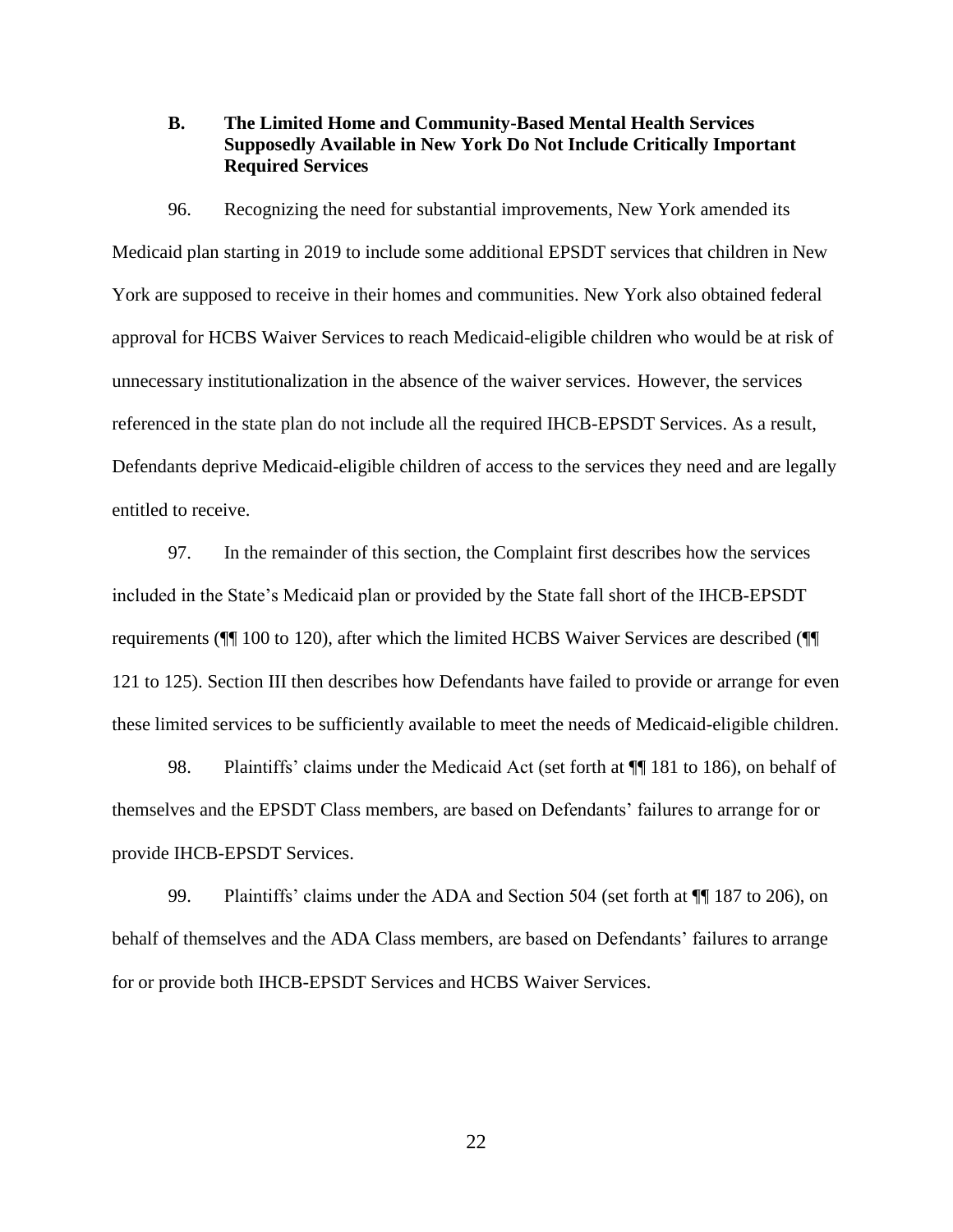### B. The Limited Home and Community-Based Mental Health Services Supposedly Available in New York Do Not Include Critically Important Required Services

96. Recognizing the need for substantial improvements, New York amended its Medicaid plan starting in 2019 to include some additional EPSDT services that children in New York are supposed to receive in their homes and communities. New York also obtained federal approval for HCBS Waiver Services to reach Medicaid-eligible children who would be at risk of unnecessary institutionalization in the absence of the waiver services. However, the services referenced in the state plan do not include all the required IHCB-EPSDT Services. As a result, Defendants deprive Medicaid-eligible children of access to the services they need and are legally entitled to receive.

97. In the remainder of this section, the Complaint first describes how the services included in the State's Medicaid plan or provided by the State fall short of the IHCB-EPSDT requirements (¶¶ 100 to 120), after which the limited HCBS Waiver Services are described (¶¶ 121 to 125). Section III then describes how Defendants have failed to provide or arrange for even these limited services to be sufficiently available to meet the needs of Medicaid-eligible children.

98. Plaintiffs' claims under the Medicaid Act (set forth at ¶¶ 181 to 186), on behalf of themselves and the EPSDT Class members, are based on Defendants' failures to arrange for or provide IHCB-EPSDT Services.

99. Plaintiffs' claims under the ADA and Section 504 (set forth at ¶¶ 187 to 206), on behalf of themselves and the ADA Class members, are based on Defendants' failures to arrange for or provide both IHCB-EPSDT Services and HCBS Waiver Services.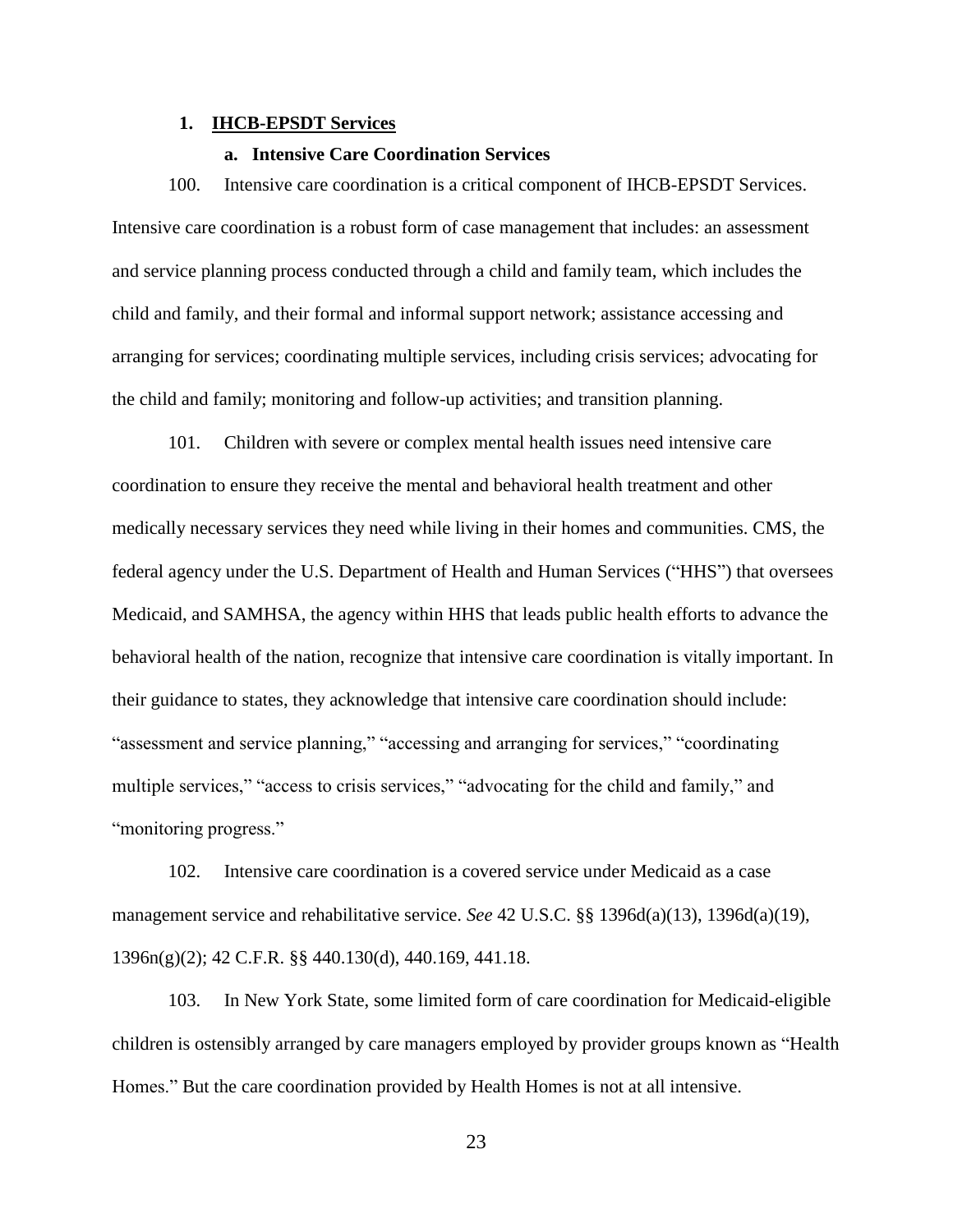### 1. **IHCB-EPSDT Services**

#### a. **Intensive Care Coordination Services**

100. Intensive care coordination is a critical component of IHCB-EPSDT Services. Intensive care coordination is a robust form of case management that includes: an assessment and service planning process conducted through a child and family team, which includes the child and family, and their formal and informal support network; assistance accessing and arranging for services; coordinating multiple services, including crisis services; advocating for the child and family; monitoring and follow-up activities; and transition planning.

101. Children with severe or complex mental health issues need intensive care coordination to ensure they receive the mental and behavioral health treatment and other medically necessary services they need while living in their homes and communities. CMS, the federal agency under the U.S. Department of Health and Human Services ("HHS") that oversees Medicaid, and SAMHSA, the agency within HHS that leads public health efforts to advance the behavioral health of the nation, recognize that intensive care coordination is vitally important. In their guidance to states, they acknowledge that intensive care coordination should include: "assessment and service planning," "accessing and arranging for services," "coordinating multiple services," "access to crisis services," "advocating for the child and family," and "monitoring progress."

102. Intensive care coordination is a covered service under Medicaid as a case management service and rehabilitative service. *See* 42 U.S.C. §§ 1396d(a)(13), 1396d(a)(19), 1396n(g)(2); 42 C.F.R. §§ 440.130(d), 440.169, 441.18.

103. In New York State, some limited form of care coordination for Medicaid-eligible children is ostensibly arranged by care managers employed by provider groups known as "Health Homes." But the care coordination provided by Health Homes is not at all intensive.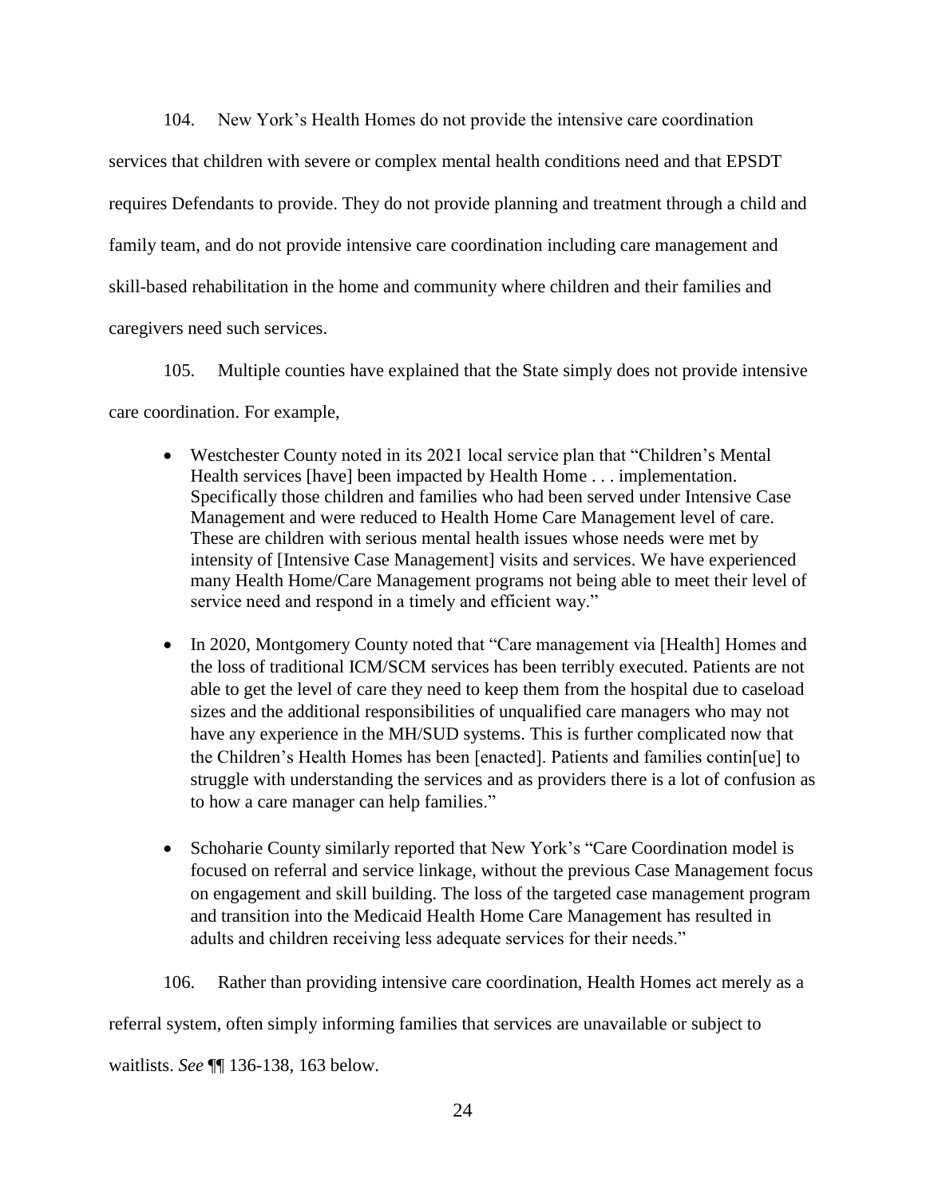104. New York's Health Homes do not provide the intensive care coordination services that children with severe or complex mental health conditions need and that EPSDT requires Defendants to provide. They do not provide planning and treatment through a child and family team, and do not provide intensive care coordination including care management and skill-based rehabilitation in the home and community where children and their families and caregivers need such services.

105. Multiple counties have explained that the State simply does not provide intensive care coordination. For example,

- Westchester County noted in its 2021 local service plan that "Children's Mental Health services [have] been impacted by Health Home . . . implementation. Specifically those children and families who had been served under Intensive Case Management and were reduced to Health Home Care Management level of care. These are children with serious mental health issues whose needs were met by intensity of [Intensive Case Management] visits and services. We have experienced many Health Home/Care Management programs not being able to meet their level of service need and respond in a timely and efficient way."

- In 2020, Montgomery County noted that "Care management via [Health] Homes and the loss of traditional ICM/SCM services has been terribly executed. Patients are not able to get the level of care they need to keep them from the hospital due to caseload sizes and the additional responsibilities of unqualified care managers who may not have any experience in the MH/SUD systems. This is further complicated now that the Children's Health Homes has been [enacted]. Patients and families contin[ue] to struggle with understanding the services and as providers there is a lot of confusion as to how a care manager can help families."

- Schoharie County similarly reported that New York's "Care Coordination model is focused on referral and service linkage, without the previous Case Management focus on engagement and skill building. The loss of the targeted case management program and transition into the Medicaid Health Home Care Management has resulted in adults and children receiving less adequate services for their needs."

106. Rather than providing intensive care coordination, Health Homes act merely as a referral system, often simply informing families that services are unavailable or subject to waitlists. *See* ¶¶ 136-138, 163 below.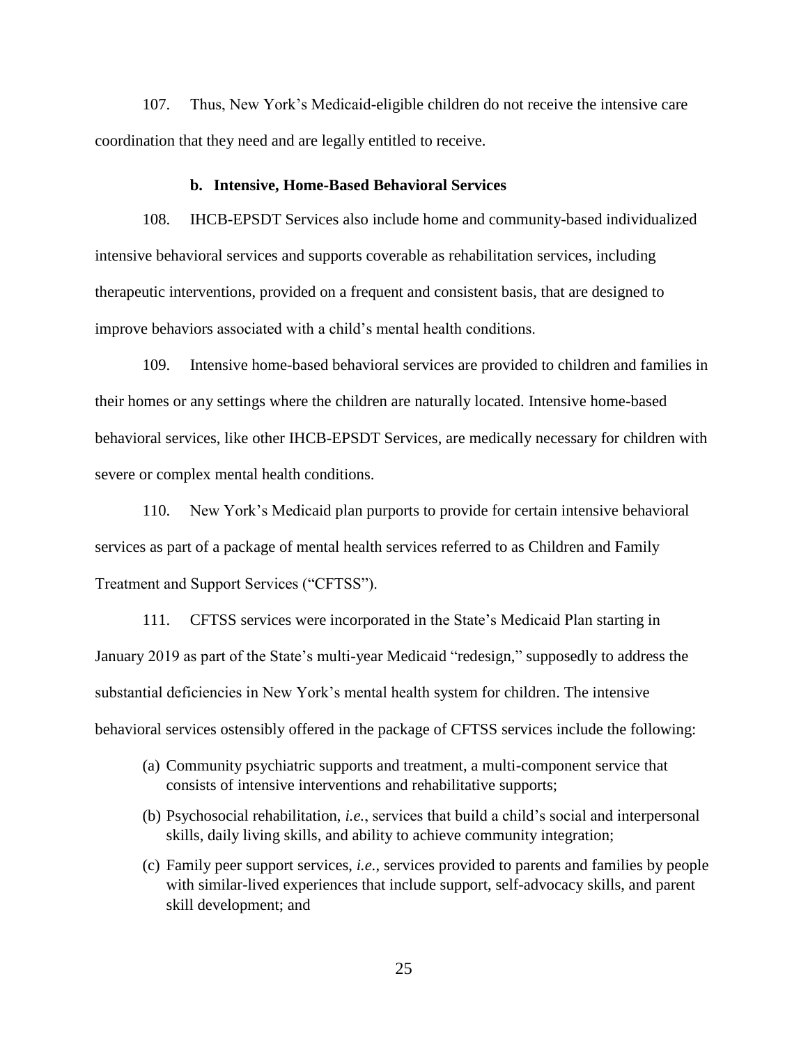107. Thus, New York's Medicaid-eligible children do not receive the intensive care coordination that they need and are legally entitled to receive.

### b. Intensive, Home-Based Behavioral Services

108. IHCB-EPSDT Services also include home and community-based individualized intensive behavioral services and supports coverable as rehabilitation services, including therapeutic interventions, provided on a frequent and consistent basis, that are designed to improve behaviors associated with a child's mental health conditions.

109. Intensive home-based behavioral services are provided to children and families in their homes or any settings where the children are naturally located. Intensive home-based behavioral services, like other IHCB-EPSDT Services, are medically necessary for children with severe or complex mental health conditions.

110. New York's Medicaid plan purports to provide for certain intensive behavioral services as part of a package of mental health services referred to as Children and Family Treatment and Support Services ("CFTSS").

111. CFTSS services were incorporated in the State's Medicaid Plan starting in January 2019 as part of the State's multi-year Medicaid "redesign," supposedly to address the substantial deficiencies in New York's mental health system for children. The intensive behavioral services ostensibly offered in the package of CFTSS services include the following:

(a) Community psychiatric supports and treatment, a multi-component service that consists of intensive interventions and rehabilitative supports;

(b) Psychosocial rehabilitation, *i.e.*, services that build a child's social and interpersonal skills, daily living skills, and ability to achieve community integration;

(c) Family peer support services, *i.e.*, services provided to parents and families by people with similar-lived experiences that include support, self-advocacy skills, and parent skill development; and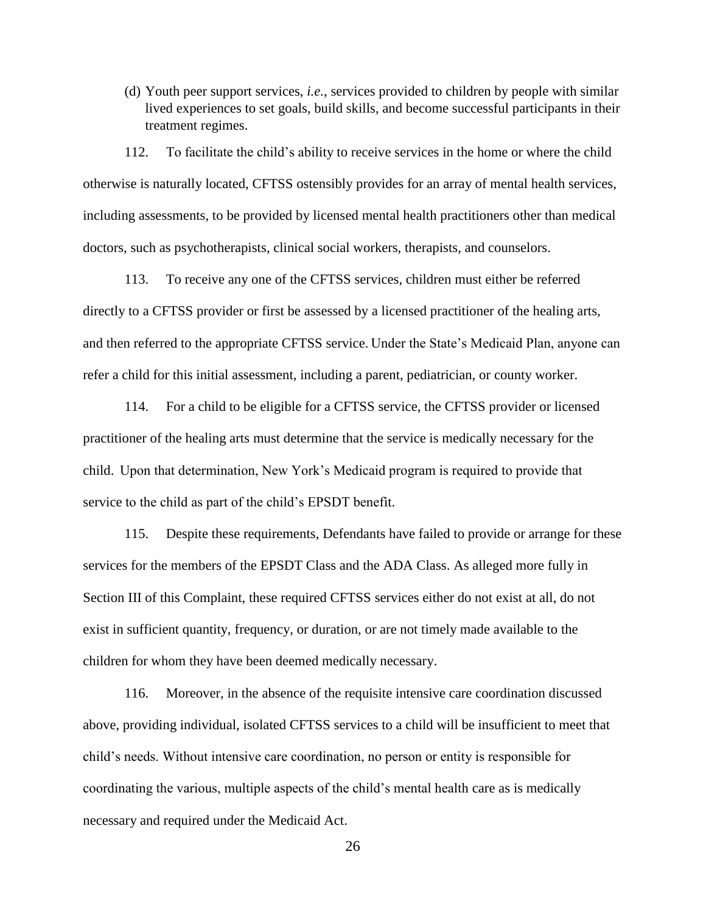(d) Youth peer support services, *i.e.*, services provided to children by people with similar lived experiences to set goals, build skills, and become successful participants in their treatment regimes.

112. To facilitate the child's ability to receive services in the home or where the child otherwise is naturally located, CFTSS ostensibly provides for an array of mental health services, including assessments, to be provided by licensed mental health practitioners other than medical doctors, such as psychotherapists, clinical social workers, therapists, and counselors.

113. To receive any one of the CFTSS services, children must either be referred directly to a CFTSS provider or first be assessed by a licensed practitioner of the healing arts, and then referred to the appropriate CFTSS service. Under the State's Medicaid Plan, anyone can refer a child for this initial assessment, including a parent, pediatrician, or county worker.

114. For a child to be eligible for a CFTSS service, the CFTSS provider or licensed practitioner of the healing arts must determine that the service is medically necessary for the child. Upon that determination, New York's Medicaid program is required to provide that service to the child as part of the child's EPSDT benefit.

115. Despite these requirements, Defendants have failed to provide or arrange for these services for the members of the EPSDT Class and the ADA Class. As alleged more fully in Section III of this Complaint, these required CFTSS services either do not exist at all, do not exist in sufficient quantity, frequency, or duration, or are not timely made available to the children for whom they have been deemed medically necessary.

116. Moreover, in the absence of the requisite intensive care coordination discussed above, providing individual, isolated CFTSS services to a child will be insufficient to meet that child's needs. Without intensive care coordination, no person or entity is responsible for coordinating the various, multiple aspects of the child's mental health care as is medically necessary and required under the Medicaid Act.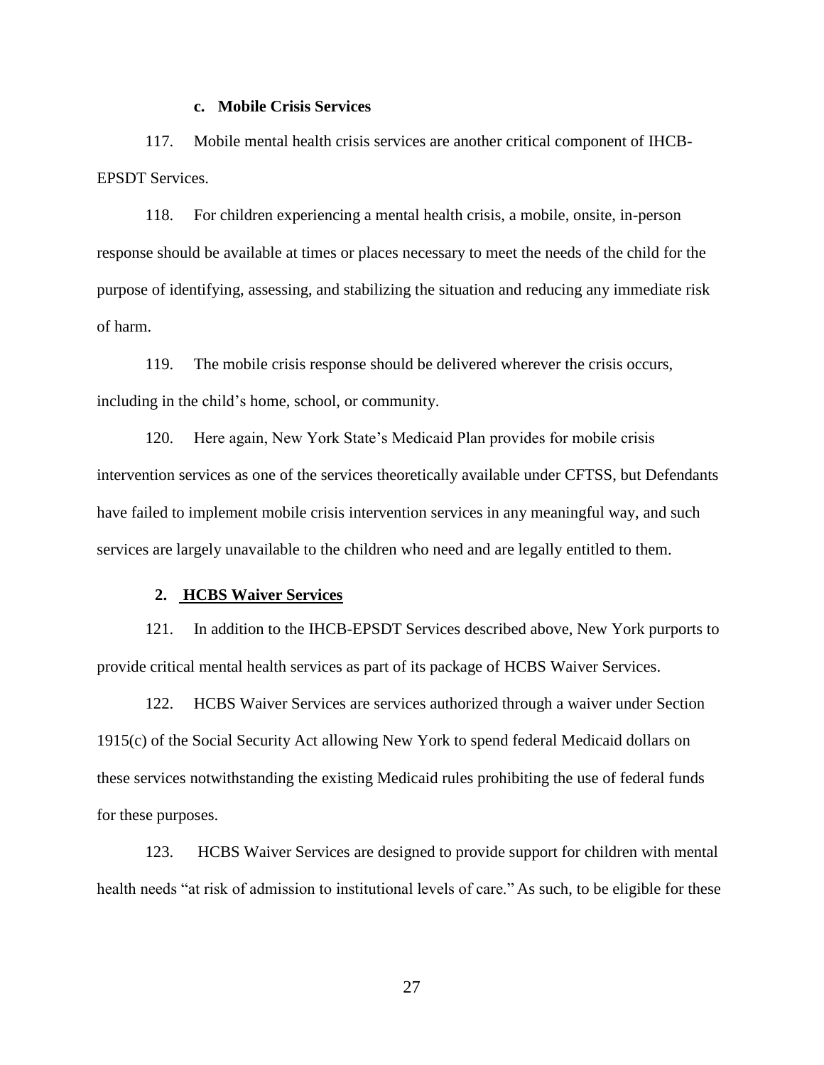#### c. Mobile Crisis Services

117. Mobile mental health crisis services are another critical component of IHCB-EPSDT Services.

118. For children experiencing a mental health crisis, a mobile, onsite, in-person response should be available at times or places necessary to meet the needs of the child for the purpose of identifying, assessing, and stabilizing the situation and reducing any immediate risk of harm.

119. The mobile crisis response should be delivered wherever the crisis occurs, including in the child's home, school, or community.

120. Here again, New York State's Medicaid Plan provides for mobile crisis intervention services as one of the services theoretically available under CFTSS, but Defendants have failed to implement mobile crisis intervention services in any meaningful way, and such services are largely unavailable to the children who need and are legally entitled to them.

### 2. HCBS Waiver Services

121. In addition to the IHCB-EPSDT Services described above, New York purports to provide critical mental health services as part of its package of HCBS Waiver Services.

122. HCBS Waiver Services are services authorized through a waiver under Section 1915(c) of the Social Security Act allowing New York to spend federal Medicaid dollars on these services notwithstanding the existing Medicaid rules prohibiting the use of federal funds for these purposes.

123. HCBS Waiver Services are designed to provide support for children with mental health needs "at risk of admission to institutional levels of care." As such, to be eligible for these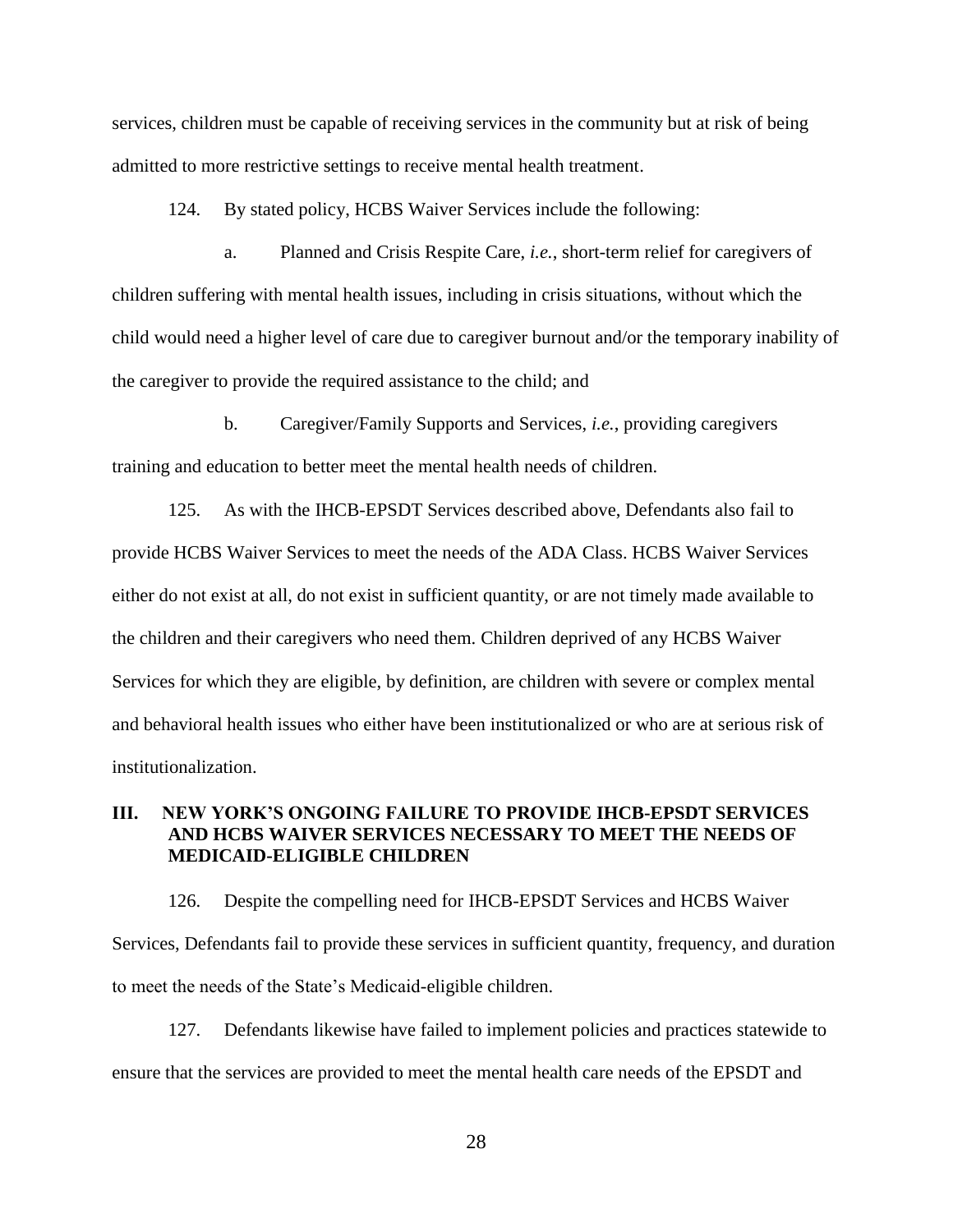services, children must be capable of receiving services in the community but at risk of being admitted to more restrictive settings to receive mental health treatment.

124. By stated policy, HCBS Waiver Services include the following:

a. Planned and Crisis Respite Care, *i.e.*, short-term relief for caregivers of children suffering with mental health issues, including in crisis situations, without which the child would need a higher level of care due to caregiver burnout and/or the temporary inability of the caregiver to provide the required assistance to the child; and

b. Caregiver/Family Supports and Services, *i.e.*, providing caregivers training and education to better meet the mental health needs of children.

125. As with the IHCB-EPSDT Services described above, Defendants also fail to provide HCBS Waiver Services to meet the needs of the ADA Class. HCBS Waiver Services either do not exist at all, do not exist in sufficient quantity, or are not timely made available to the children and their caregivers who need them. Children deprived of any HCBS Waiver Services for which they are eligible, by definition, are children with severe or complex mental and behavioral health issues who either have been institutionalized or who are at serious risk of institutionalization.

## III. NEW YORK'S ONGOING FAILURE TO PROVIDE IHCB-EPSDT SERVICES AND HCBS WAIVER SERVICES NECESSARY TO MEET THE NEEDS OF MEDICAID-ELIGIBLE CHILDREN

126. Despite the compelling need for IHCB-EPSDT Services and HCBS Waiver Services, Defendants fail to provide these services in sufficient quantity, frequency, and duration to meet the needs of the State's Medicaid-eligible children.

127. Defendants likewise have failed to implement policies and practices statewide to ensure that the services are provided to meet the mental health care needs of the EPSDT and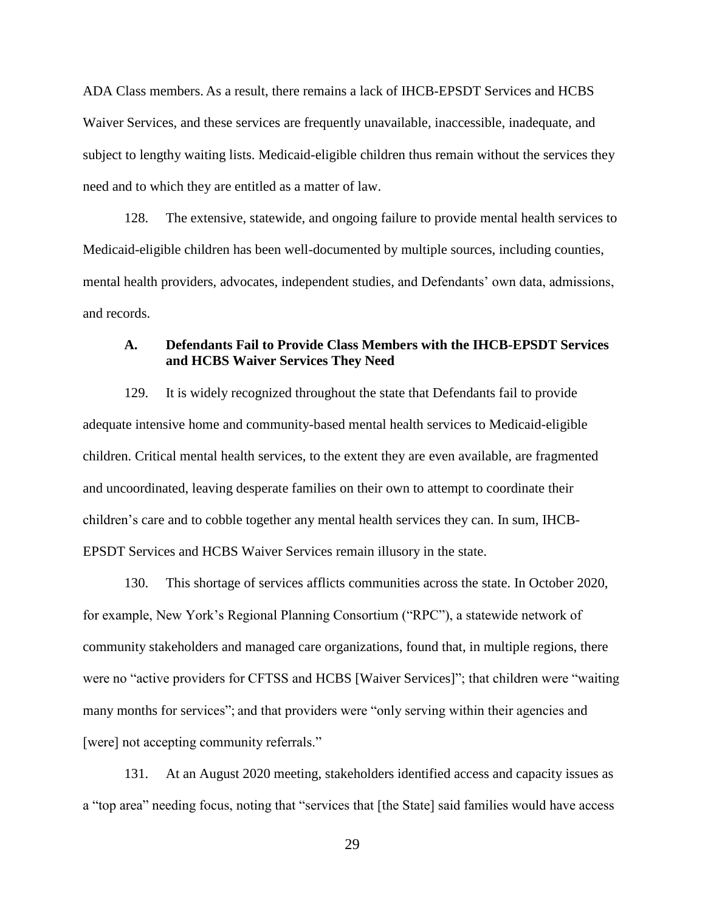ADA Class members. As a result, there remains a lack of IHCB-EPSDT Services and HCBS Waiver Services, and these services are frequently unavailable, inaccessible, inadequate, and subject to lengthy waiting lists. Medicaid-eligible children thus remain without the services they need and to which they are entitled as a matter of law.

128. The extensive, statewide, and ongoing failure to provide mental health services to Medicaid-eligible children has been well-documented by multiple sources, including counties, mental health providers, advocates, independent studies, and Defendants' own data, admissions, and records.

### A. Defendants Fail to Provide Class Members with the IHCB-EPSDT Services and HCBS Waiver Services They Need

129. It is widely recognized throughout the state that Defendants fail to provide adequate intensive home and community-based mental health services to Medicaid-eligible children. Critical mental health services, to the extent they are even available, are fragmented and uncoordinated, leaving desperate families on their own to attempt to coordinate their children's care and to cobble together any mental health services they can. In sum, IHCB-EPSDT Services and HCBS Waiver Services remain illusory in the state.

130. This shortage of services afflicts communities across the state. In October 2020, for example, New York's Regional Planning Consortium ("RPC"), a statewide network of community stakeholders and managed care organizations, found that, in multiple regions, there were no "active providers for CFTSS and HCBS [Waiver Services]"; that children were "waiting many months for services"; and that providers were "only serving within their agencies and [were] not accepting community referrals."

131. At an August 2020 meeting, stakeholders identified access and capacity issues as a "top area" needing focus, noting that "services that [the State] said families would have access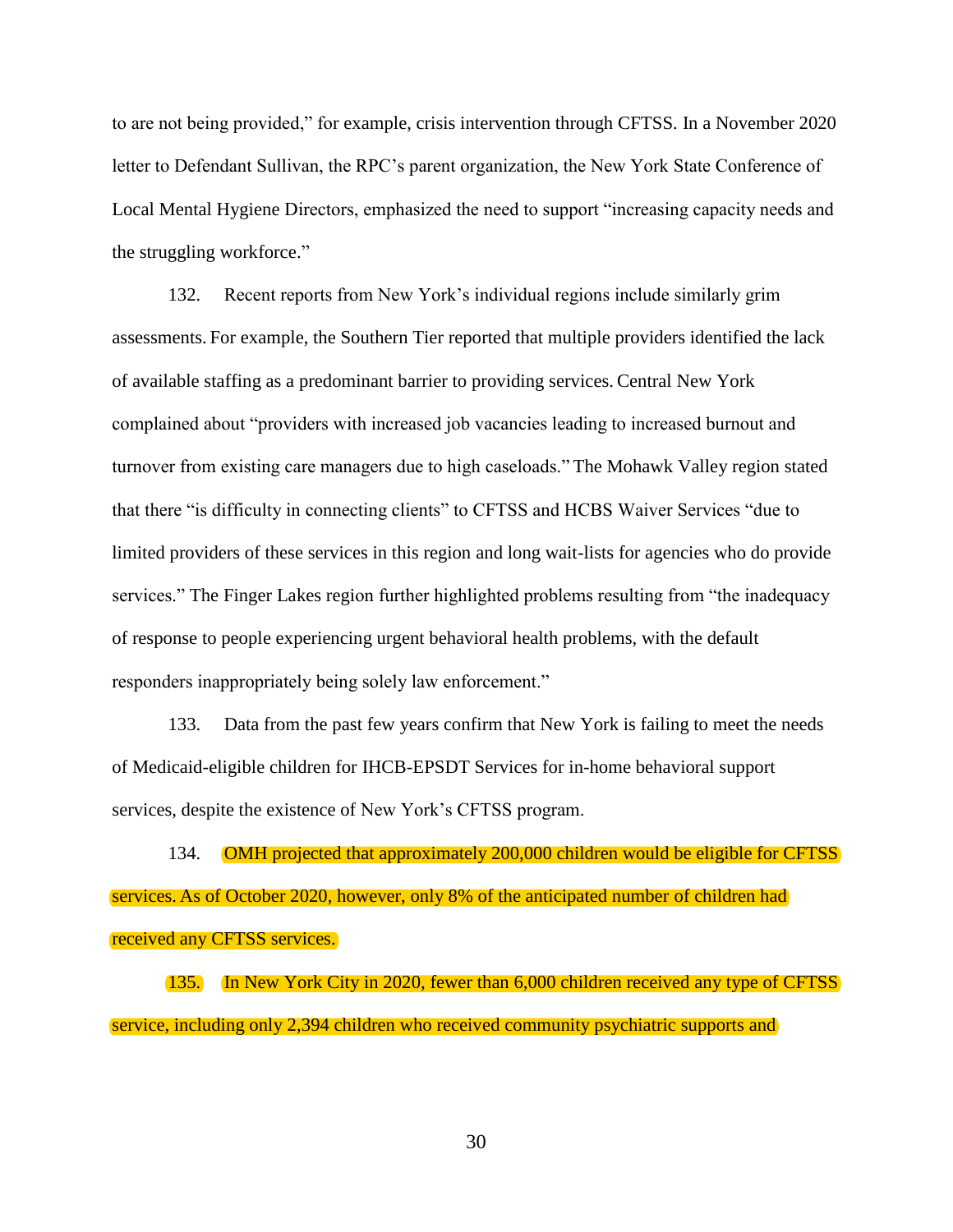to are not being provided," for example, crisis intervention through CFTSS. In a November 2020 letter to Defendant Sullivan, the RPC's parent organization, the New York State Conference of Local Mental Hygiene Directors, emphasized the need to support "increasing capacity needs and the struggling workforce."

132. Recent reports from New York's individual regions include similarly grim assessments. For example, the Southern Tier reported that multiple providers identified the lack of available staffing as a predominant barrier to providing services. Central New York complained about "providers with increased job vacancies leading to increased burnout and turnover from existing care managers due to high caseloads." The Mohawk Valley region stated that there "is difficulty in connecting clients" to CFTSS and HCBS Waiver Services "due to limited providers of these services in this region and long wait-lists for agencies who do provide services." The Finger Lakes region further highlighted problems resulting from "the inadequacy of response to people experiencing urgent behavioral health problems, with the default responders inappropriately being solely law enforcement."

133. Data from the past few years confirm that New York is failing to meet the needs of Medicaid-eligible children for IHCB-EPSDT Services for in-home behavioral support services, despite the existence of New York's CFTSS program.

134. OMH projected that approximately 200,000 children would be eligible for CFTSS services. As of October 2020, however, only 8% of the anticipated number of children had received any CFTSS services.

135. In New York City in 2020, fewer than 6,000 children received any type of CFTSS service, including only 2,394 children who received community psychiatric supports and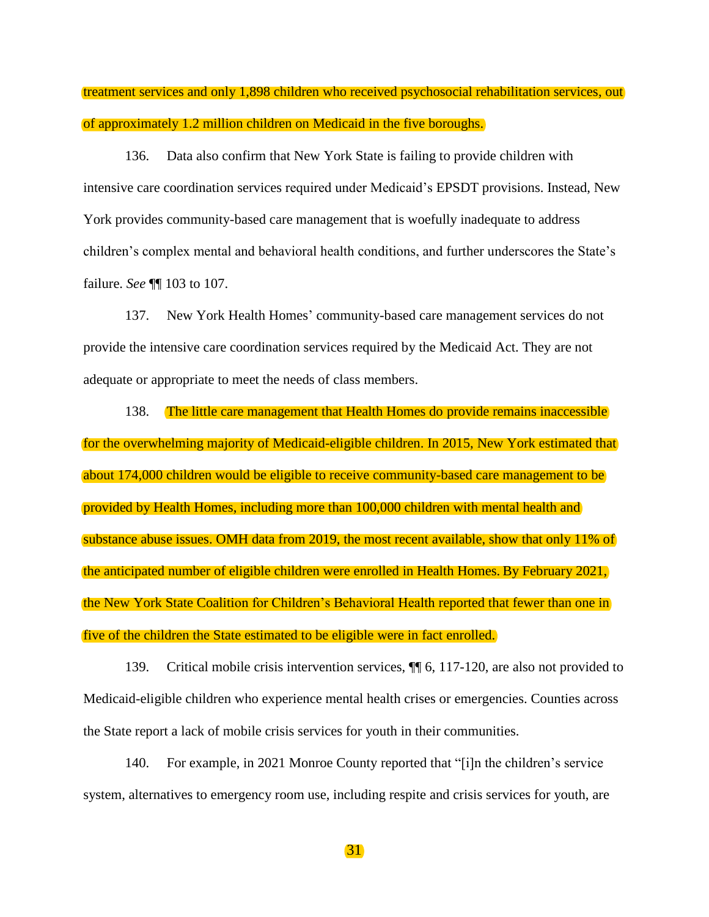treatment services and only 1,898 children who received psychosocial rehabilitation services, out of approximately 1.2 million children on Medicaid in the five boroughs.

136. Data also confirm that New York State is failing to provide children with intensive care coordination services required under Medicaid's EPSDT provisions. Instead, New York provides community-based care management that is woefully inadequate to address children's complex mental and behavioral health conditions, and further underscores the State's failure. *See* ¶¶ 103 to 107.

137. New York Health Homes' community-based care management services do not provide the intensive care coordination services required by the Medicaid Act. They are not adequate or appropriate to meet the needs of class members.

138. The little care management that Health Homes do provide remains inaccessible for the overwhelming majority of Medicaid-eligible children. In 2015, New York estimated that about 174,000 children would be eligible to receive community-based care management to be provided by Health Homes, including more than 100,000 children with mental health and substance abuse issues. OMH data from 2019, the most recent available, show that only 11% of the anticipated number of eligible children were enrolled in Health Homes. By February 2021, the New York State Coalition for Children's Behavioral Health reported that fewer than one in five of the children the State estimated to be eligible were in fact enrolled.

139. Critical mobile crisis intervention services, ¶¶ 6, 117-120, are also not provided to Medicaid-eligible children who experience mental health crises or emergencies. Counties across the State report a lack of mobile crisis services for youth in their communities.

140. For example, in 2021 Monroe County reported that "[i]n the children's service system, alternatives to emergency room use, including respite and crisis services for youth, are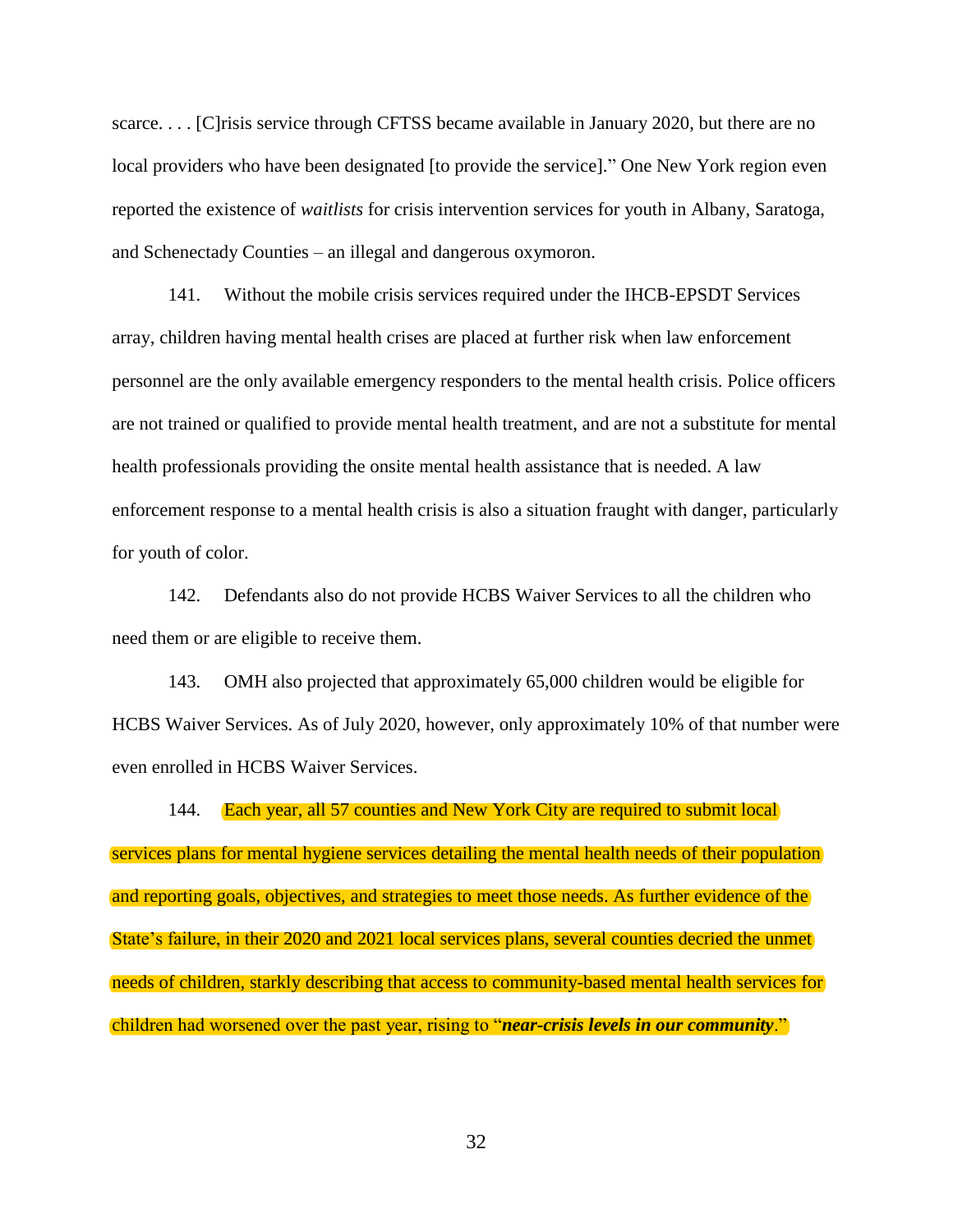scarce. . . . [C]risis service through CFTSS became available in January 2020, but there are no local providers who have been designated [to provide the service].” One New York region even reported the existence of *waitlists* for crisis intervention services for youth in Albany, Saratoga, and Schenectady Counties – an illegal and dangerous oxymoron.

141. Without the mobile crisis services required under the IHCB-EPSDT Services array, children having mental health crises are placed at further risk when law enforcement personnel are the only available emergency responders to the mental health crisis. Police officers are not trained or qualified to provide mental health treatment, and are not a substitute for mental health professionals providing the onsite mental health assistance that is needed. A law enforcement response to a mental health crisis is also a situation fraught with danger, particularly for youth of color.

142. Defendants also do not provide HCBS Waiver Services to all the children who need them or are eligible to receive them.

143. OMH also projected that approximately 65,000 children would be eligible for HCBS Waiver Services. As of July 2020, however, only approximately 10% of that number were even enrolled in HCBS Waiver Services.

144. Each year, all 57 counties and New York City are required to submit local services plans for mental hygiene services detailing the mental health needs of their population and reporting goals, objectives, and strategies to meet those needs. As further evidence of the State’s failure, in their 2020 and 2021 local services plans, several counties decried the unmet needs of children, starkly describing that access to community-based mental health services for children had worsened over the past year, rising to “***near-crisis levels in our community***.”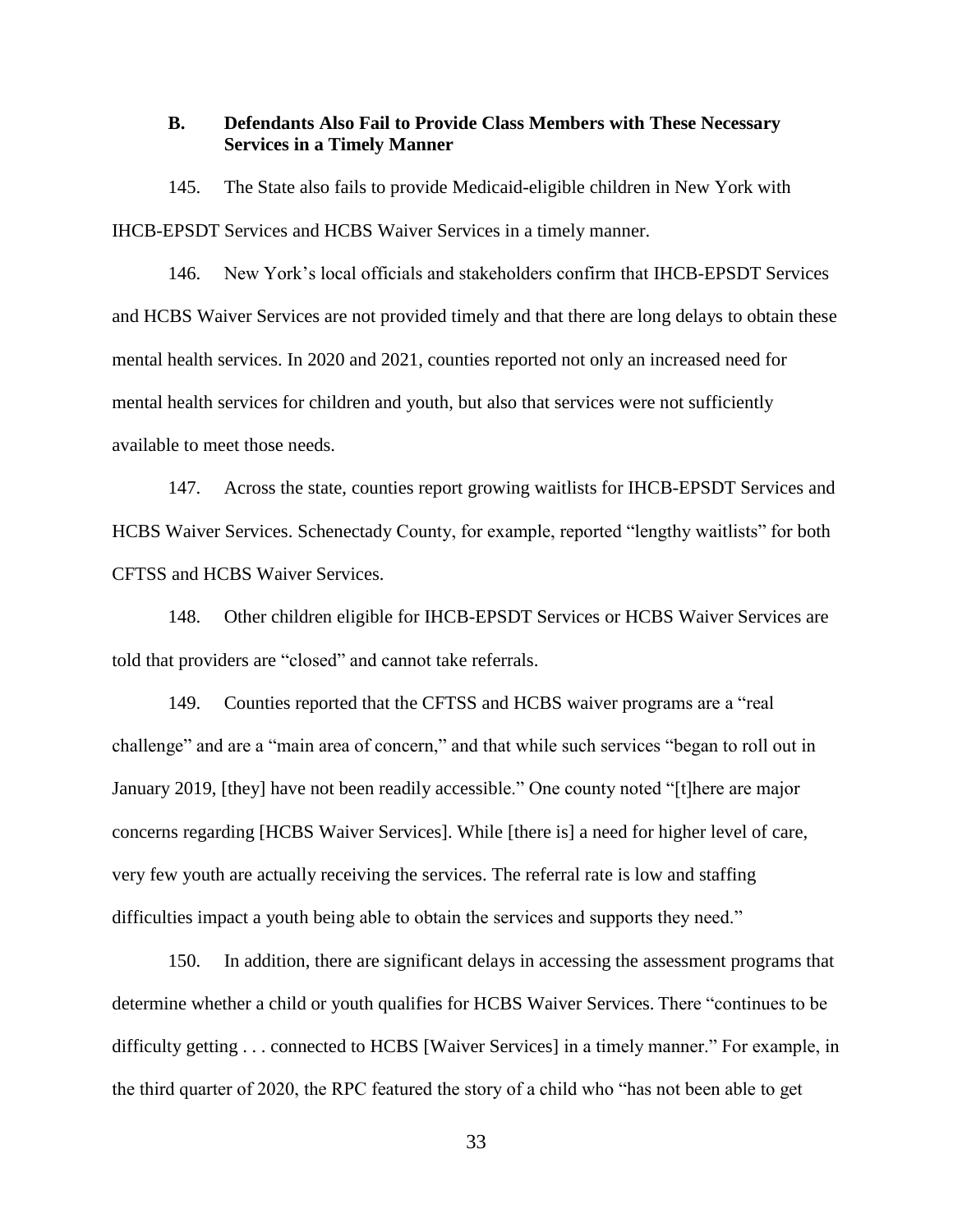### B. Defendants Also Fail to Provide Class Members with These Necessary Services in a Timely Manner

145. The State also fails to provide Medicaid-eligible children in New York with IHCB-EPSDT Services and HCBS Waiver Services in a timely manner.

146. New York's local officials and stakeholders confirm that IHCB-EPSDT Services and HCBS Waiver Services are not provided timely and that there are long delays to obtain these mental health services. In 2020 and 2021, counties reported not only an increased need for mental health services for children and youth, but also that services were not sufficiently available to meet those needs.

147. Across the state, counties report growing waitlists for IHCB-EPSDT Services and HCBS Waiver Services. Schenectady County, for example, reported "lengthy waitlists" for both CFTSS and HCBS Waiver Services.

148. Other children eligible for IHCB-EPSDT Services or HCBS Waiver Services are told that providers are "closed" and cannot take referrals.

149. Counties reported that the CFTSS and HCBS waiver programs are a "real challenge" and are a "main area of concern," and that while such services "began to roll out in January 2019, [they] have not been readily accessible." One county noted "[t]here are major concerns regarding [HCBS Waiver Services]. While [there is] a need for higher level of care, very few youth are actually receiving the services. The referral rate is low and staffing difficulties impact a youth being able to obtain the services and supports they need."

150. In addition, there are significant delays in accessing the assessment programs that determine whether a child or youth qualifies for HCBS Waiver Services. There "continues to be difficulty getting . . . connected to HCBS [Waiver Services] in a timely manner." For example, in the third quarter of 2020, the RPC featured the story of a child who "has not been able to get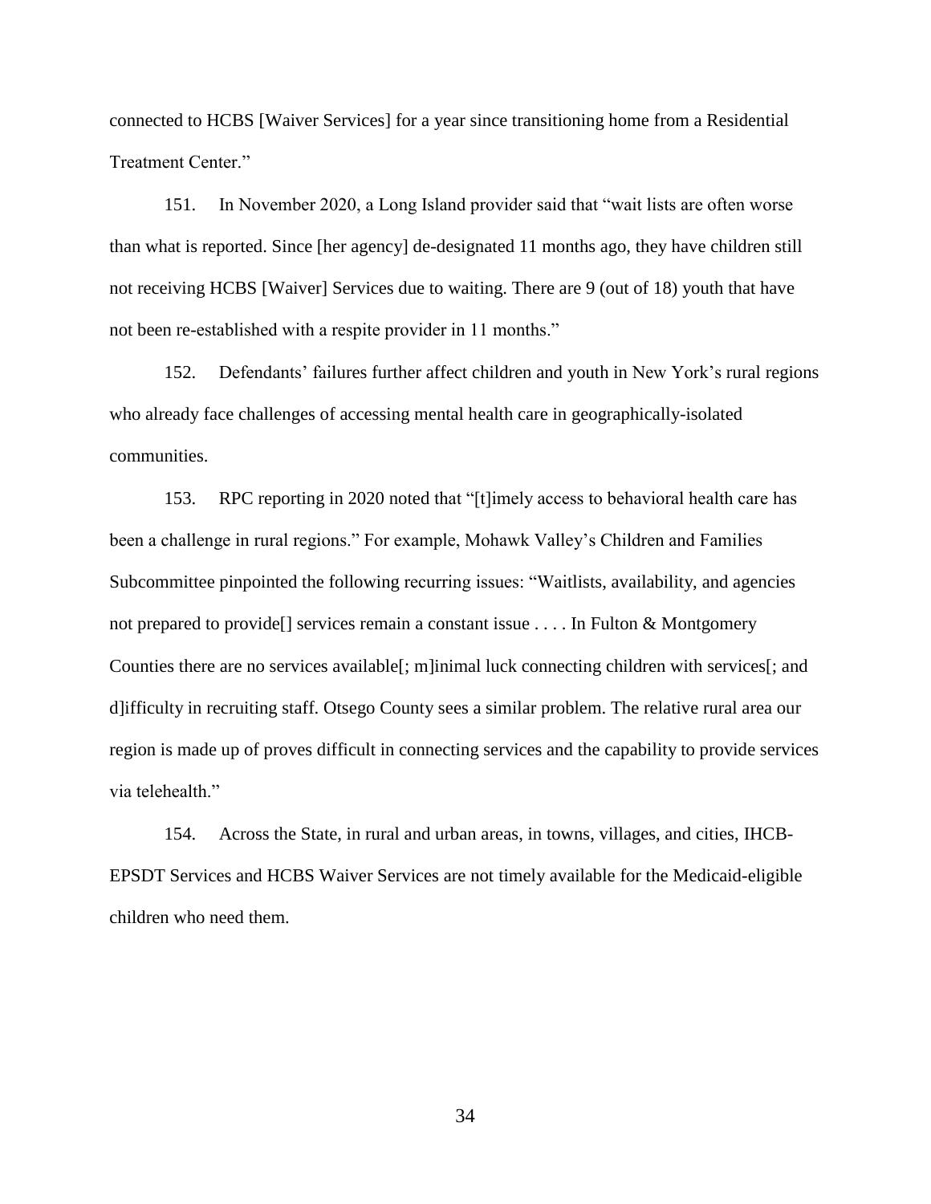connected to HCBS [Waiver Services] for a year since transitioning home from a Residential Treatment Center."

151. In November 2020, a Long Island provider said that "wait lists are often worse than what is reported. Since [her agency] de-designated 11 months ago, they have children still not receiving HCBS [Waiver] Services due to waiting. There are 9 (out of 18) youth that have not been re-established with a respite provider in 11 months."

152. Defendants' failures further affect children and youth in New York's rural regions who already face challenges of accessing mental health care in geographically-isolated communities.

153. RPC reporting in 2020 noted that "[t]imely access to behavioral health care has been a challenge in rural regions." For example, Mohawk Valley's Children and Families Subcommittee pinpointed the following recurring issues: "Waitlists, availability, and agencies not prepared to provide[] services remain a constant issue . . . . In Fulton & Montgomery Counties there are no services available[; m]inimal luck connecting children with services[; and d]ifficulty in recruiting staff. Otsego County sees a similar problem. The relative rural area our region is made up of proves difficult in connecting services and the capability to provide services via telehealth."

154. Across the State, in rural and urban areas, in towns, villages, and cities, IHCB-EPSDT Services and HCBS Waiver Services are not timely available for the Medicaid-eligible children who need them.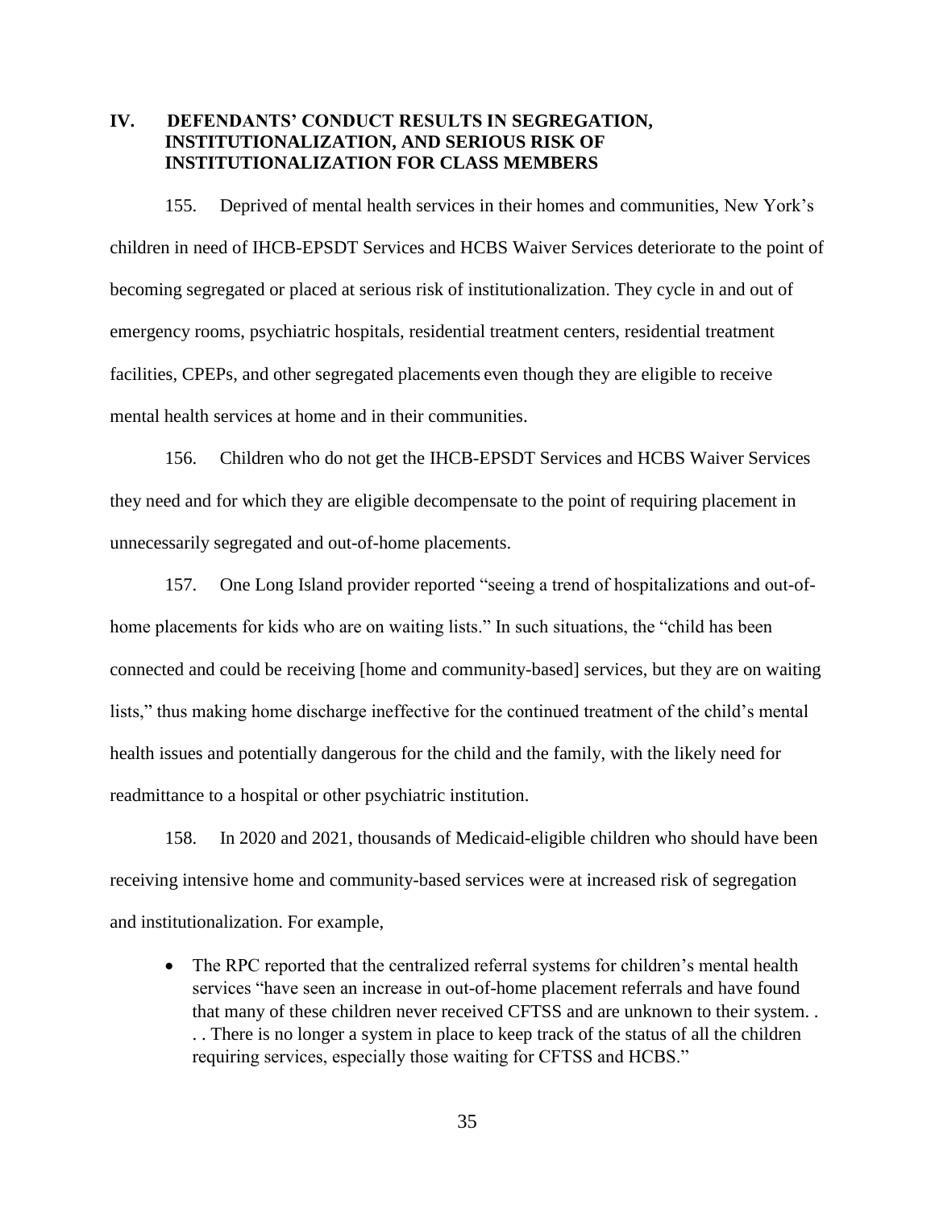## IV. DEFENDANTS' CONDUCT RESULTS IN SEGREGATION, INSTITUTIONALIZATION, AND SERIOUS RISK OF INSTITUTIONALIZATION FOR CLASS MEMBERS

155. Deprived of mental health services in their homes and communities, New York's children in need of IHCB-EPSDT Services and HCBS Waiver Services deteriorate to the point of becoming segregated or placed at serious risk of institutionalization. They cycle in and out of emergency rooms, psychiatric hospitals, residential treatment centers, residential treatment facilities, CPEPs, and other segregated placements even though they are eligible to receive mental health services at home and in their communities.

156. Children who do not get the IHCB-EPSDT Services and HCBS Waiver Services they need and for which they are eligible decompensate to the point of requiring placement in unnecessarily segregated and out-of-home placements.

157. One Long Island provider reported "seeing a trend of hospitalizations and out-of-home placements for kids who are on waiting lists." In such situations, the "child has been connected and could be receiving [home and community-based] services, but they are on waiting lists," thus making home discharge ineffective for the continued treatment of the child's mental health issues and potentially dangerous for the child and the family, with the likely need for readmittance to a hospital or other psychiatric institution.

158. In 2020 and 2021, thousands of Medicaid-eligible children who should have been receiving intensive home and community-based services were at increased risk of segregation and institutionalization. For example,

- The RPC reported that the centralized referral systems for children's mental health services "have seen an increase in out-of-home placement referrals and have found that many of these children never received CFTSS and are unknown to their system. . . . There is no longer a system in place to keep track of the status of all the children requiring services, especially those waiting for CFTSS and HCBS."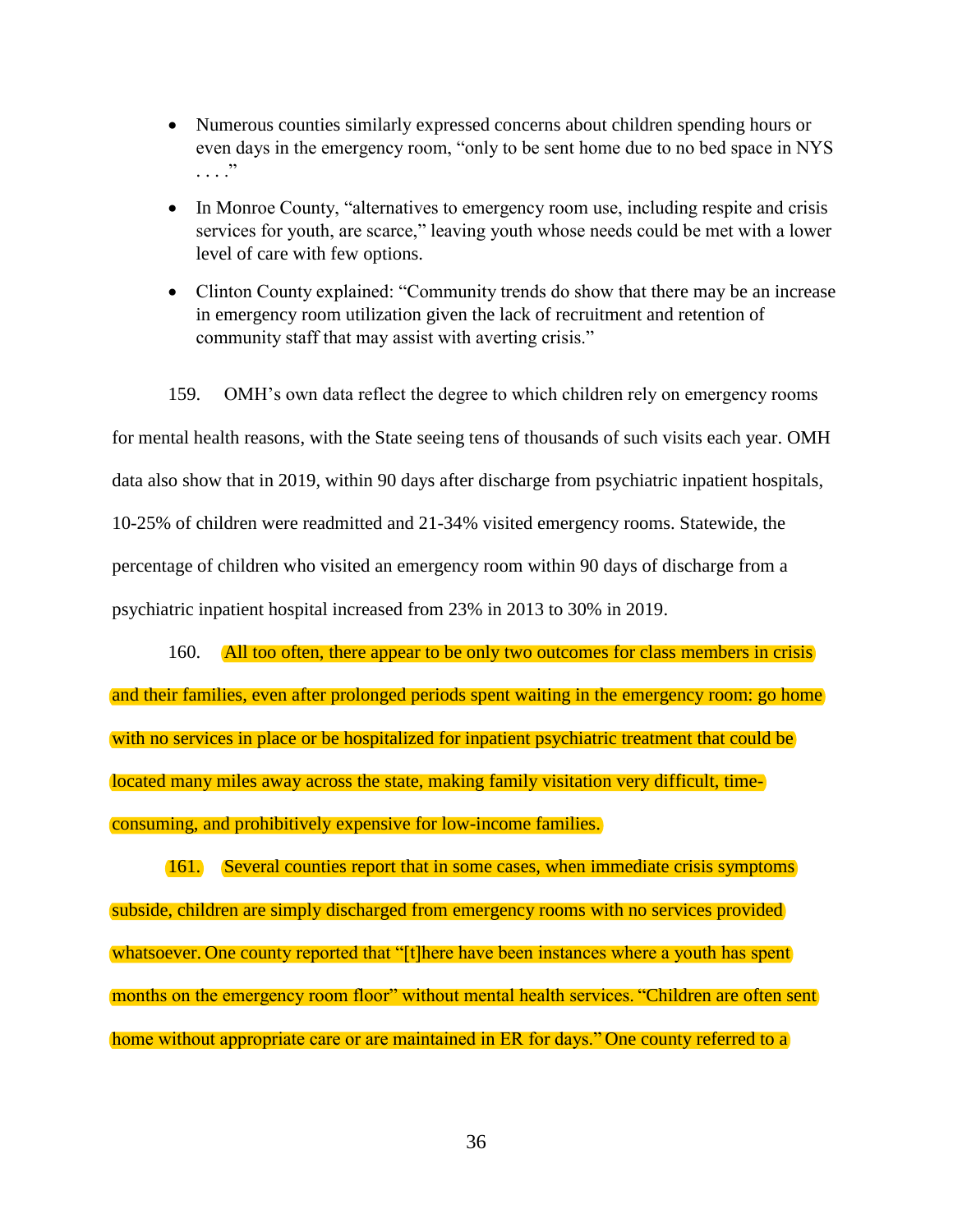- Numerous counties similarly expressed concerns about children spending hours or even days in the emergency room, "only to be sent home due to no bed space in NYS . . . ."
- In Monroe County, "alternatives to emergency room use, including respite and crisis services for youth, are scarce," leaving youth whose needs could be met with a lower level of care with few options.
- Clinton County explained: "Community trends do show that there may be an increase in emergency room utilization given the lack of recruitment and retention of community staff that may assist with averting crisis."

159. OMH's own data reflect the degree to which children rely on emergency rooms for mental health reasons, with the State seeing tens of thousands of such visits each year. OMH data also show that in 2019, within 90 days after discharge from psychiatric inpatient hospitals, 10-25% of children were readmitted and 21-34% visited emergency rooms. Statewide, the percentage of children who visited an emergency room within 90 days of discharge from a psychiatric inpatient hospital increased from 23% in 2013 to 30% in 2019.

160. All too often, there appear to be only two outcomes for class members in crisis and their families, even after prolonged periods spent waiting in the emergency room: go home with no services in place or be hospitalized for inpatient psychiatric treatment that could be located many miles away across the state, making family visitation very difficult, time-consuming, and prohibitively expensive for low-income families.

161. Several counties report that in some cases, when immediate crisis symptoms subside, children are simply discharged from emergency rooms with no services provided whatsoever. One county reported that "[t]here have been instances where a youth has spent months on the emergency room floor" without mental health services. "Children are often sent home without appropriate care or are maintained in ER for days." One county referred to a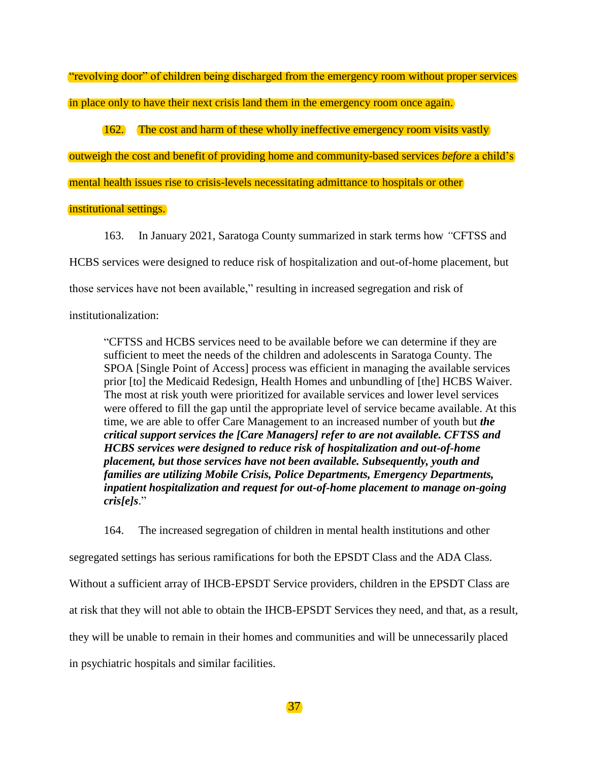"revolving door" of children being discharged from the emergency room without proper services in place only to have their next crisis land them in the emergency room once again.

162. The cost and harm of these wholly ineffective emergency room visits vastly outweigh the cost and benefit of providing home and community-based services *before* a child's mental health issues rise to crisis-levels necessitating admittance to hospitals or other institutional settings.

163. In January 2021, Saratoga County summarized in stark terms how "CFTSS and HCBS services were designed to reduce risk of hospitalization and out-of-home placement, but those services have not been available," resulting in increased segregation and risk of institutionalization:

> "CFTSS and HCBS services need to be available before we can determine if they are sufficient to meet the needs of the children and adolescents in Saratoga County. The SPOA [Single Point of Access] process was efficient in managing the available services prior [to] the Medicaid Redesign, Health Homes and unbundling of [the] HCBS Waiver. The most at risk youth were prioritized for available services and lower level services were offered to fill the gap until the appropriate level of service became available. At this time, we are able to offer Care Management to an increased number of youth but ***the critical support services the [Care Managers] refer to are not available. CFTSS and HCBS services were designed to reduce risk of hospitalization and out-of-home placement, but those services have not been available. Subsequently, youth and families are utilizing Mobile Crisis, Police Departments, Emergency Departments, inpatient hospitalization and request for out-of-home placement to manage on-going cris[e]s***."

164. The increased segregation of children in mental health institutions and other segregated settings has serious ramifications for both the EPSDT Class and the ADA Class. Without a sufficient array of IHCB-EPSDT Service providers, children in the EPSDT Class are at risk that they will not able to obtain the IHCB-EPSDT Services they need, and that, as a result, they will be unable to remain in their homes and communities and will be unnecessarily placed in psychiatric hospitals and similar facilities.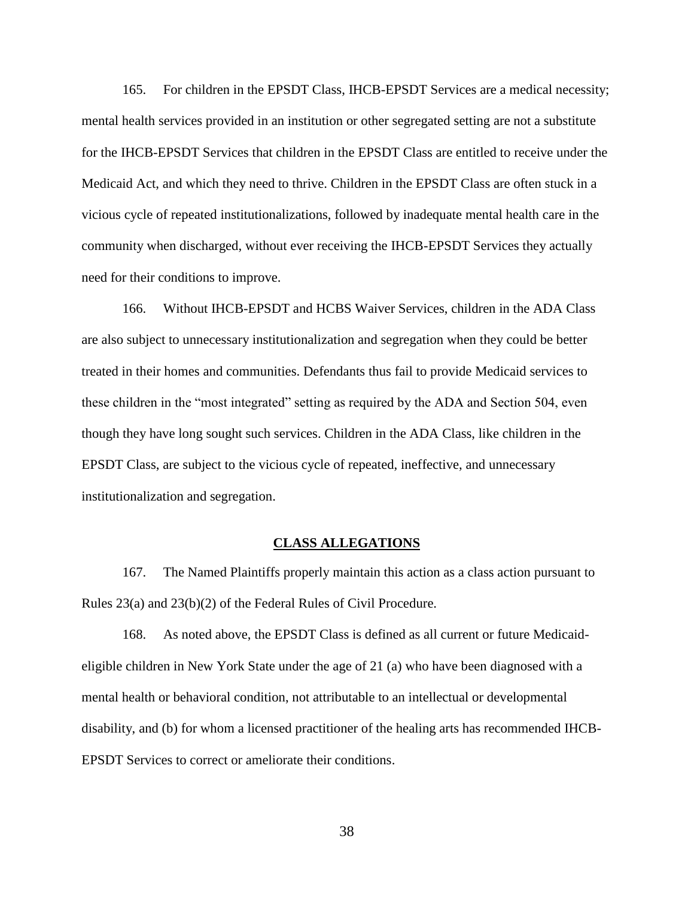165. For children in the EPSDT Class, IHCB-EPSDT Services are a medical necessity; mental health services provided in an institution or other segregated setting are not a substitute for the IHCB-EPSDT Services that children in the EPSDT Class are entitled to receive under the Medicaid Act, and which they need to thrive. Children in the EPSDT Class are often stuck in a vicious cycle of repeated institutionalizations, followed by inadequate mental health care in the community when discharged, without ever receiving the IHCB-EPSDT Services they actually need for their conditions to improve.

166. Without IHCB-EPSDT and HCBS Waiver Services, children in the ADA Class are also subject to unnecessary institutionalization and segregation when they could be better treated in their homes and communities. Defendants thus fail to provide Medicaid services to these children in the "most integrated" setting as required by the ADA and Section 504, even though they have long sought such services. Children in the ADA Class, like children in the EPSDT Class, are subject to the vicious cycle of repeated, ineffective, and unnecessary institutionalization and segregation.

## CLASS ALLEGATIONS

167. The Named Plaintiffs properly maintain this action as a class action pursuant to Rules 23(a) and 23(b)(2) of the Federal Rules of Civil Procedure.

168. As noted above, the EPSDT Class is defined as all current or future Medicaid-eligible children in New York State under the age of 21 (a) who have been diagnosed with a mental health or behavioral condition, not attributable to an intellectual or developmental disability, and (b) for whom a licensed practitioner of the healing arts has recommended IHCB-EPSDT Services to correct or ameliorate their conditions.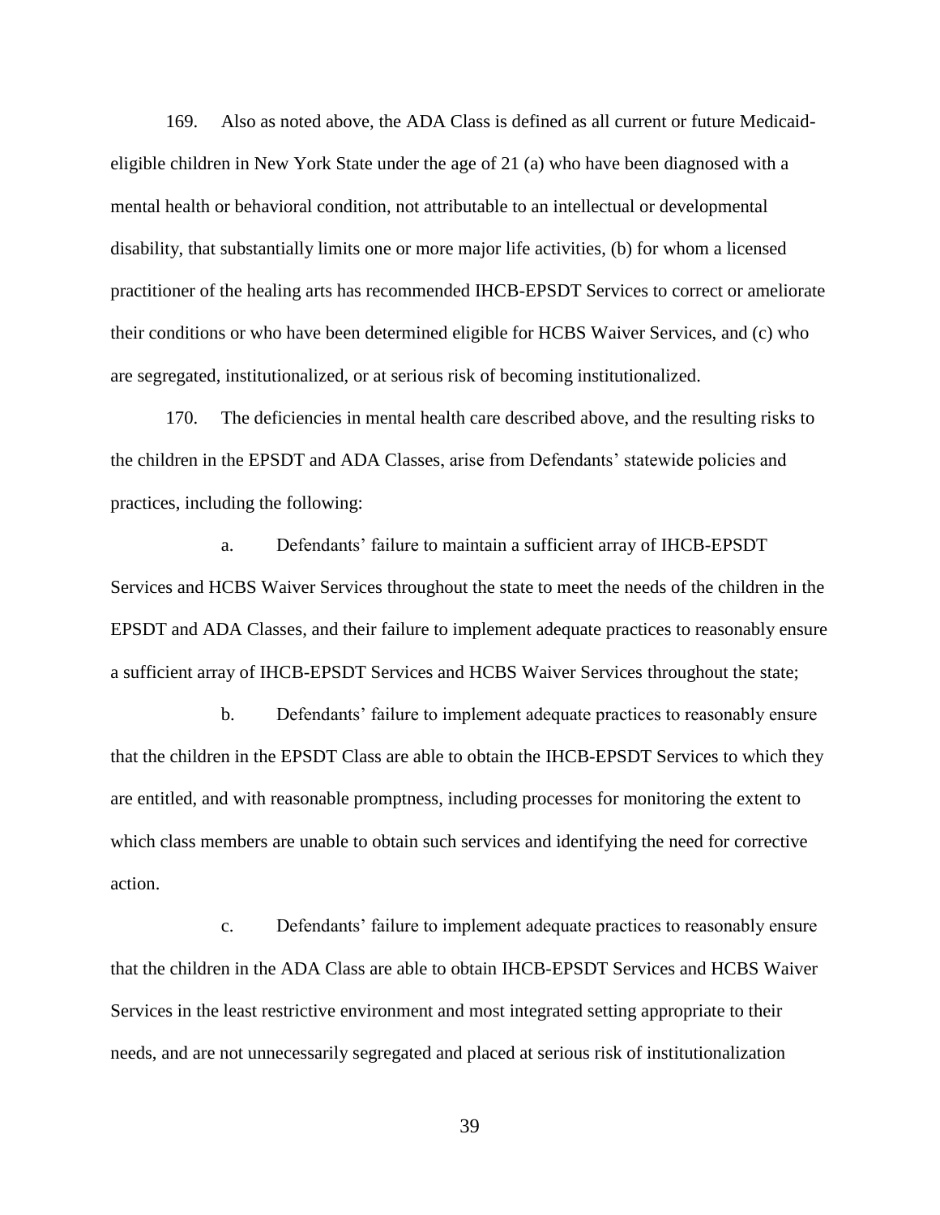169. Also as noted above, the ADA Class is defined as all current or future Medicaid-eligible children in New York State under the age of 21 (a) who have been diagnosed with a mental health or behavioral condition, not attributable to an intellectual or developmental disability, that substantially limits one or more major life activities, (b) for whom a licensed practitioner of the healing arts has recommended IHCB-EPSDT Services to correct or ameliorate their conditions or who have been determined eligible for HCBS Waiver Services, and (c) who are segregated, institutionalized, or at serious risk of becoming institutionalized.

170. The deficiencies in mental health care described above, and the resulting risks to the children in the EPSDT and ADA Classes, arise from Defendants' statewide policies and practices, including the following:

a. Defendants' failure to maintain a sufficient array of IHCB-EPSDT Services and HCBS Waiver Services throughout the state to meet the needs of the children in the EPSDT and ADA Classes, and their failure to implement adequate practices to reasonably ensure a sufficient array of IHCB-EPSDT Services and HCBS Waiver Services throughout the state;

b. Defendants' failure to implement adequate practices to reasonably ensure that the children in the EPSDT Class are able to obtain the IHCB-EPSDT Services to which they are entitled, and with reasonable promptness, including processes for monitoring the extent to which class members are unable to obtain such services and identifying the need for corrective action.

c. Defendants' failure to implement adequate practices to reasonably ensure that the children in the ADA Class are able to obtain IHCB-EPSDT Services and HCBS Waiver Services in the least restrictive environment and most integrated setting appropriate to their needs, and are not unnecessarily segregated and placed at serious risk of institutionalization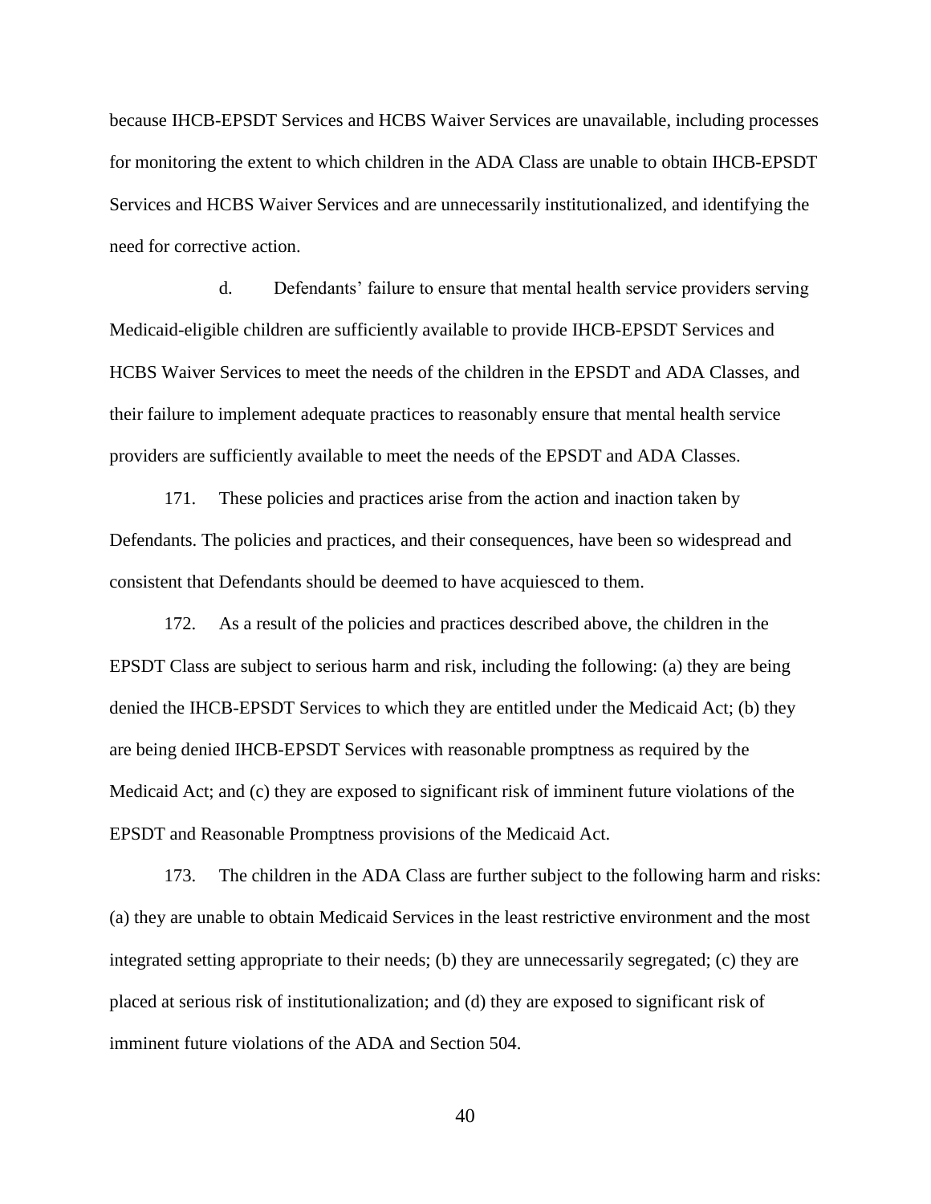because IHCB-EPSDT Services and HCBS Waiver Services are unavailable, including processes for monitoring the extent to which children in the ADA Class are unable to obtain IHCB-EPSDT Services and HCBS Waiver Services and are unnecessarily institutionalized, and identifying the need for corrective action.

d. Defendants' failure to ensure that mental health service providers serving Medicaid-eligible children are sufficiently available to provide IHCB-EPSDT Services and HCBS Waiver Services to meet the needs of the children in the EPSDT and ADA Classes, and their failure to implement adequate practices to reasonably ensure that mental health service providers are sufficiently available to meet the needs of the EPSDT and ADA Classes.

171. These policies and practices arise from the action and inaction taken by Defendants. The policies and practices, and their consequences, have been so widespread and consistent that Defendants should be deemed to have acquiesced to them.

172. As a result of the policies and practices described above, the children in the EPSDT Class are subject to serious harm and risk, including the following: (a) they are being denied the IHCB-EPSDT Services to which they are entitled under the Medicaid Act; (b) they are being denied IHCB-EPSDT Services with reasonable promptness as required by the Medicaid Act; and (c) they are exposed to significant risk of imminent future violations of the EPSDT and Reasonable Promptness provisions of the Medicaid Act.

173. The children in the ADA Class are further subject to the following harm and risks: (a) they are unable to obtain Medicaid Services in the least restrictive environment and the most integrated setting appropriate to their needs; (b) they are unnecessarily segregated; (c) they are placed at serious risk of institutionalization; and (d) they are exposed to significant risk of imminent future violations of the ADA and Section 504.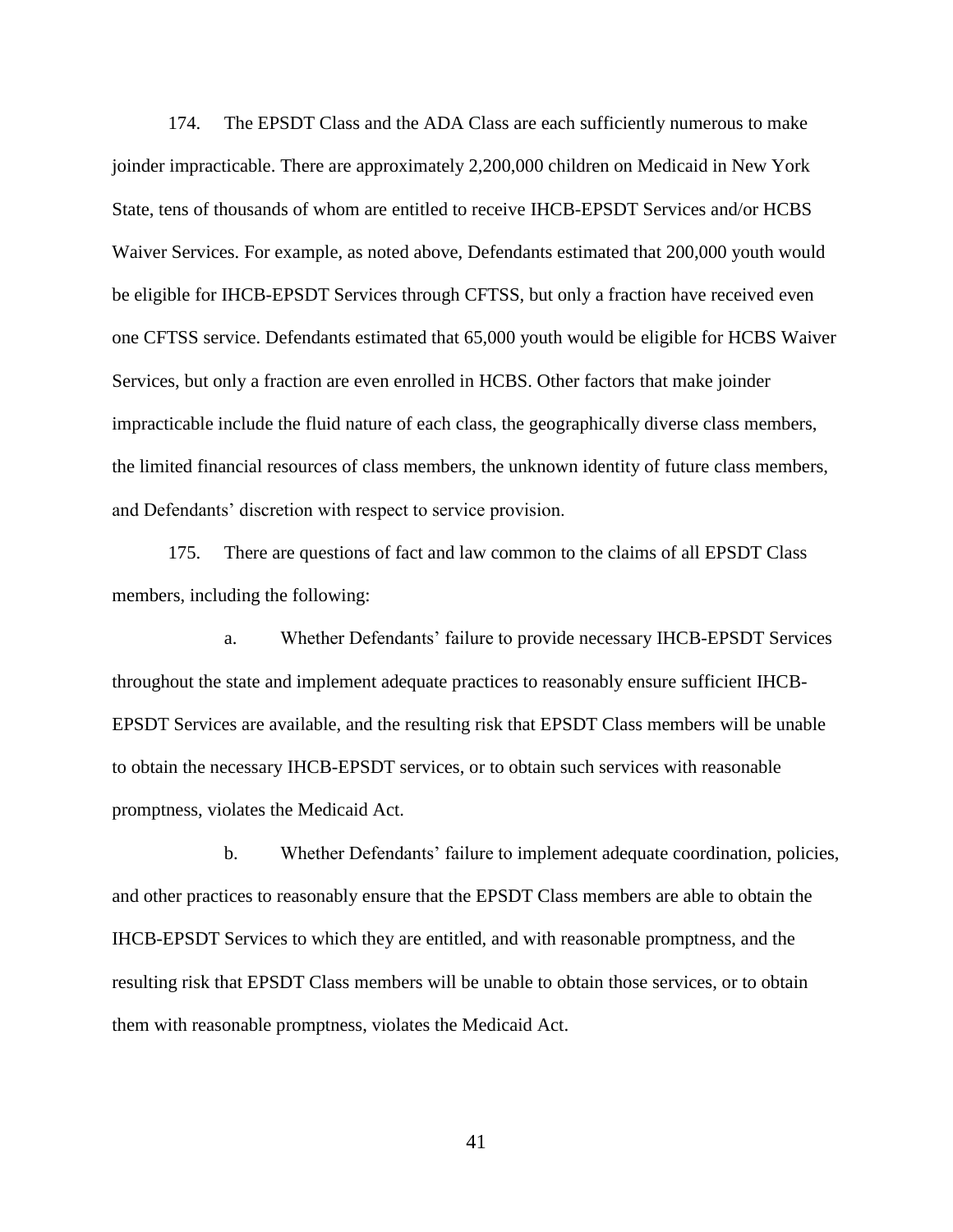174. The EPSDT Class and the ADA Class are each sufficiently numerous to make joinder impracticable. There are approximately 2,200,000 children on Medicaid in New York State, tens of thousands of whom are entitled to receive IHCB-EPSDT Services and/or HCBS Waiver Services. For example, as noted above, Defendants estimated that 200,000 youth would be eligible for IHCB-EPSDT Services through CFTSS, but only a fraction have received even one CFTSS service. Defendants estimated that 65,000 youth would be eligible for HCBS Waiver Services, but only a fraction are even enrolled in HCBS. Other factors that make joinder impracticable include the fluid nature of each class, the geographically diverse class members, the limited financial resources of class members, the unknown identity of future class members, and Defendants' discretion with respect to service provision.

175. There are questions of fact and law common to the claims of all EPSDT Class members, including the following:

a. Whether Defendants' failure to provide necessary IHCB-EPSDT Services throughout the state and implement adequate practices to reasonably ensure sufficient IHCB-EPSDT Services are available, and the resulting risk that EPSDT Class members will be unable to obtain the necessary IHCB-EPSDT services, or to obtain such services with reasonable promptness, violates the Medicaid Act.

b. Whether Defendants' failure to implement adequate coordination, policies, and other practices to reasonably ensure that the EPSDT Class members are able to obtain the IHCB-EPSDT Services to which they are entitled, and with reasonable promptness, and the resulting risk that EPSDT Class members will be unable to obtain those services, or to obtain them with reasonable promptness, violates the Medicaid Act.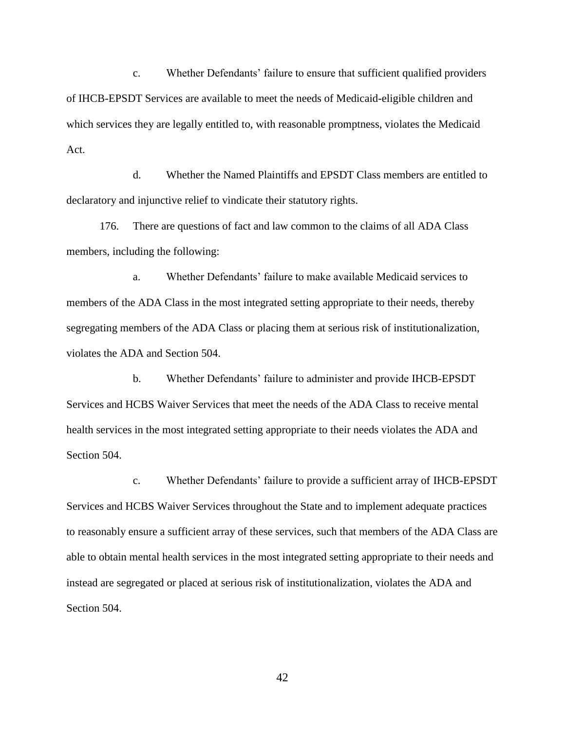c. Whether Defendants' failure to ensure that sufficient qualified providers of IHCB-EPSDT Services are available to meet the needs of Medicaid-eligible children and which services they are legally entitled to, with reasonable promptness, violates the Medicaid Act.

d. Whether the Named Plaintiffs and EPSDT Class members are entitled to declaratory and injunctive relief to vindicate their statutory rights.

176. There are questions of fact and law common to the claims of all ADA Class members, including the following:

a. Whether Defendants' failure to make available Medicaid services to members of the ADA Class in the most integrated setting appropriate to their needs, thereby segregating members of the ADA Class or placing them at serious risk of institutionalization, violates the ADA and Section 504.

b. Whether Defendants' failure to administer and provide IHCB-EPSDT Services and HCBS Waiver Services that meet the needs of the ADA Class to receive mental health services in the most integrated setting appropriate to their needs violates the ADA and Section 504.

c. Whether Defendants' failure to provide a sufficient array of IHCB-EPSDT Services and HCBS Waiver Services throughout the State and to implement adequate practices to reasonably ensure a sufficient array of these services, such that members of the ADA Class are able to obtain mental health services in the most integrated setting appropriate to their needs and instead are segregated or placed at serious risk of institutionalization, violates the ADA and Section 504.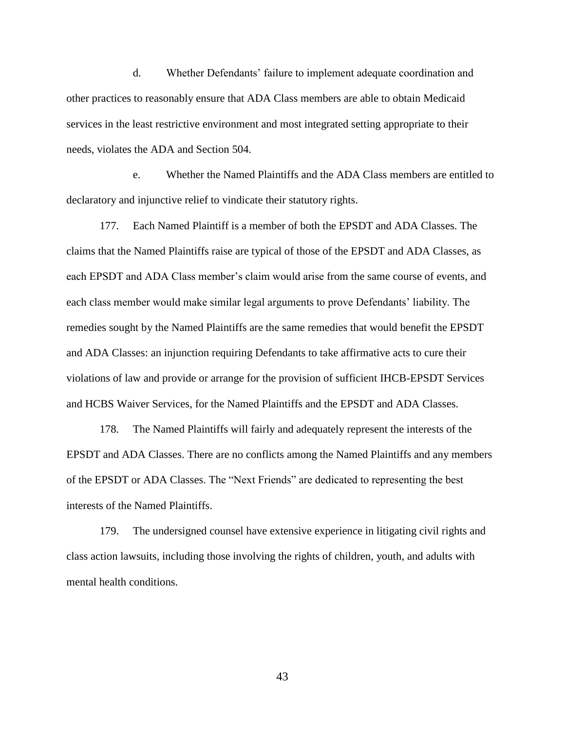d. Whether Defendants' failure to implement adequate coordination and other practices to reasonably ensure that ADA Class members are able to obtain Medicaid services in the least restrictive environment and most integrated setting appropriate to their needs, violates the ADA and Section 504.

e. Whether the Named Plaintiffs and the ADA Class members are entitled to declaratory and injunctive relief to vindicate their statutory rights.

177. Each Named Plaintiff is a member of both the EPSDT and ADA Classes. The claims that the Named Plaintiffs raise are typical of those of the EPSDT and ADA Classes, as each EPSDT and ADA Class member's claim would arise from the same course of events, and each class member would make similar legal arguments to prove Defendants' liability. The remedies sought by the Named Plaintiffs are the same remedies that would benefit the EPSDT and ADA Classes: an injunction requiring Defendants to take affirmative acts to cure their violations of law and provide or arrange for the provision of sufficient IHCB-EPSDT Services and HCBS Waiver Services, for the Named Plaintiffs and the EPSDT and ADA Classes.

178. The Named Plaintiffs will fairly and adequately represent the interests of the EPSDT and ADA Classes. There are no conflicts among the Named Plaintiffs and any members of the EPSDT or ADA Classes. The "Next Friends" are dedicated to representing the best interests of the Named Plaintiffs.

179. The undersigned counsel have extensive experience in litigating civil rights and class action lawsuits, including those involving the rights of children, youth, and adults with mental health conditions.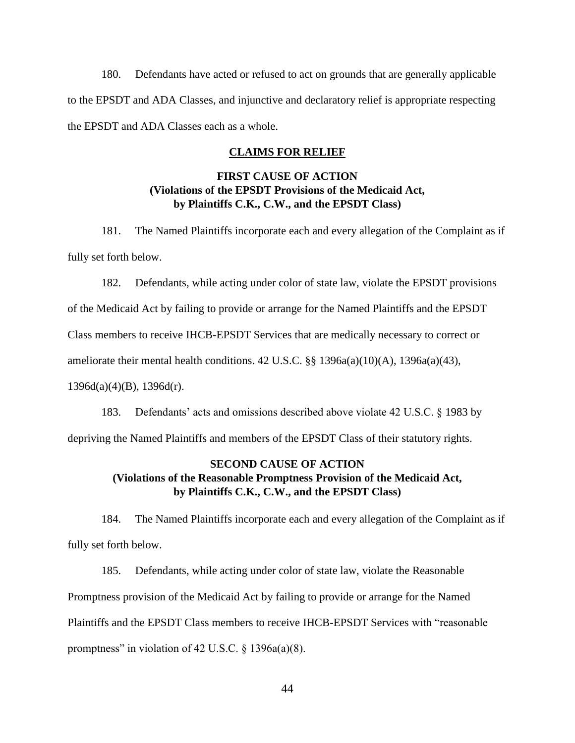180. Defendants have acted or refused to act on grounds that are generally applicable to the EPSDT and ADA Classes, and injunctive and declaratory relief is appropriate respecting the EPSDT and ADA Classes each as a whole.

## CLAIMS FOR RELIEF

### FIRST CAUSE OF ACTION
### (Violations of the EPSDT Provisions of the Medicaid Act, by Plaintiffs C.K., C.W., and the EPSDT Class)

181. The Named Plaintiffs incorporate each and every allegation of the Complaint as if fully set forth below.

182. Defendants, while acting under color of state law, violate the EPSDT provisions of the Medicaid Act by failing to provide or arrange for the Named Plaintiffs and the EPSDT Class members to receive IHCB-EPSDT Services that are medically necessary to correct or ameliorate their mental health conditions. 42 U.S.C. §§ 1396a(a)(10)(A), 1396a(a)(43), 1396d(a)(4)(B), 1396d(r).

183. Defendants' acts and omissions described above violate 42 U.S.C. § 1983 by depriving the Named Plaintiffs and members of the EPSDT Class of their statutory rights.

### SECOND CAUSE OF ACTION
### (Violations of the Reasonable Promptness Provision of the Medicaid Act, by Plaintiffs C.K., C.W., and the EPSDT Class)

184. The Named Plaintiffs incorporate each and every allegation of the Complaint as if fully set forth below.

185. Defendants, while acting under color of state law, violate the Reasonable Promptness provision of the Medicaid Act by failing to provide or arrange for the Named Plaintiffs and the EPSDT Class members to receive IHCB-EPSDT Services with "reasonable promptness" in violation of 42 U.S.C. § 1396a(a)(8).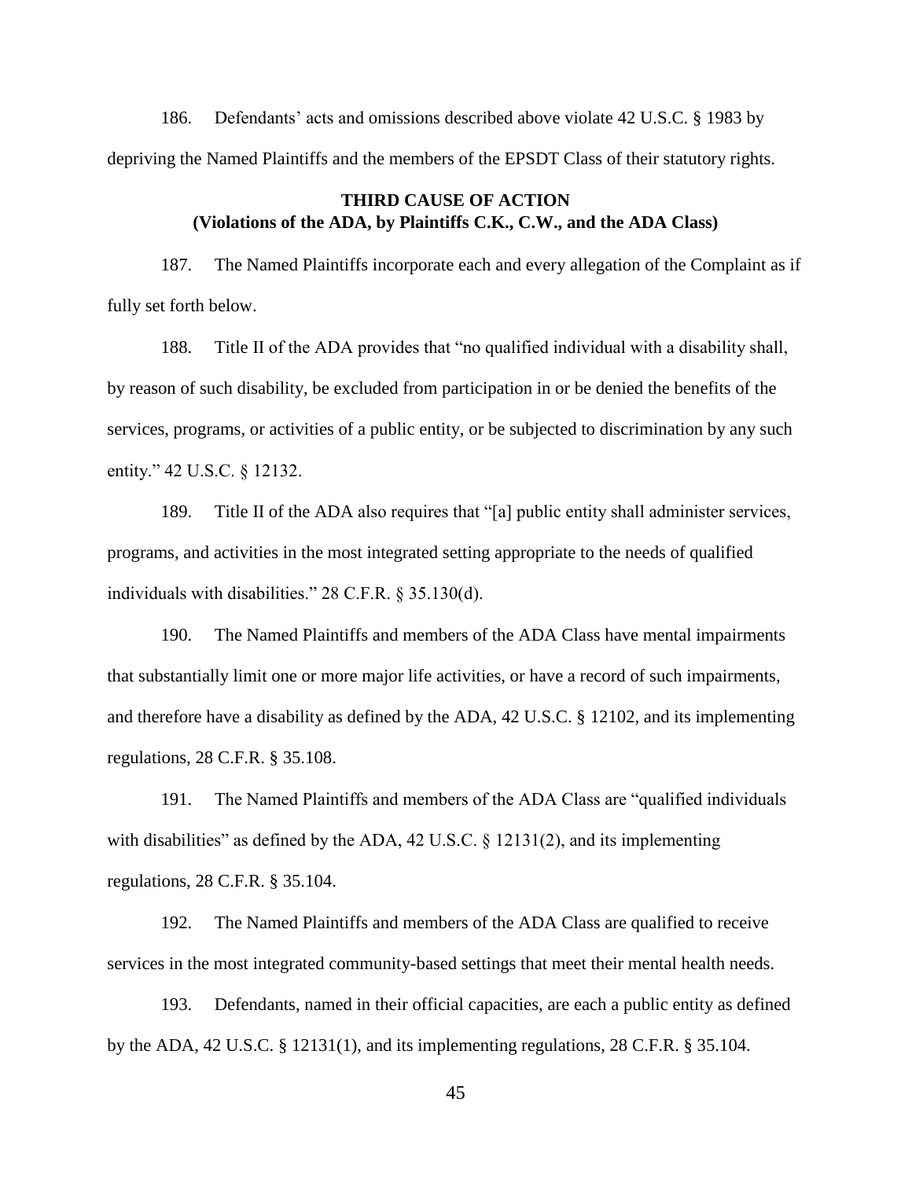186. Defendants' acts and omissions described above violate 42 U.S.C. § 1983 by depriving the Named Plaintiffs and the members of the EPSDT Class of their statutory rights.

**THIRD CAUSE OF ACTION**
**(Violations of the ADA, by Plaintiffs C.K., C.W., and the ADA Class)**

187. The Named Plaintiffs incorporate each and every allegation of the Complaint as if fully set forth below.

188. Title II of the ADA provides that "no qualified individual with a disability shall, by reason of such disability, be excluded from participation in or be denied the benefits of the services, programs, or activities of a public entity, or be subjected to discrimination by any such entity." 42 U.S.C. § 12132.

189. Title II of the ADA also requires that "[a] public entity shall administer services, programs, and activities in the most integrated setting appropriate to the needs of qualified individuals with disabilities." 28 C.F.R. § 35.130(d).

190. The Named Plaintiffs and members of the ADA Class have mental impairments that substantially limit one or more major life activities, or have a record of such impairments, and therefore have a disability as defined by the ADA, 42 U.S.C. § 12102, and its implementing regulations, 28 C.F.R. § 35.108.

191. The Named Plaintiffs and members of the ADA Class are "qualified individuals with disabilities" as defined by the ADA, 42 U.S.C. § 12131(2), and its implementing regulations, 28 C.F.R. § 35.104.

192. The Named Plaintiffs and members of the ADA Class are qualified to receive services in the most integrated community-based settings that meet their mental health needs.

193. Defendants, named in their official capacities, are each a public entity as defined by the ADA, 42 U.S.C. § 12131(1), and its implementing regulations, 28 C.F.R. § 35.104.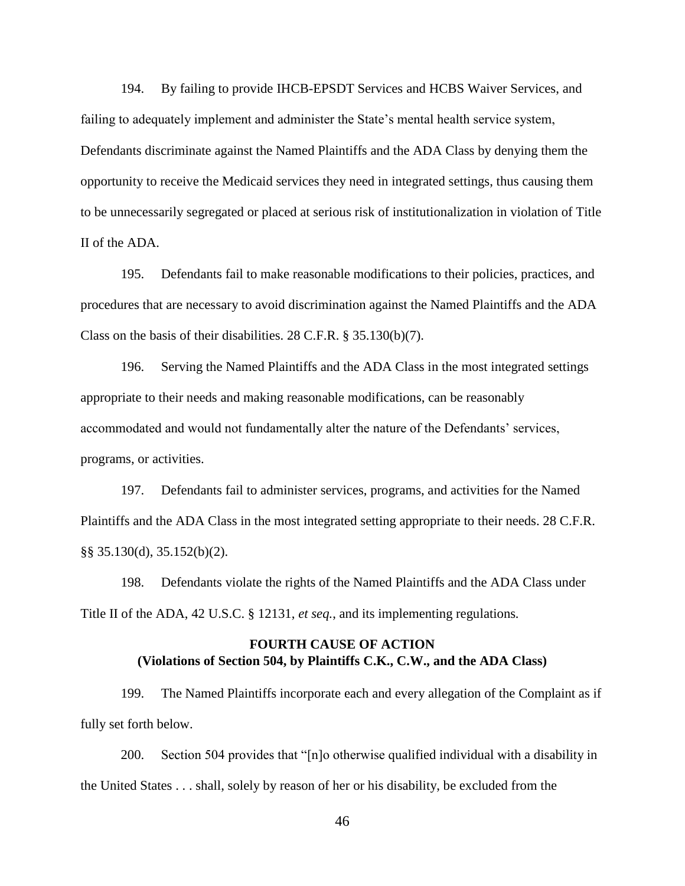194. By failing to provide IHCB-EPSDT Services and HCBS Waiver Services, and failing to adequately implement and administer the State's mental health service system, Defendants discriminate against the Named Plaintiffs and the ADA Class by denying them the opportunity to receive the Medicaid services they need in integrated settings, thus causing them to be unnecessarily segregated or placed at serious risk of institutionalization in violation of Title II of the ADA.

195. Defendants fail to make reasonable modifications to their policies, practices, and procedures that are necessary to avoid discrimination against the Named Plaintiffs and the ADA Class on the basis of their disabilities. 28 C.F.R. § 35.130(b)(7).

196. Serving the Named Plaintiffs and the ADA Class in the most integrated settings appropriate to their needs and making reasonable modifications, can be reasonably accommodated and would not fundamentally alter the nature of the Defendants' services, programs, or activities.

197. Defendants fail to administer services, programs, and activities for the Named Plaintiffs and the ADA Class in the most integrated setting appropriate to their needs. 28 C.F.R. §§ 35.130(d), 35.152(b)(2).

198. Defendants violate the rights of the Named Plaintiffs and the ADA Class under Title II of the ADA, 42 U.S.C. § 12131, *et seq.*, and its implementing regulations.

**FOURTH CAUSE OF ACTION**
**(Violations of Section 504, by Plaintiffs C.K., C.W., and the ADA Class)**

199. The Named Plaintiffs incorporate each and every allegation of the Complaint as if fully set forth below.

200. Section 504 provides that "[n]o otherwise qualified individual with a disability in the United States . . . shall, solely by reason of her or his disability, be excluded from the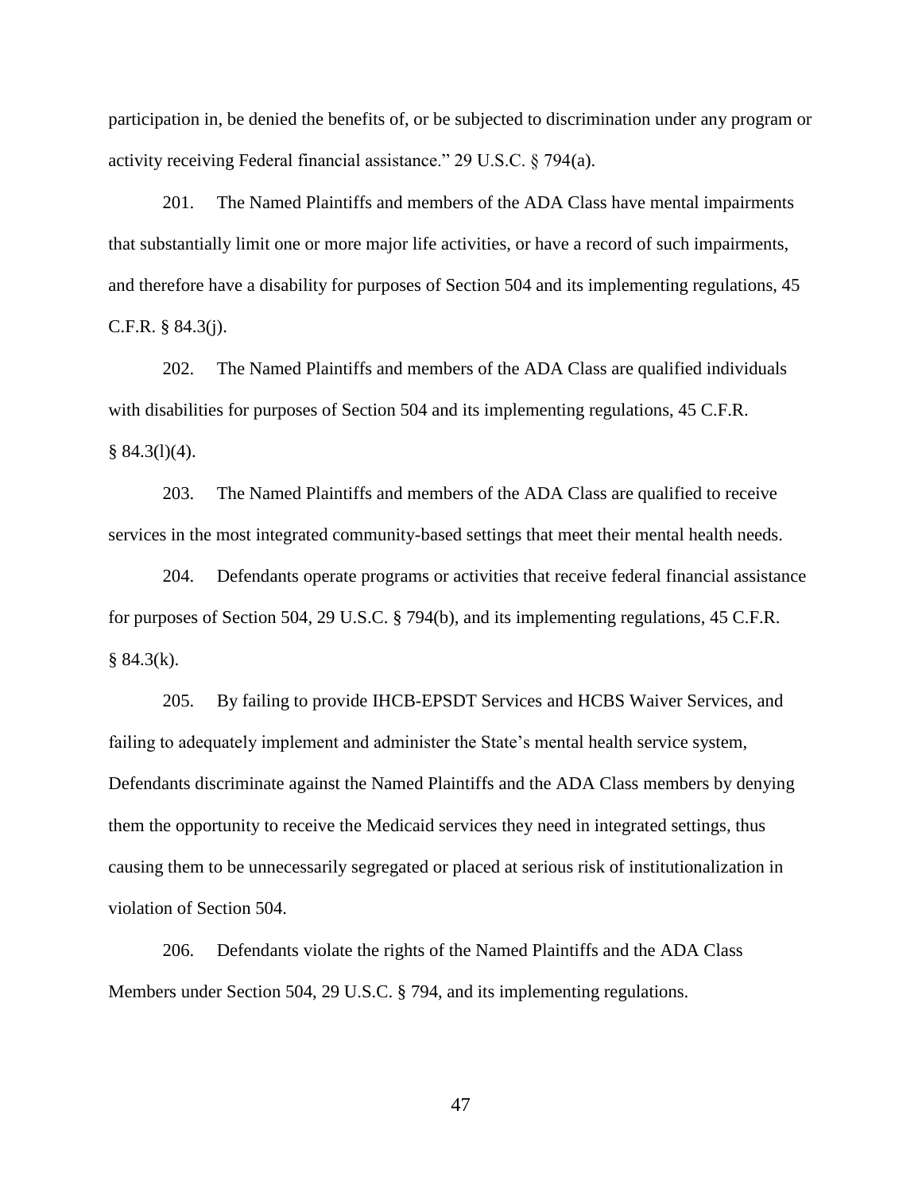participation in, be denied the benefits of, or be subjected to discrimination under any program or activity receiving Federal financial assistance." 29 U.S.C. § 794(a).

201. The Named Plaintiffs and members of the ADA Class have mental impairments that substantially limit one or more major life activities, or have a record of such impairments, and therefore have a disability for purposes of Section 504 and its implementing regulations, 45 C.F.R. § 84.3(j).

202. The Named Plaintiffs and members of the ADA Class are qualified individuals with disabilities for purposes of Section 504 and its implementing regulations, 45 C.F.R. § 84.3(l)(4).

203. The Named Plaintiffs and members of the ADA Class are qualified to receive services in the most integrated community-based settings that meet their mental health needs.

204. Defendants operate programs or activities that receive federal financial assistance for purposes of Section 504, 29 U.S.C. § 794(b), and its implementing regulations, 45 C.F.R. § 84.3(k).

205. By failing to provide IHCB-EPSDT Services and HCBS Waiver Services, and failing to adequately implement and administer the State's mental health service system, Defendants discriminate against the Named Plaintiffs and the ADA Class members by denying them the opportunity to receive the Medicaid services they need in integrated settings, thus causing them to be unnecessarily segregated or placed at serious risk of institutionalization in violation of Section 504.

206. Defendants violate the rights of the Named Plaintiffs and the ADA Class Members under Section 504, 29 U.S.C. § 794, and its implementing regulations.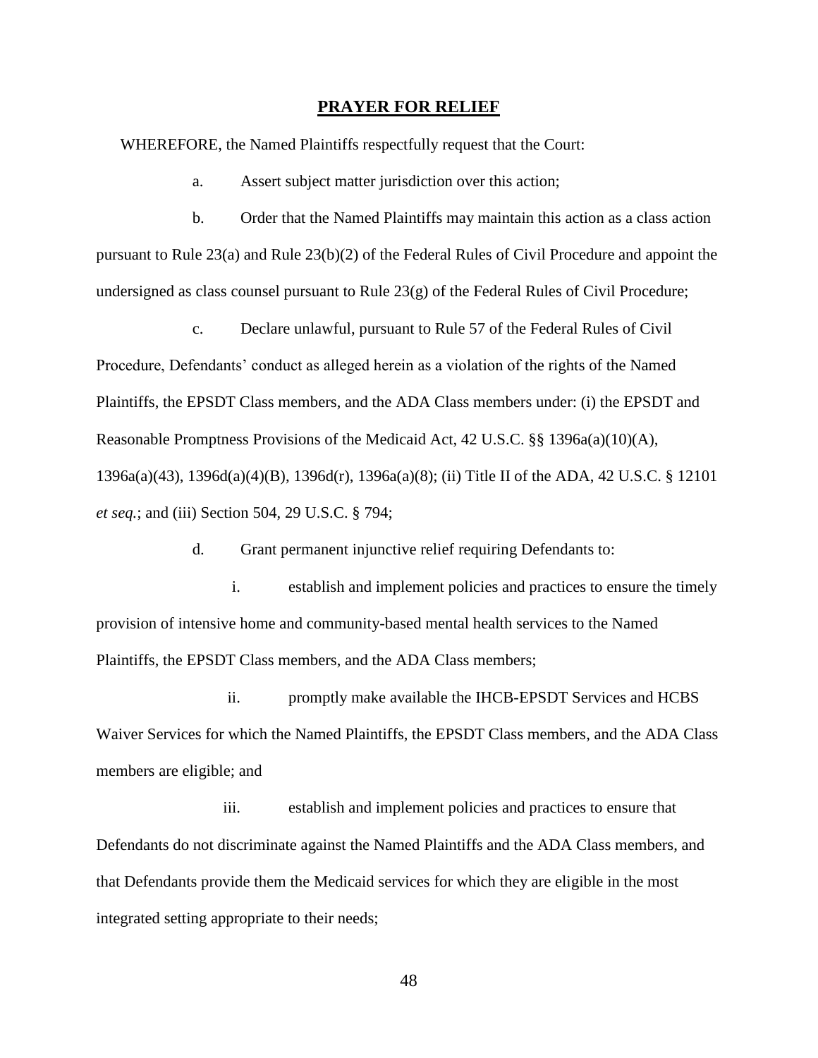## **PRAYER FOR RELIEF**

WHEREFORE, the Named Plaintiffs respectfully request that the Court:

a. Assert subject matter jurisdiction over this action;

b. Order that the Named Plaintiffs may maintain this action as a class action pursuant to Rule 23(a) and Rule 23(b)(2) of the Federal Rules of Civil Procedure and appoint the undersigned as class counsel pursuant to Rule 23(g) of the Federal Rules of Civil Procedure;

c. Declare unlawful, pursuant to Rule 57 of the Federal Rules of Civil Procedure, Defendants' conduct as alleged herein as a violation of the rights of the Named Plaintiffs, the EPSDT Class members, and the ADA Class members under: (i) the EPSDT and Reasonable Promptness Provisions of the Medicaid Act, 42 U.S.C. §§ 1396a(a)(10)(A), 1396a(a)(43), 1396d(a)(4)(B), 1396d(r), 1396a(a)(8); (ii) Title II of the ADA, 42 U.S.C. § 12101 *et seq.*; and (iii) Section 504, 29 U.S.C. § 794;

d. Grant permanent injunctive relief requiring Defendants to:

i. establish and implement policies and practices to ensure the timely provision of intensive home and community-based mental health services to the Named Plaintiffs, the EPSDT Class members, and the ADA Class members;

ii. promptly make available the IHCB-EPSDT Services and HCBS Waiver Services for which the Named Plaintiffs, the EPSDT Class members, and the ADA Class members are eligible; and

iii. establish and implement policies and practices to ensure that Defendants do not discriminate against the Named Plaintiffs and the ADA Class members, and that Defendants provide them the Medicaid services for which they are eligible in the most integrated setting appropriate to their needs;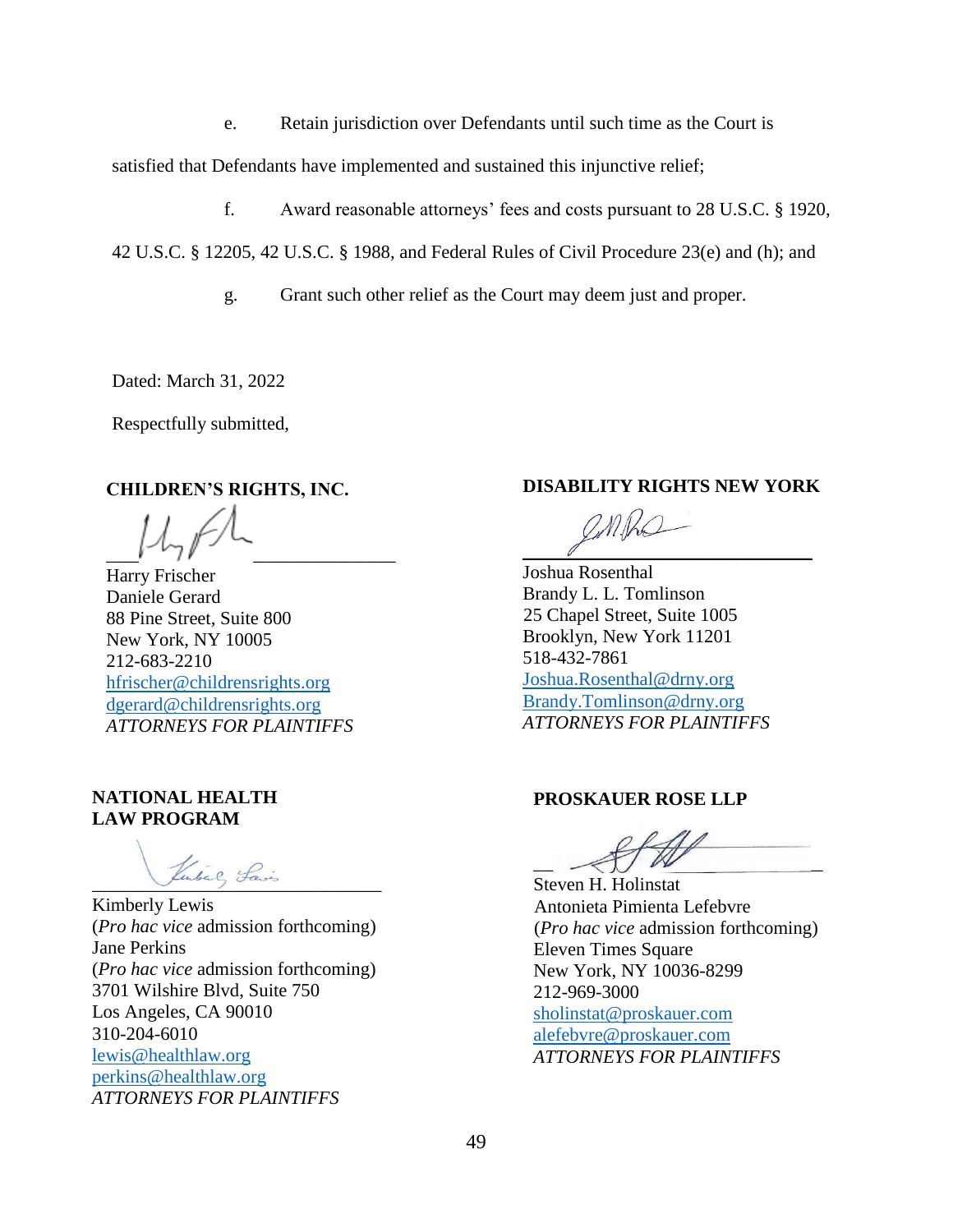e. Retain jurisdiction over Defendants until such time as the Court is satisfied that Defendants have implemented and sustained this injunctive relief;

f. Award reasonable attorneys' fees and costs pursuant to 28 U.S.C. § 1920, 42 U.S.C. § 12205, 42 U.S.C. § 1988, and Federal Rules of Civil Procedure 23(e) and (h); and

g. Grant such other relief as the Court may deem just and proper.

Dated: March 31, 2022

Respectfully submitted,

**CHILDREN'S RIGHTS, INC.**

\_\_\_\_\_\_\_\_\_\_\_\_\_\_\_\_\_\_\_\_\_\_\_\_\_\_\_\_\_\_

Harry Frischer
Daniele Gerard
88 Pine Street, Suite 800
New York, NY 10005
212-683-2210
hfrischer@childrensrights.org
dgerard@childrensrights.org
*ATTORNEYS FOR PLAINTIFFS*

**DISABILITY RIGHTS NEW YORK**

\_\_\_\_\_\_\_\_\_\_\_\_\_\_\_\_\_\_\_\_\_\_\_\_\_\_\_\_\_\_

Joshua Rosenthal
Brandy L. L. Tomlinson
25 Chapel Street, Suite 1005
Brooklyn, New York 11201
518-432-7861
Joshua.Rosenthal@drny.org
Brandy.Tomlinson@drny.org
*ATTORNEYS FOR PLAINTIFFS*

**NATIONAL HEALTH LAW PROGRAM**

\_\_\_\_\_\_\_\_\_\_\_\_\_\_\_\_\_\_\_\_\_\_\_\_\_\_\_\_\_\_

Kimberly Lewis
(*Pro hac vice* admission forthcoming)
Jane Perkins
(*Pro hac vice* admission forthcoming)
3701 Wilshire Blvd, Suite 750
Los Angeles, CA 90010
310-204-6010
lewis@healthlaw.org
perkins@healthlaw.org
*ATTORNEYS FOR PLAINTIFFS*

**PROSKAUER ROSE LLP**

\_\_\_\_\_\_\_\_\_\_\_\_\_\_\_\_\_\_\_\_\_\_\_\_\_\_\_\_\_\_

Steven H. Holinstat
Antonieta Pimienta Lefebvre
(*Pro hac vice* admission forthcoming)
Eleven Times Square
New York, NY 10036-8299
212-969-3000
sholinstat@proskauer.com
alefebvre@proskauer.com
*ATTORNEYS FOR PLAINTIFFS*